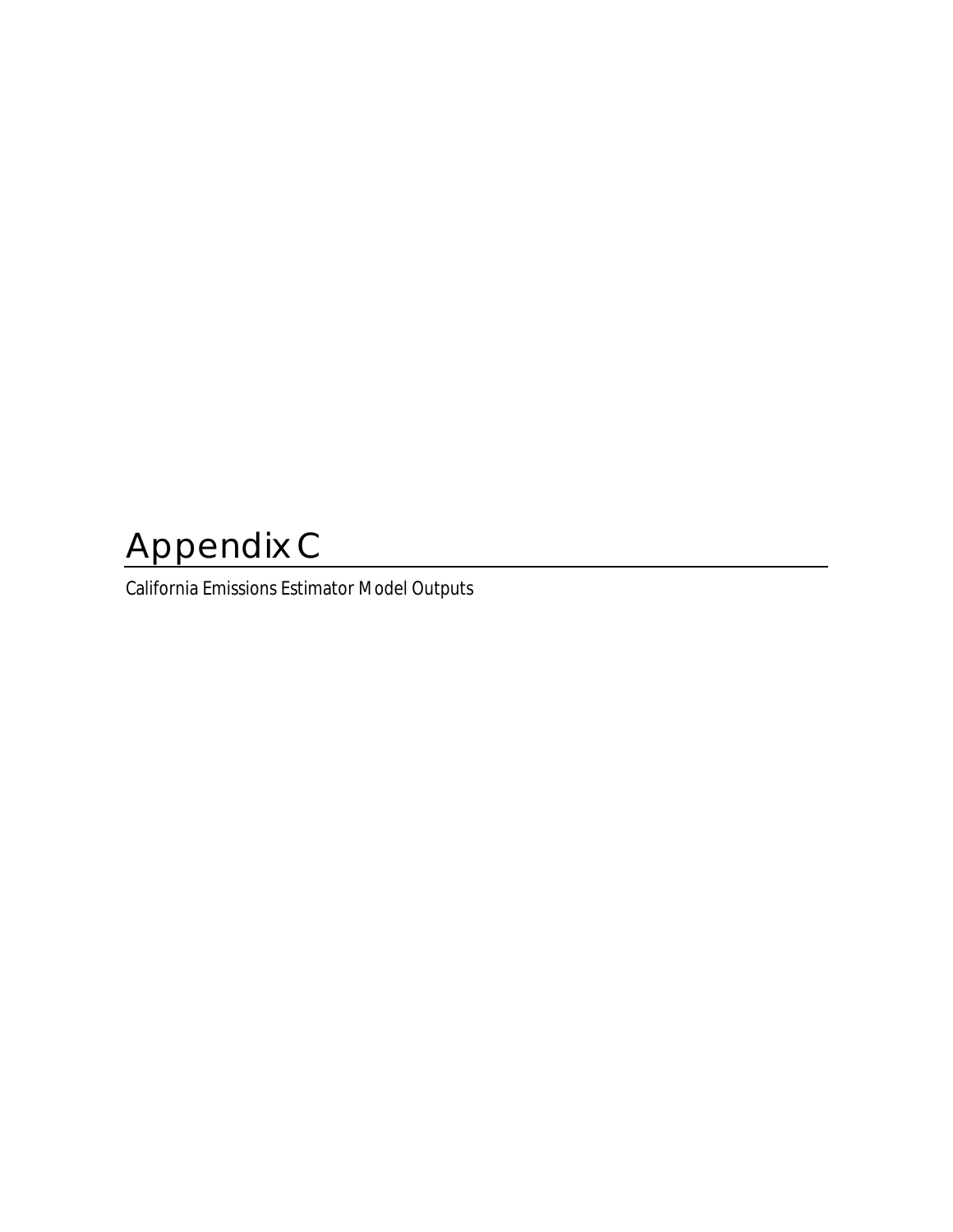# Appendix C

California Emissions Estimator Model Outputs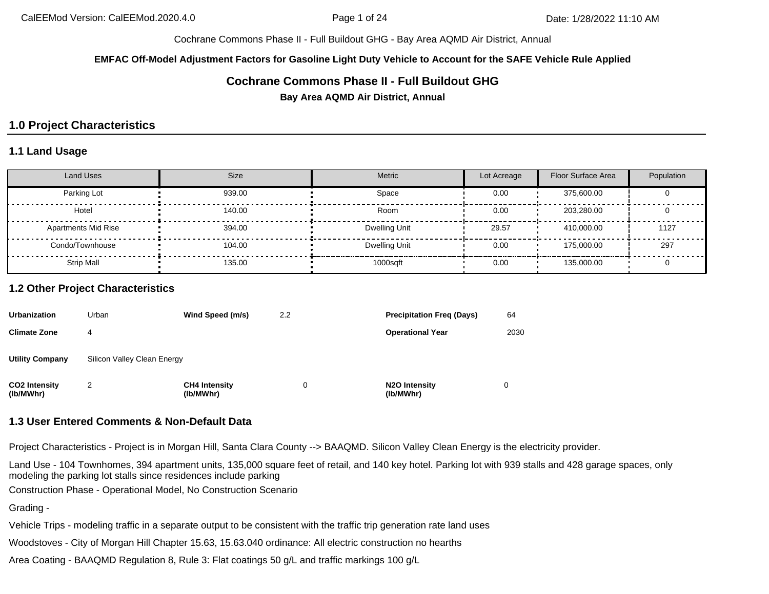Cochrane Commons Phase II - Full Buildout GHG - Bay Area AQMD Air District, Annual

**EMFAC Off-Model Adjustment Factors for Gasoline Light Duty Vehicle to Account for the SAFE Vehicle Rule Applied**

# Cochrane Commons Phase II - Full Buildout GHG

**Bay Area AQMD Air District, Annual**

## 1.0 Project Characteristics

### 1.1 Land Usage

| Land Uses | Size | Metric | Lot Acreage | Floor Surface Area | Population |
|---|---|---|---|---|---|
| Parking Lot | 939.00 | Space | 0.00 | 375,600.00 | 0 |
| Hotel | 140.00 | Room | 0.00 | 203,280.00 | 0 |
| Apartments Mid Rise | 394.00 | Dwelling Unit | 29.57 | 410,000.00 | 1127 |
| Condo/Townhouse | 104.00 | Dwelling Unit | 0.00 | 175,000.00 | 297 |
| Strip Mall | 135.00 | 1000sqft | 0.00 | 135,000.00 | 0 |

### 1.2 Other Project Characteristics

| | | | | | |
|---|---|---|---|---|---|
| **Urbanization** | Urban | **Wind Speed (m/s)** | 2.2 | **Precipitation Freq (Days)** | 64 |
| **Climate Zone** | 4 | | | **Operational Year** | 2030 |
| **Utility Company** | Silicon Valley Clean Energy | | | | |
| **CO2 Intensity (lb/MWhr)** | 2 | **CH4 Intensity (lb/MWhr)** | 0 | **N2O Intensity (lb/MWhr)** | 0 |

### 1.3 User Entered Comments & Non-Default Data

Project Characteristics - Project is in Morgan Hill, Santa Clara County --> BAAQMD. Silicon Valley Clean Energy is the electricity provider.

Land Use - 104 Townhomes, 394 apartment units, 135,000 square feet of retail, and 140 key hotel. Parking lot with 939 stalls and 428 garage spaces, only modeling the parking lot stalls since residences include parking

Construction Phase - Operational Model, No Construction Scenario

Grading -

Vehicle Trips - modeling traffic in a separate output to be consistent with the traffic trip generation rate land uses

Woodstoves - City of Morgan Hill Chapter 15.63, 15.63.040 ordinance: All electric construction no hearths

Area Coating - BAAQMD Regulation 8, Rule 3: Flat coatings 50 g/L and traffic markings 100 g/L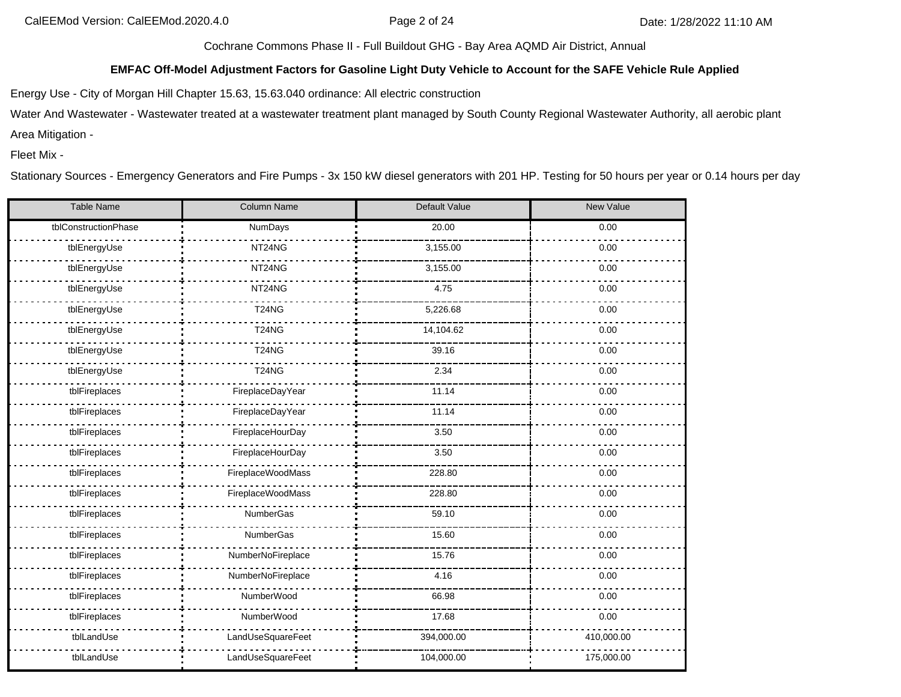Cochrane Commons Phase II - Full Buildout GHG - Bay Area AQMD Air District, Annual

**EMFAC Off-Model Adjustment Factors for Gasoline Light Duty Vehicle to Account for the SAFE Vehicle Rule Applied**

Energy Use - City of Morgan Hill Chapter 15.63, 15.63.040 ordinance: All electric construction

Water And Wastewater - Wastewater treated at a wastewater treatment plant managed by South County Regional Wastewater Authority, all aerobic plant

Area Mitigation -

Fleet Mix -

Stationary Sources - Emergency Generators and Fire Pumps - 3x 150 kW diesel generators with 201 HP. Testing for 50 hours per year or 0.14 hours per day

| Table Name | Column Name | Default Value | New Value |
|---|---|---|---|
| tblConstructionPhase | NumDays | 20.00 | 0.00 |
| tblEnergyUse | NT24NG | 3,155.00 | 0.00 |
| tblEnergyUse | NT24NG | 3,155.00 | 0.00 |
| tblEnergyUse | NT24NG | 4.75 | 0.00 |
| tblEnergyUse | T24NG | 5,226.68 | 0.00 |
| tblEnergyUse | T24NG | 14,104.62 | 0.00 |
| tblEnergyUse | T24NG | 39.16 | 0.00 |
| tblEnergyUse | T24NG | 2.34 | 0.00 |
| tblFireplaces | FireplaceDayYear | 11.14 | 0.00 |
| tblFireplaces | FireplaceDayYear | 11.14 | 0.00 |
| tblFireplaces | FireplaceHourDay | 3.50 | 0.00 |
| tblFireplaces | FireplaceHourDay | 3.50 | 0.00 |
| tblFireplaces | FireplaceWoodMass | 228.80 | 0.00 |
| tblFireplaces | FireplaceWoodMass | 228.80 | 0.00 |
| tblFireplaces | NumberGas | 59.10 | 0.00 |
| tblFireplaces | NumberGas | 15.60 | 0.00 |
| tblFireplaces | NumberNoFireplace | 15.76 | 0.00 |
| tblFireplaces | NumberNoFireplace | 4.16 | 0.00 |
| tblFireplaces | NumberWood | 66.98 | 0.00 |
| tblFireplaces | NumberWood | 17.68 | 0.00 |
| tblLandUse | LandUseSquareFeet | 394,000.00 | 410,000.00 |
| tblLandUse | LandUseSquareFeet | 104,000.00 | 175,000.00 |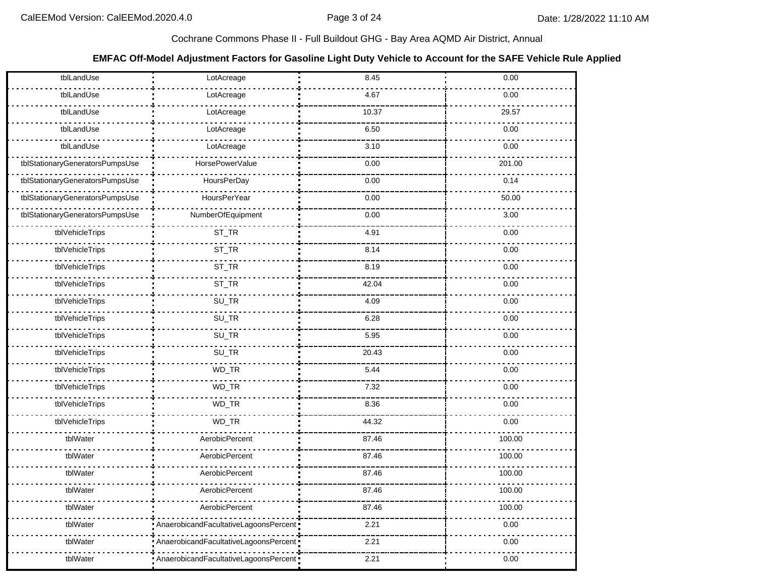Cochrane Commons Phase II - Full Buildout GHG - Bay Area AQMD Air District, Annual

**EMFAC Off-Model Adjustment Factors for Gasoline Light Duty Vehicle to Account for the SAFE Vehicle Rule Applied**

| | | | |
|---|---|---|---|
| tblLandUse | LotAcreage | 8.45 | 0.00 |
| tblLandUse | LotAcreage | 4.67 | 0.00 |
| tblLandUse | LotAcreage | 10.37 | 29.57 |
| tblLandUse | LotAcreage | 6.50 | 0.00 |
| tblLandUse | LotAcreage | 3.10 | 0.00 |
| tblStationaryGeneratorsPumpsUse | HorsePowerValue | 0.00 | 201.00 |
| tblStationaryGeneratorsPumpsUse | HoursPerDay | 0.00 | 0.14 |
| tblStationaryGeneratorsPumpsUse | HoursPerYear | 0.00 | 50.00 |
| tblStationaryGeneratorsPumpsUse | NumberOfEquipment | 0.00 | 3.00 |
| tblVehicleTrips | ST_TR | 4.91 | 0.00 |
| tblVehicleTrips | ST_TR | 8.14 | 0.00 |
| tblVehicleTrips | ST_TR | 8.19 | 0.00 |
| tblVehicleTrips | ST_TR | 42.04 | 0.00 |
| tblVehicleTrips | SU_TR | 4.09 | 0.00 |
| tblVehicleTrips | SU_TR | 6.28 | 0.00 |
| tblVehicleTrips | SU_TR | 5.95 | 0.00 |
| tblVehicleTrips | SU_TR | 20.43 | 0.00 |
| tblVehicleTrips | WD_TR | 5.44 | 0.00 |
| tblVehicleTrips | WD_TR | 7.32 | 0.00 |
| tblVehicleTrips | WD_TR | 8.36 | 0.00 |
| tblVehicleTrips | WD_TR | 44.32 | 0.00 |
| tblWater | AerobicPercent | 87.46 | 100.00 |
| tblWater | AerobicPercent | 87.46 | 100.00 |
| tblWater | AerobicPercent | 87.46 | 100.00 |
| tblWater | AerobicPercent | 87.46 | 100.00 |
| tblWater | AerobicPercent | 87.46 | 100.00 |
| tblWater | AnaerobicandFacultativeLagoonsPercent | 2.21 | 0.00 |
| tblWater | AnaerobicandFacultativeLagoonsPercent | 2.21 | 0.00 |
| tblWater | AnaerobicandFacultativeLagoonsPercent | 2.21 | 0.00 |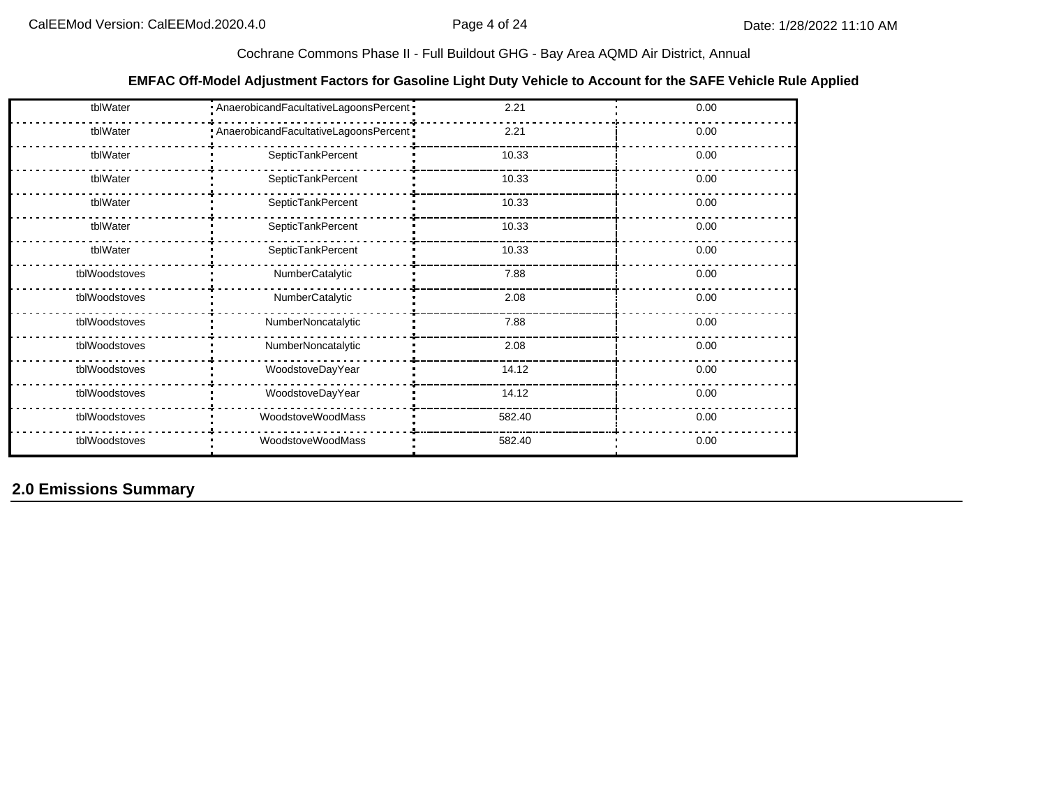**EMFAC Off-Model Adjustment Factors for Gasoline Light Duty Vehicle to Account for the SAFE Vehicle Rule Applied**

| | | | |
|---|---|---|---|
| tblWater | AnaerobicandFacultativeLagoonsPercent | 2.21 | 0.00 |
| tblWater | AnaerobicandFacultativeLagoonsPercent | 2.21 | 0.00 |
| tblWater | SepticTankPercent | 10.33 | 0.00 |
| tblWater | SepticTankPercent | 10.33 | 0.00 |
| tblWater | SepticTankPercent | 10.33 | 0.00 |
| tblWater | SepticTankPercent | 10.33 | 0.00 |
| tblWater | SepticTankPercent | 10.33 | 0.00 |
| tblWoodstoves | NumberCatalytic | 7.88 | 0.00 |
| tblWoodstoves | NumberCatalytic | 2.08 | 0.00 |
| tblWoodstoves | NumberNoncatalytic | 7.88 | 0.00 |
| tblWoodstoves | NumberNoncatalytic | 2.08 | 0.00 |
| tblWoodstoves | WoodstoveDayYear | 14.12 | 0.00 |
| tblWoodstoves | WoodstoveDayYear | 14.12 | 0.00 |
| tblWoodstoves | WoodstoveWoodMass | 582.40 | 0.00 |
| tblWoodstoves | WoodstoveWoodMass | 582.40 | 0.00 |

## 2.0 Emissions Summary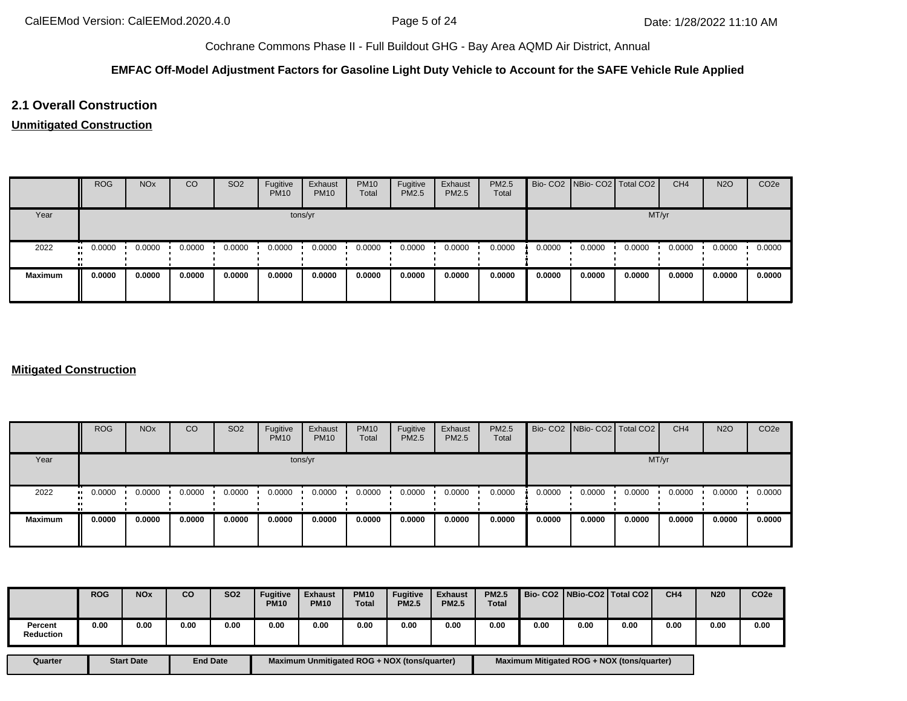Cochrane Commons Phase II - Full Buildout GHG - Bay Area AQMD Air District, Annual

**EMFAC Off-Model Adjustment Factors for Gasoline Light Duty Vehicle to Account for the SAFE Vehicle Rule Applied**

## 2.1 Overall Construction

**Unmitigated Construction**

| | ROG | NOx | CO | SO2 | Fugitive PM10 | Exhaust PM10 | PM10 Total | Fugitive PM2.5 | Exhaust PM2.5 | PM2.5 Total | Bio- CO2 | NBio- CO2 | Total CO2 | CH4 | N2O | CO2e |
|---|---|---|---|---|---|---|---|---|---|---|---|---|---|---|---|---|
| Year | tons/yr | | | | | | | | | | MT/yr | | | | | |
| 2022 | 0.0000 | 0.0000 | 0.0000 | 0.0000 | 0.0000 | 0.0000 | 0.0000 | 0.0000 | 0.0000 | 0.0000 | 0.0000 | 0.0000 | 0.0000 | 0.0000 | 0.0000 | 0.0000 |
| **Maximum** | **0.0000** | **0.0000** | **0.0000** | **0.0000** | **0.0000** | **0.0000** | **0.0000** | **0.0000** | **0.0000** | **0.0000** | **0.0000** | **0.0000** | **0.0000** | **0.0000** | **0.0000** | **0.0000** |

**Mitigated Construction**

| | ROG | NOx | CO | SO2 | Fugitive PM10 | Exhaust PM10 | PM10 Total | Fugitive PM2.5 | Exhaust PM2.5 | PM2.5 Total | Bio- CO2 | NBio- CO2 | Total CO2 | CH4 | N2O | CO2e |
|---|---|---|---|---|---|---|---|---|---|---|---|---|---|---|---|---|
| Year | tons/yr | | | | | | | | | | MT/yr | | | | | |
| 2022 | 0.0000 | 0.0000 | 0.0000 | 0.0000 | 0.0000 | 0.0000 | 0.0000 | 0.0000 | 0.0000 | 0.0000 | 0.0000 | 0.0000 | 0.0000 | 0.0000 | 0.0000 | 0.0000 |
| **Maximum** | **0.0000** | **0.0000** | **0.0000** | **0.0000** | **0.0000** | **0.0000** | **0.0000** | **0.0000** | **0.0000** | **0.0000** | **0.0000** | **0.0000** | **0.0000** | **0.0000** | **0.0000** | **0.0000** |

| | ROG | NOx | CO | SO2 | Fugitive PM10 | Exhaust PM10 | PM10 Total | Fugitive PM2.5 | Exhaust PM2.5 | PM2.5 Total | Bio- CO2 | NBio-CO2 | Total CO2 | CH4 | N20 | CO2e |
|---|---|---|---|---|---|---|---|---|---|---|---|---|---|---|---|---|
| **Percent Reduction** | **0.00** | **0.00** | **0.00** | **0.00** | **0.00** | **0.00** | **0.00** | **0.00** | **0.00** | **0.00** | **0.00** | **0.00** | **0.00** | **0.00** | **0.00** | **0.00** |

| Quarter | Start Date | End Date | Maximum Unmitigated ROG + NOX (tons/quarter) | Maximum Mitigated ROG + NOX (tons/quarter) |
|---|---|---|---|---|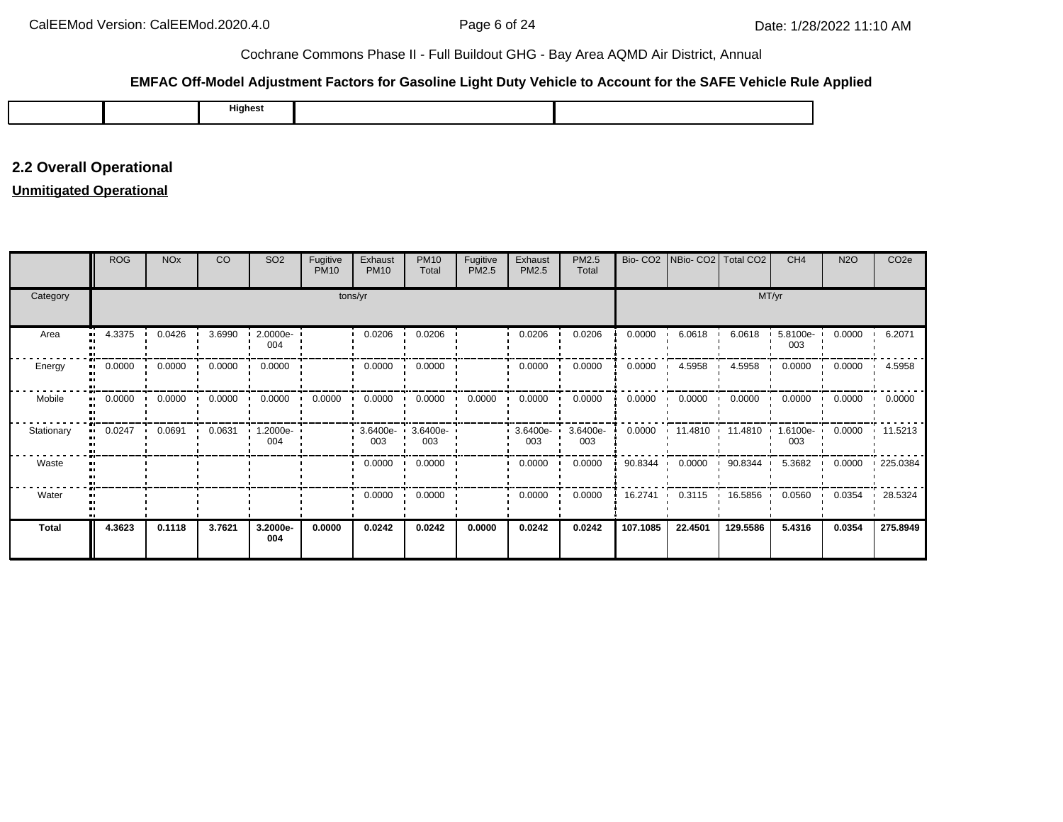Cochrane Commons Phase II - Full Buildout GHG - Bay Area AQMD Air District, Annual

**EMFAC Off-Model Adjustment Factors for Gasoline Light Duty Vehicle to Account for the SAFE Vehicle Rule Applied**

| | | Highest | | |
|---|---|---|---|---|

## 2.2 Overall Operational

**Unmitigated Operational**

| | ROG | NOx | CO | SO2 | Fugitive PM10 | Exhaust PM10 | PM10 Total | Fugitive PM2.5 | Exhaust PM2.5 | PM2.5 Total | Bio- CO2 | NBio- CO2 | Total CO2 | CH4 | N2O | CO2e |
|---|---|---|---|---|---|---|---|---|---|---|---|---|---|---|---|---|
| Category | tons/yr | | | | | | | | | | MT/yr | | | | | |
| Area | 4.3375 | 0.0426 | 3.6990 | 2.0000e-004 | | 0.0206 | 0.0206 | | 0.0206 | 0.0206 | 0.0000 | 6.0618 | 6.0618 | 5.8100e-003 | 0.0000 | 6.2071 |
| Energy | 0.0000 | 0.0000 | 0.0000 | 0.0000 | | 0.0000 | 0.0000 | | 0.0000 | 0.0000 | 0.0000 | 4.5958 | 4.5958 | 0.0000 | 0.0000 | 4.5958 |
| Mobile | 0.0000 | 0.0000 | 0.0000 | 0.0000 | 0.0000 | 0.0000 | 0.0000 | 0.0000 | 0.0000 | 0.0000 | 0.0000 | 0.0000 | 0.0000 | 0.0000 | 0.0000 | 0.0000 |
| Stationary | 0.0247 | 0.0691 | 0.0631 | 1.2000e-004 | | 3.6400e-003 | 3.6400e-003 | | 3.6400e-003 | 3.6400e-003 | 0.0000 | 11.4810 | 11.4810 | 1.6100e-003 | 0.0000 | 11.5213 |
| Waste | | | | | | 0.0000 | 0.0000 | | 0.0000 | 0.0000 | 90.8344 | 0.0000 | 90.8344 | 5.3682 | 0.0000 | 225.0384 |
| Water | | | | | | 0.0000 | 0.0000 | | 0.0000 | 0.0000 | 16.2741 | 0.3115 | 16.5856 | 0.0560 | 0.0354 | 28.5324 |
| **Total** | **4.3623** | **0.1118** | **3.7621** | **3.2000e-004** | **0.0000** | **0.0242** | **0.0242** | **0.0000** | **0.0242** | **0.0242** | **107.1085** | **22.4501** | **129.5586** | **5.4316** | **0.0354** | **275.8949** |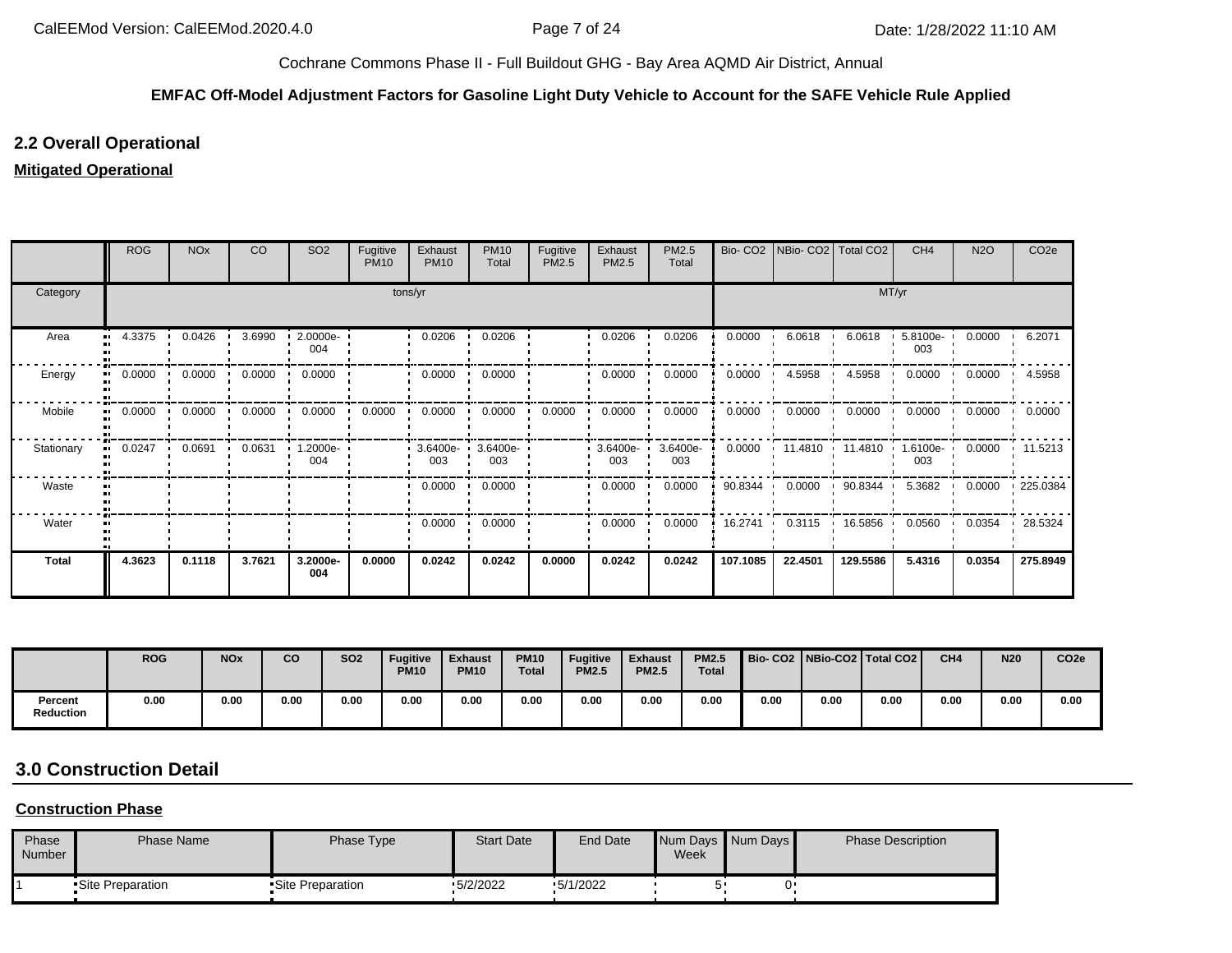Cochrane Commons Phase II - Full Buildout GHG - Bay Area AQMD Air District, Annual

**EMFAC Off-Model Adjustment Factors for Gasoline Light Duty Vehicle to Account for the SAFE Vehicle Rule Applied**

## 2.2 Overall Operational

**Mitigated Operational**

| | ROG | NOx | CO | SO2 | Fugitive PM10 | Exhaust PM10 | PM10 Total | Fugitive PM2.5 | Exhaust PM2.5 | PM2.5 Total | Bio- CO2 | NBio- CO2 | Total CO2 | CH4 | N2O | CO2e |
|---|---|---|---|---|---|---|---|---|---|---|---|---|---|---|---|---|
| Category | tons/yr | | | | | | | | | | MT/yr | | | | | |
| Area | 4.3375 | 0.0426 | 3.6990 | 2.0000e-004 | | 0.0206 | 0.0206 | | 0.0206 | 0.0206 | 0.0000 | 6.0618 | 6.0618 | 5.8100e-003 | 0.0000 | 6.2071 |
| Energy | 0.0000 | 0.0000 | 0.0000 | 0.0000 | | 0.0000 | 0.0000 | | 0.0000 | 0.0000 | 0.0000 | 4.5958 | 4.5958 | 0.0000 | 0.0000 | 4.5958 |
| Mobile | 0.0000 | 0.0000 | 0.0000 | 0.0000 | 0.0000 | 0.0000 | 0.0000 | 0.0000 | 0.0000 | 0.0000 | 0.0000 | 0.0000 | 0.0000 | 0.0000 | 0.0000 | 0.0000 |
| Stationary | 0.0247 | 0.0691 | 0.0631 | 1.2000e-004 | | 3.6400e-003 | 3.6400e-003 | | 3.6400e-003 | 3.6400e-003 | 0.0000 | 11.4810 | 11.4810 | 1.6100e-003 | 0.0000 | 11.5213 |
| Waste | | | | | | 0.0000 | 0.0000 | | 0.0000 | 0.0000 | 90.8344 | 0.0000 | 90.8344 | 5.3682 | 0.0000 | 225.0384 |
| Water | | | | | | 0.0000 | 0.0000 | | 0.0000 | 0.0000 | 16.2741 | 0.3115 | 16.5856 | 0.0560 | 0.0354 | 28.5324 |
| **Total** | **4.3623** | **0.1118** | **3.7621** | **3.2000e-004** | **0.0000** | **0.0242** | **0.0242** | **0.0000** | **0.0242** | **0.0242** | **107.1085** | **22.4501** | **129.5586** | **5.4316** | **0.0354** | **275.8949** |

| | ROG | NOx | CO | SO2 | Fugitive PM10 | Exhaust PM10 | PM10 Total | Fugitive PM2.5 | Exhaust PM2.5 | PM2.5 Total | Bio- CO2 | NBio-CO2 | Total CO2 | CH4 | N20 | CO2e |
|---|---|---|---|---|---|---|---|---|---|---|---|---|---|---|---|---|
| **Percent Reduction** | 0.00 | 0.00 | 0.00 | 0.00 | 0.00 | 0.00 | 0.00 | 0.00 | 0.00 | 0.00 | 0.00 | 0.00 | 0.00 | 0.00 | 0.00 | 0.00 |

## 3.0 Construction Detail

**Construction Phase**

| Phase Number | Phase Name | Phase Type | Start Date | End Date | Num Days Week | Num Days | Phase Description |
|---|---|---|---|---|---|---|---|
| 1 | Site Preparation | Site Preparation | 5/2/2022 | 5/1/2022 | 5 | 0 | |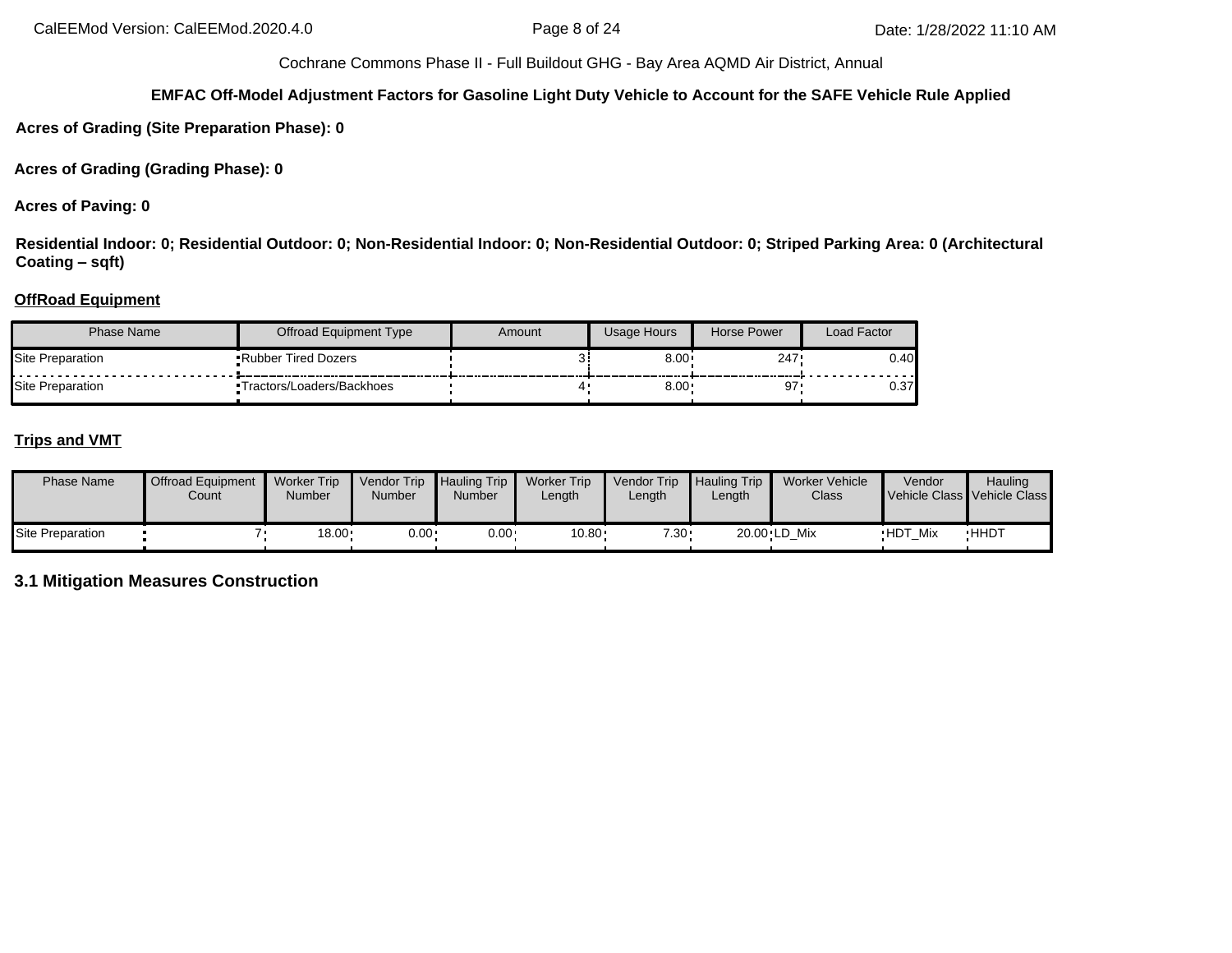**Acres of Grading (Site Preparation Phase): 0**

**Acres of Grading (Grading Phase): 0**

**Acres of Paving: 0**

**Residential Indoor: 0; Residential Outdoor: 0; Non-Residential Indoor: 0; Non-Residential Outdoor: 0; Striped Parking Area: 0 (Architectural Coating – sqft)**

**OffRoad Equipment**

| Phase Name | Offroad Equipment Type | Amount | Usage Hours | Horse Power | Load Factor |
|---|---|---|---|---|---|
| Site Preparation | Rubber Tired Dozers | 3 | 8.00 | 247 | 0.40 |
| Site Preparation | Tractors/Loaders/Backhoes | 4 | 8.00 | 97 | 0.37 |

**Trips and VMT**

| Phase Name | Offroad Equipment Count | Worker Trip Number | Vendor Trip Number | Hauling Trip Number | Worker Trip Length | Vendor Trip Length | Hauling Trip Length | Worker Vehicle Class | Vendor Vehicle Class | Hauling Vehicle Class |
|---|---|---|---|---|---|---|---|---|---|---|
| Site Preparation | 7 | 18.00 | 0.00 | 0.00 | 10.80 | 7.30 | 20.00 | LD_Mix | HDT_Mix | HHDT |

## 3.1 Mitigation Measures Construction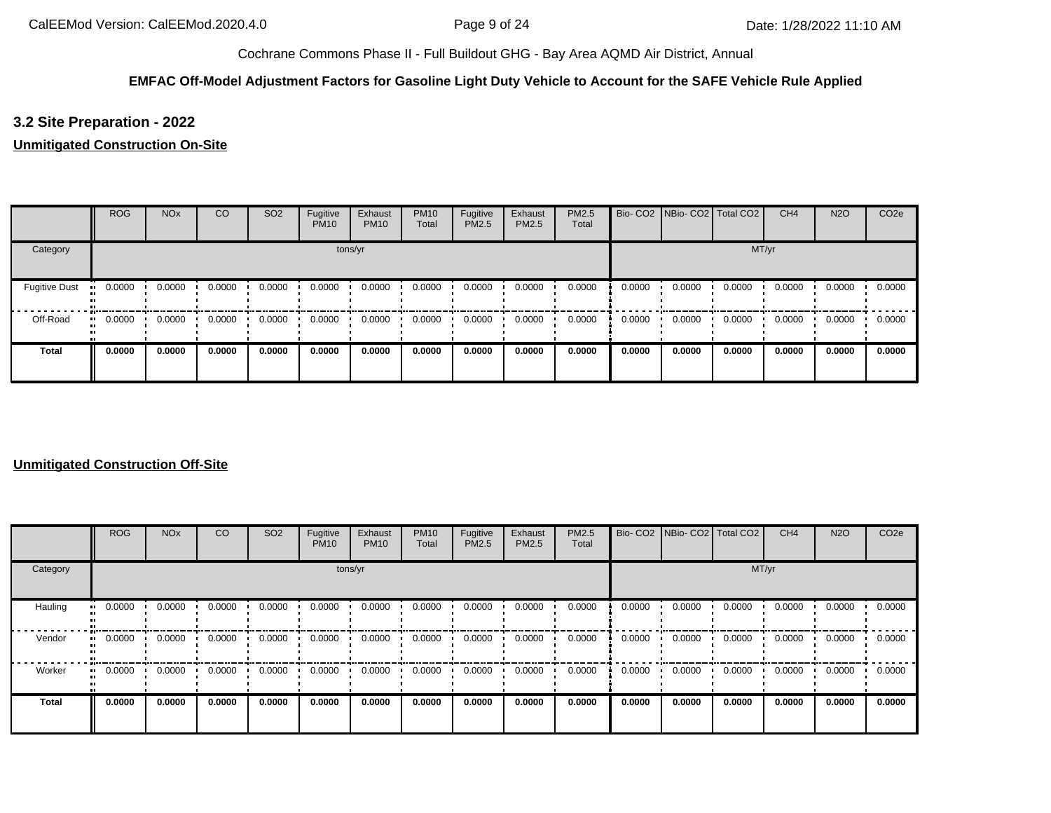### 3.2 Site Preparation - 2022

**Unmitigated Construction On-Site**

| | ROG | NOx | CO | SO2 | Fugitive PM10 | Exhaust PM10 | PM10 Total | Fugitive PM2.5 | Exhaust PM2.5 | PM2.5 Total | Bio- CO2 | NBio- CO2 | Total CO2 | CH4 | N2O | CO2e |
|---|---|---|---|---|---|---|---|---|---|---|---|---|---|---|---|---|
| Category | tons/yr | | | | | | | | | | MT/yr | | | | | |
| Fugitive Dust | 0.0000 | 0.0000 | 0.0000 | 0.0000 | 0.0000 | 0.0000 | 0.0000 | 0.0000 | 0.0000 | 0.0000 | 0.0000 | 0.0000 | 0.0000 | 0.0000 | 0.0000 | 0.0000 |
| Off-Road | 0.0000 | 0.0000 | 0.0000 | 0.0000 | 0.0000 | 0.0000 | 0.0000 | 0.0000 | 0.0000 | 0.0000 | 0.0000 | 0.0000 | 0.0000 | 0.0000 | 0.0000 | 0.0000 |
| **Total** | **0.0000** | **0.0000** | **0.0000** | **0.0000** | **0.0000** | **0.0000** | **0.0000** | **0.0000** | **0.0000** | **0.0000** | **0.0000** | **0.0000** | **0.0000** | **0.0000** | **0.0000** | **0.0000** |

**Unmitigated Construction Off-Site**

| | ROG | NOx | CO | SO2 | Fugitive PM10 | Exhaust PM10 | PM10 Total | Fugitive PM2.5 | Exhaust PM2.5 | PM2.5 Total | Bio- CO2 | NBio- CO2 | Total CO2 | CH4 | N2O | CO2e |
|---|---|---|---|---|---|---|---|---|---|---|---|---|---|---|---|---|
| Category | tons/yr | | | | | | | | | | MT/yr | | | | | |
| Hauling | 0.0000 | 0.0000 | 0.0000 | 0.0000 | 0.0000 | 0.0000 | 0.0000 | 0.0000 | 0.0000 | 0.0000 | 0.0000 | 0.0000 | 0.0000 | 0.0000 | 0.0000 | 0.0000 |
| Vendor | 0.0000 | 0.0000 | 0.0000 | 0.0000 | 0.0000 | 0.0000 | 0.0000 | 0.0000 | 0.0000 | 0.0000 | 0.0000 | 0.0000 | 0.0000 | 0.0000 | 0.0000 | 0.0000 |
| Worker | 0.0000 | 0.0000 | 0.0000 | 0.0000 | 0.0000 | 0.0000 | 0.0000 | 0.0000 | 0.0000 | 0.0000 | 0.0000 | 0.0000 | 0.0000 | 0.0000 | 0.0000 | 0.0000 |
| **Total** | **0.0000** | **0.0000** | **0.0000** | **0.0000** | **0.0000** | **0.0000** | **0.0000** | **0.0000** | **0.0000** | **0.0000** | **0.0000** | **0.0000** | **0.0000** | **0.0000** | **0.0000** | **0.0000** |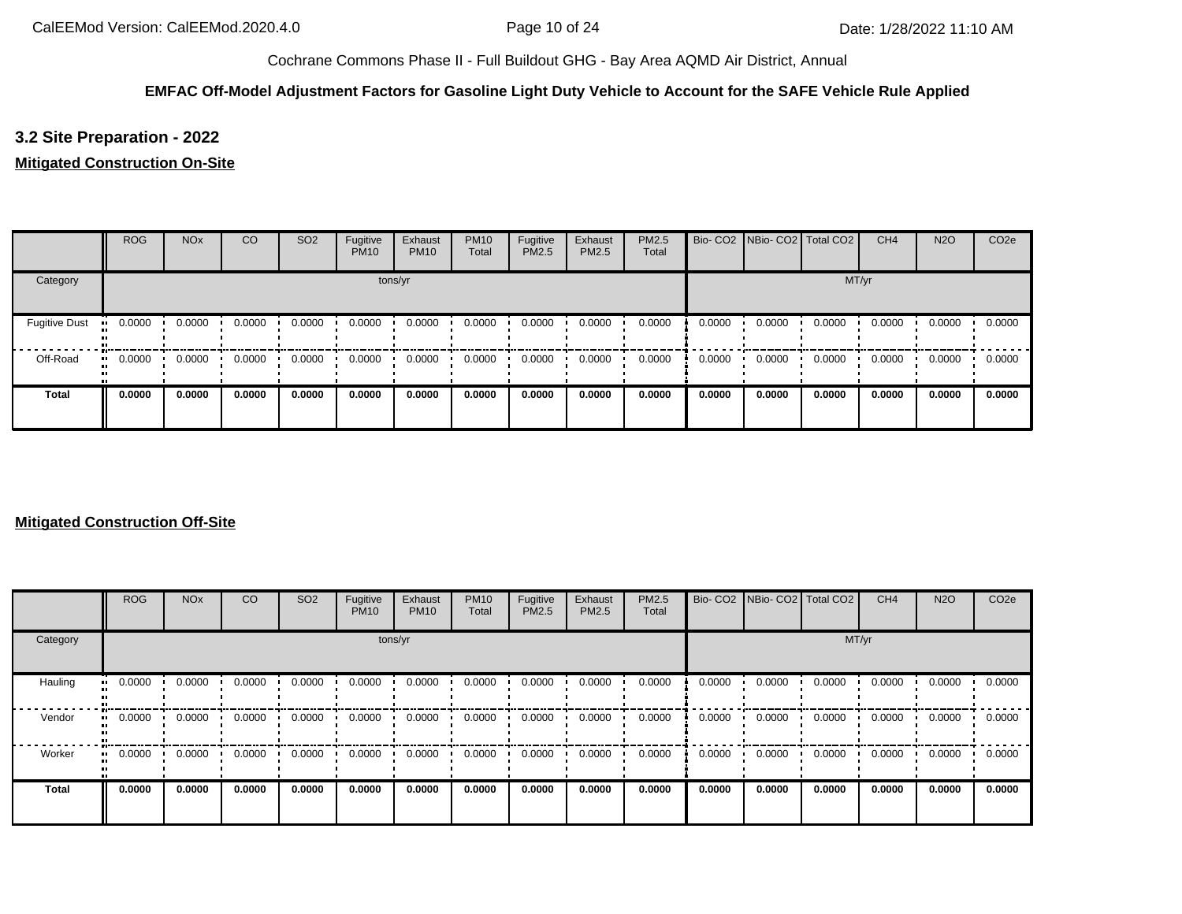Cochrane Commons Phase II - Full Buildout GHG - Bay Area AQMD Air District, Annual

**EMFAC Off-Model Adjustment Factors for Gasoline Light Duty Vehicle to Account for the SAFE Vehicle Rule Applied**

## 3.2 Site Preparation - 2022

**Mitigated Construction On-Site**

| | ROG | NOx | CO | SO2 | Fugitive PM10 | Exhaust PM10 | PM10 Total | Fugitive PM2.5 | Exhaust PM2.5 | PM2.5 Total | Bio- CO2 | NBio- CO2 | Total CO2 | CH4 | N2O | CO2e |
|---|---|---|---|---|---|---|---|---|---|---|---|---|---|---|---|---|
| Category | tons/yr | | | | | | | | | | MT/yr | | | | | |
| Fugitive Dust | 0.0000 | 0.0000 | 0.0000 | 0.0000 | 0.0000 | 0.0000 | 0.0000 | 0.0000 | 0.0000 | 0.0000 | 0.0000 | 0.0000 | 0.0000 | 0.0000 | 0.0000 | 0.0000 |
| Off-Road | 0.0000 | 0.0000 | 0.0000 | 0.0000 | 0.0000 | 0.0000 | 0.0000 | 0.0000 | 0.0000 | 0.0000 | 0.0000 | 0.0000 | 0.0000 | 0.0000 | 0.0000 | 0.0000 |
| **Total** | **0.0000** | **0.0000** | **0.0000** | **0.0000** | **0.0000** | **0.0000** | **0.0000** | **0.0000** | **0.0000** | **0.0000** | **0.0000** | **0.0000** | **0.0000** | **0.0000** | **0.0000** | **0.0000** |

**Mitigated Construction Off-Site**

| | ROG | NOx | CO | SO2 | Fugitive PM10 | Exhaust PM10 | PM10 Total | Fugitive PM2.5 | Exhaust PM2.5 | PM2.5 Total | Bio- CO2 | NBio- CO2 | Total CO2 | CH4 | N2O | CO2e |
|---|---|---|---|---|---|---|---|---|---|---|---|---|---|---|---|---|
| Category | tons/yr | | | | | | | | | | MT/yr | | | | | |
| Hauling | 0.0000 | 0.0000 | 0.0000 | 0.0000 | 0.0000 | 0.0000 | 0.0000 | 0.0000 | 0.0000 | 0.0000 | 0.0000 | 0.0000 | 0.0000 | 0.0000 | 0.0000 | 0.0000 |
| Vendor | 0.0000 | 0.0000 | 0.0000 | 0.0000 | 0.0000 | 0.0000 | 0.0000 | 0.0000 | 0.0000 | 0.0000 | 0.0000 | 0.0000 | 0.0000 | 0.0000 | 0.0000 | 0.0000 |
| Worker | 0.0000 | 0.0000 | 0.0000 | 0.0000 | 0.0000 | 0.0000 | 0.0000 | 0.0000 | 0.0000 | 0.0000 | 0.0000 | 0.0000 | 0.0000 | 0.0000 | 0.0000 | 0.0000 |
| **Total** | **0.0000** | **0.0000** | **0.0000** | **0.0000** | **0.0000** | **0.0000** | **0.0000** | **0.0000** | **0.0000** | **0.0000** | **0.0000** | **0.0000** | **0.0000** | **0.0000** | **0.0000** | **0.0000** |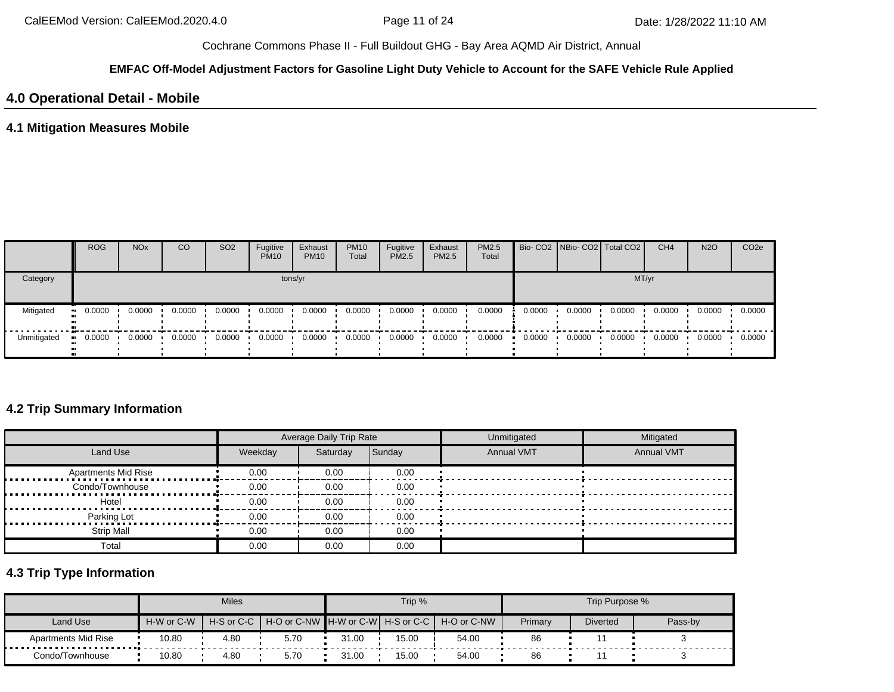Cochrane Commons Phase II - Full Buildout GHG - Bay Area AQMD Air District, Annual

**EMFAC Off-Model Adjustment Factors for Gasoline Light Duty Vehicle to Account for the SAFE Vehicle Rule Applied**

## 4.0 Operational Detail - Mobile

### 4.1 Mitigation Measures Mobile

| | ROG | NOx | CO | SO2 | Fugitive PM10 | Exhaust PM10 | PM10 Total | Fugitive PM2.5 | Exhaust PM2.5 | PM2.5 Total | Bio- CO2 | NBio- CO2 | Total CO2 | CH4 | N2O | CO2e |
|---|---|---|---|---|---|---|---|---|---|---|---|---|---|---|---|---|
| Category | tons/yr | | | | | | | | | | MT/yr | | | | | |
| Mitigated | 0.0000 | 0.0000 | 0.0000 | 0.0000 | 0.0000 | 0.0000 | 0.0000 | 0.0000 | 0.0000 | 0.0000 | 0.0000 | 0.0000 | 0.0000 | 0.0000 | 0.0000 | 0.0000 |
| Unmitigated | 0.0000 | 0.0000 | 0.0000 | 0.0000 | 0.0000 | 0.0000 | 0.0000 | 0.0000 | 0.0000 | 0.0000 | 0.0000 | 0.0000 | 0.0000 | 0.0000 | 0.0000 | 0.0000 |

### 4.2 Trip Summary Information

| | Average Daily Trip Rate | | | Unmitigated | Mitigated |
|---|---|---|---|---|---|
| Land Use | Weekday | Saturday | Sunday | Annual VMT | Annual VMT |
| Apartments Mid Rise | 0.00 | 0.00 | 0.00 | | |
| Condo/Townhouse | 0.00 | 0.00 | 0.00 | | |
| Hotel | 0.00 | 0.00 | 0.00 | | |
| Parking Lot | 0.00 | 0.00 | 0.00 | | |
| Strip Mall | 0.00 | 0.00 | 0.00 | | |
| Total | 0.00 | 0.00 | 0.00 | | |

### 4.3 Trip Type Information

| | Miles | | | Trip % | | | Trip Purpose % | | |
|---|---|---|---|---|---|---|---|---|---|
| Land Use | H-W or C-W | H-S or C-C | H-O or C-NW | H-W or C-W | H-S or C-C | H-O or C-NW | Primary | Diverted | Pass-by |
| Apartments Mid Rise | 10.80 | 4.80 | 5.70 | 31.00 | 15.00 | 54.00 | 86 | 11 | 3 |
| Condo/Townhouse | 10.80 | 4.80 | 5.70 | 31.00 | 15.00 | 54.00 | 86 | 11 | 3 |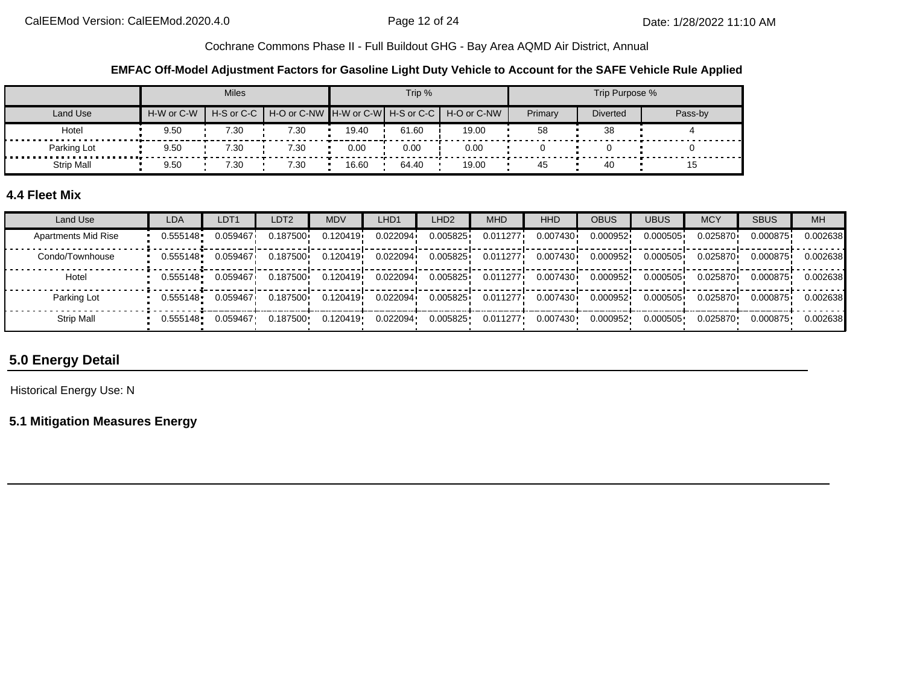**EMFAC Off-Model Adjustment Factors for Gasoline Light Duty Vehicle to Account for the SAFE Vehicle Rule Applied**

| | Miles | | | Trip % | | | Trip Purpose % | | |
|---|---|---|---|---|---|---|---|---|---|
| Land Use | H-W or C-W | H-S or C-C | H-O or C-NW | H-W or C-W | H-S or C-C | H-O or C-NW | Primary | Diverted | Pass-by |
| Hotel | 9.50 | 7.30 | 7.30 | 19.40 | 61.60 | 19.00 | 58 | 38 | 4 |
| Parking Lot | 9.50 | 7.30 | 7.30 | 0.00 | 0.00 | 0.00 | 0 | 0 | 0 |
| Strip Mall | 9.50 | 7.30 | 7.30 | 16.60 | 64.40 | 19.00 | 45 | 40 | 15 |

### 4.4 Fleet Mix

| Land Use | LDA | LDT1 | LDT2 | MDV | LHD1 | LHD2 | MHD | HHD | OBUS | UBUS | MCY | SBUS | MH |
|---|---|---|---|---|---|---|---|---|---|---|---|---|---|
| Apartments Mid Rise | 0.555148 | 0.059467 | 0.187500 | 0.120419 | 0.022094 | 0.005825 | 0.011277 | 0.007430 | 0.000952 | 0.000505 | 0.025870 | 0.000875 | 0.002638 |
| Condo/Townhouse | 0.555148 | 0.059467 | 0.187500 | 0.120419 | 0.022094 | 0.005825 | 0.011277 | 0.007430 | 0.000952 | 0.000505 | 0.025870 | 0.000875 | 0.002638 |
| Hotel | 0.555148 | 0.059467 | 0.187500 | 0.120419 | 0.022094 | 0.005825 | 0.011277 | 0.007430 | 0.000952 | 0.000505 | 0.025870 | 0.000875 | 0.002638 |
| Parking Lot | 0.555148 | 0.059467 | 0.187500 | 0.120419 | 0.022094 | 0.005825 | 0.011277 | 0.007430 | 0.000952 | 0.000505 | 0.025870 | 0.000875 | 0.002638 |
| Strip Mall | 0.555148 | 0.059467 | 0.187500 | 0.120419 | 0.022094 | 0.005825 | 0.011277 | 0.007430 | 0.000952 | 0.000505 | 0.025870 | 0.000875 | 0.002638 |

## 5.0 Energy Detail

Historical Energy Use: N

### 5.1 Mitigation Measures Energy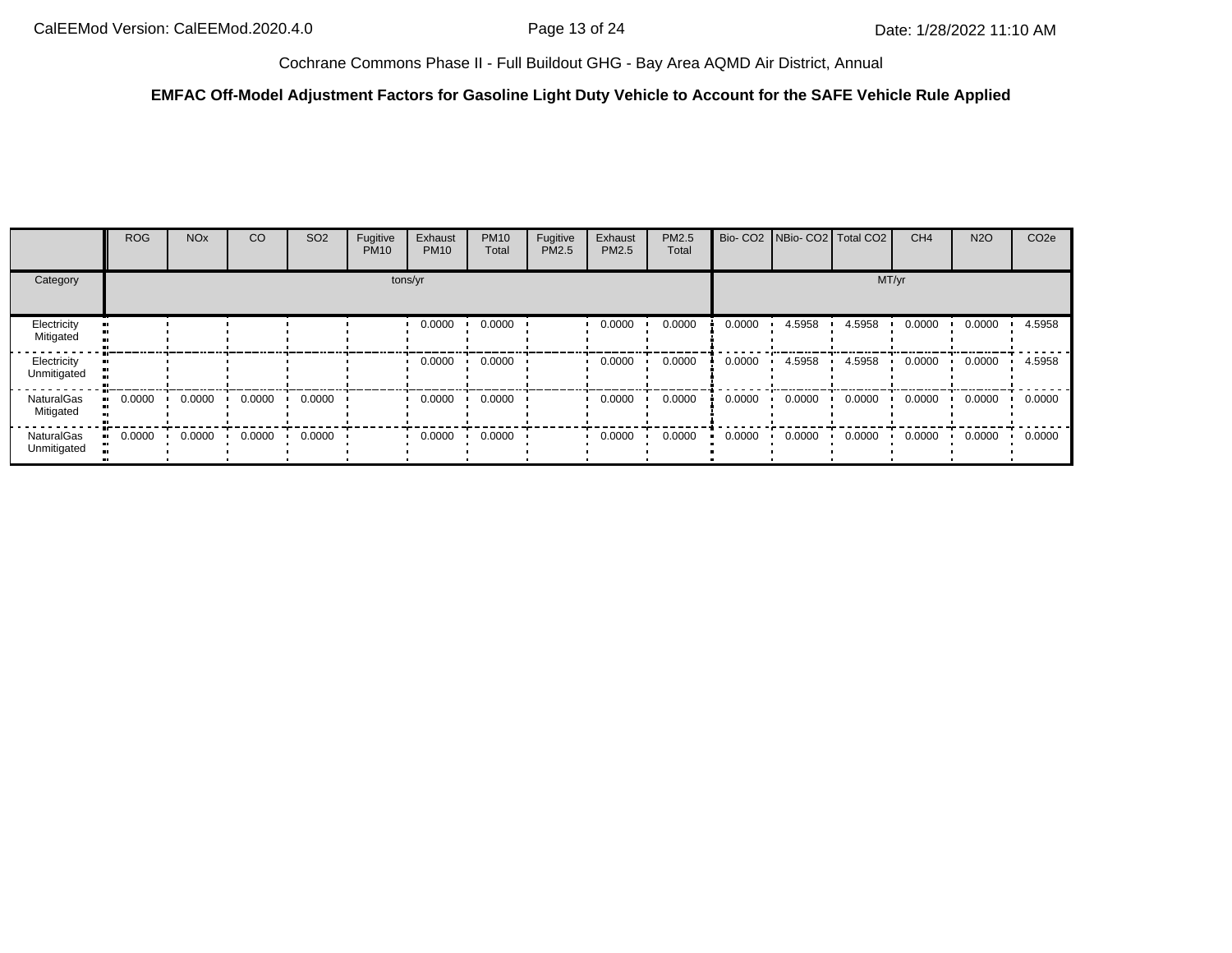Cochrane Commons Phase II - Full Buildout GHG - Bay Area AQMD Air District, Annual

**EMFAC Off-Model Adjustment Factors for Gasoline Light Duty Vehicle to Account for the SAFE Vehicle Rule Applied**

| | ROG | NOx | CO | SO2 | Fugitive PM10 | Exhaust PM10 | PM10 Total | Fugitive PM2.5 | Exhaust PM2.5 | PM2.5 Total | Bio- CO2 | NBio- CO2 | Total CO2 | CH4 | N2O | CO2e |
|---|---|---|---|---|---|---|---|---|---|---|---|---|---|---|---|---|
| Category | tons/yr | | | | | | | | | | MT/yr | | | | | |
| Electricity Mitigated | | | | | | 0.0000 | 0.0000 | | 0.0000 | 0.0000 | 0.0000 | 4.5958 | 4.5958 | 0.0000 | 0.0000 | 4.5958 |
| Electricity Unmitigated | | | | | | 0.0000 | 0.0000 | | 0.0000 | 0.0000 | 0.0000 | 4.5958 | 4.5958 | 0.0000 | 0.0000 | 4.5958 |
| NaturalGas Mitigated | 0.0000 | 0.0000 | 0.0000 | 0.0000 | | 0.0000 | 0.0000 | | 0.0000 | 0.0000 | 0.0000 | 0.0000 | 0.0000 | 0.0000 | 0.0000 | 0.0000 |
| NaturalGas Unmitigated | 0.0000 | 0.0000 | 0.0000 | 0.0000 | | 0.0000 | 0.0000 | | 0.0000 | 0.0000 | 0.0000 | 0.0000 | 0.0000 | 0.0000 | 0.0000 | 0.0000 |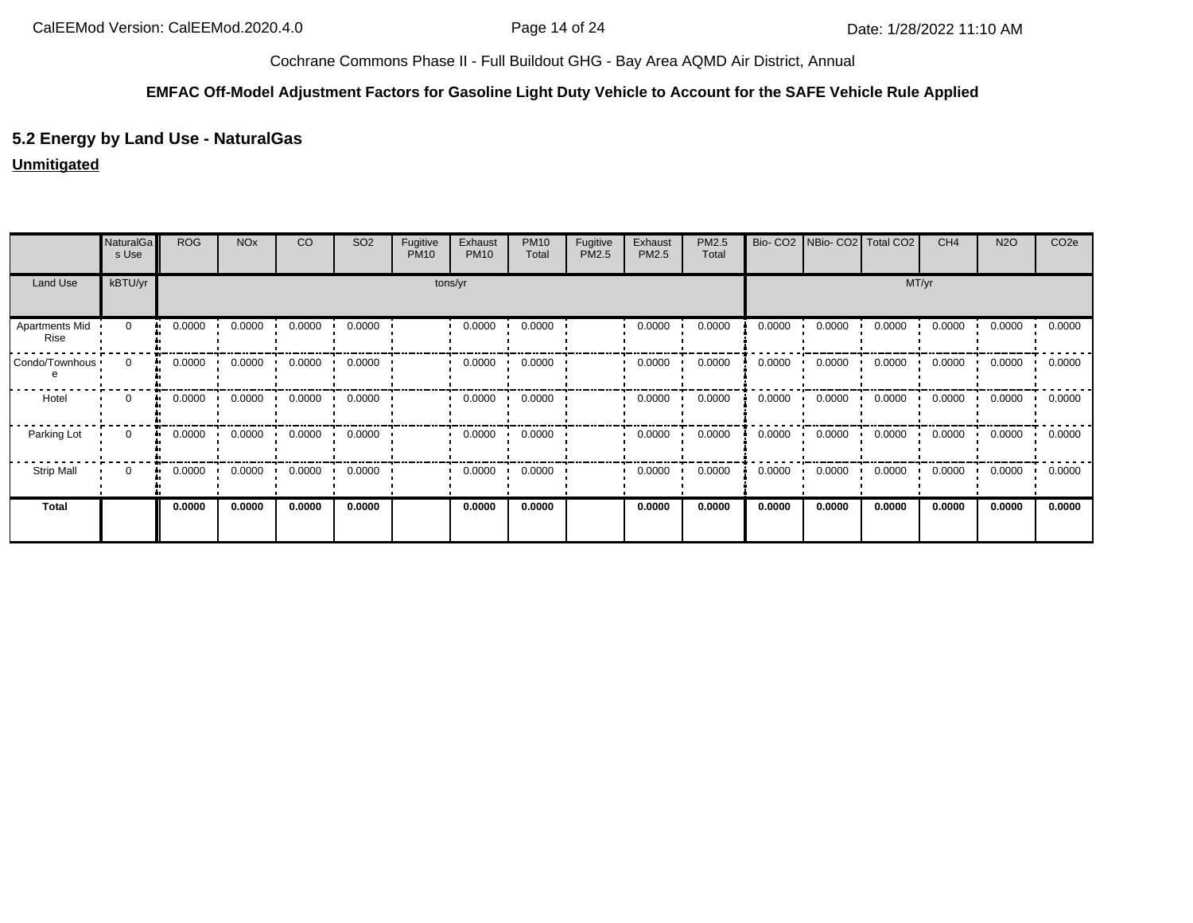Cochrane Commons Phase II - Full Buildout GHG - Bay Area AQMD Air District, Annual

**EMFAC Off-Model Adjustment Factors for Gasoline Light Duty Vehicle to Account for the SAFE Vehicle Rule Applied**

## 5.2 Energy by Land Use - NaturalGas

**Unmitigated**

| | NaturalGas Use | ROG | NOx | CO | SO2 | Fugitive PM10 | Exhaust PM10 | PM10 Total | Fugitive PM2.5 | Exhaust PM2.5 | PM2.5 Total | Bio- CO2 | NBio- CO2 | Total CO2 | CH4 | N2O | CO2e |
|---|---|---|---|---|---|---|---|---|---|---|---|---|---|---|---|---|---|
| Land Use | kBTU/yr | tons/yr | | | | | | | | | | MT/yr | | | | | |
| Apartments Mid Rise | 0 | 0.0000 | 0.0000 | 0.0000 | 0.0000 | | 0.0000 | 0.0000 | | 0.0000 | 0.0000 | 0.0000 | 0.0000 | 0.0000 | 0.0000 | 0.0000 | 0.0000 |
| Condo/Townhouse | 0 | 0.0000 | 0.0000 | 0.0000 | 0.0000 | | 0.0000 | 0.0000 | | 0.0000 | 0.0000 | 0.0000 | 0.0000 | 0.0000 | 0.0000 | 0.0000 | 0.0000 |
| Hotel | 0 | 0.0000 | 0.0000 | 0.0000 | 0.0000 | | 0.0000 | 0.0000 | | 0.0000 | 0.0000 | 0.0000 | 0.0000 | 0.0000 | 0.0000 | 0.0000 | 0.0000 |
| Parking Lot | 0 | 0.0000 | 0.0000 | 0.0000 | 0.0000 | | 0.0000 | 0.0000 | | 0.0000 | 0.0000 | 0.0000 | 0.0000 | 0.0000 | 0.0000 | 0.0000 | 0.0000 |
| Strip Mall | 0 | 0.0000 | 0.0000 | 0.0000 | 0.0000 | | 0.0000 | 0.0000 | | 0.0000 | 0.0000 | 0.0000 | 0.0000 | 0.0000 | 0.0000 | 0.0000 | 0.0000 |
| **Total** | | **0.0000** | **0.0000** | **0.0000** | **0.0000** | | **0.0000** | **0.0000** | | **0.0000** | **0.0000** | **0.0000** | **0.0000** | **0.0000** | **0.0000** | **0.0000** | **0.0000** |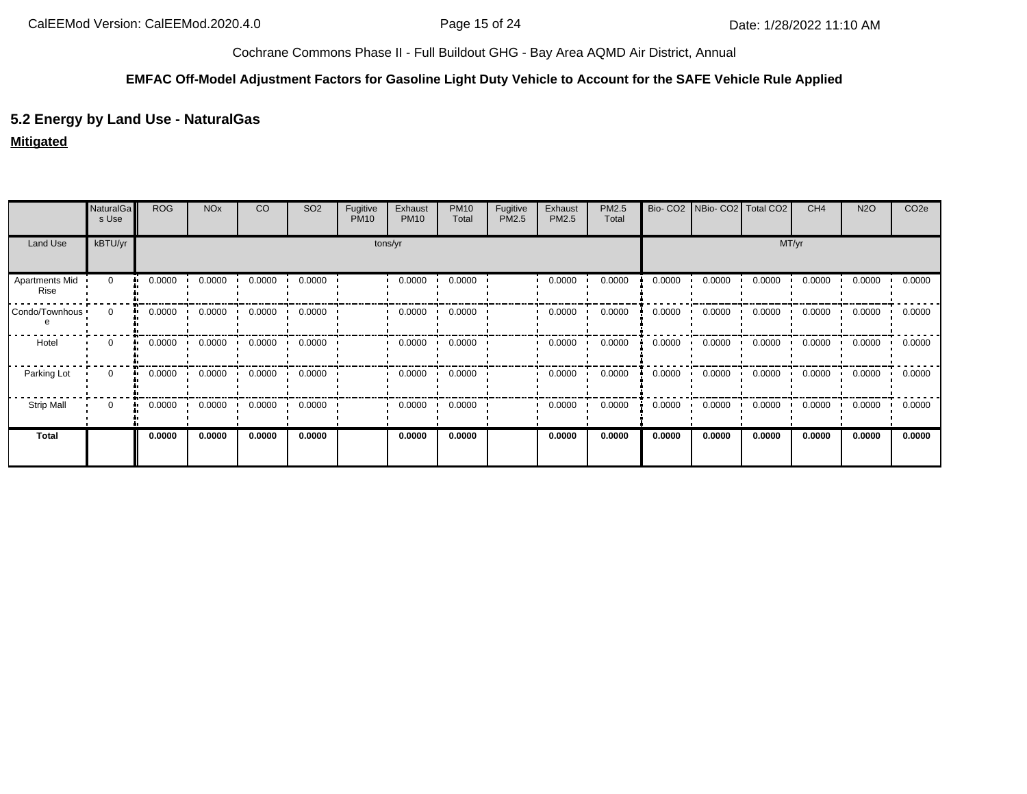Cochrane Commons Phase II - Full Buildout GHG - Bay Area AQMD Air District, Annual

**EMFAC Off-Model Adjustment Factors for Gasoline Light Duty Vehicle to Account for the SAFE Vehicle Rule Applied**

## 5.2 Energy by Land Use - NaturalGas

**Mitigated**

| | NaturalGas Use | ROG | NOx | CO | SO2 | Fugitive PM10 | Exhaust PM10 | PM10 Total | Fugitive PM2.5 | Exhaust PM2.5 | PM2.5 Total | Bio- CO2 | NBio- CO2 | Total CO2 | CH4 | N2O | CO2e |
|---|---|---|---|---|---|---|---|---|---|---|---|---|---|---|---|---|---|
| Land Use | kBTU/yr | tons/yr | | | | | | | | | | MT/yr | | | | | |
| Apartments Mid Rise | 0 | 0.0000 | 0.0000 | 0.0000 | 0.0000 | | 0.0000 | 0.0000 | | 0.0000 | 0.0000 | 0.0000 | 0.0000 | 0.0000 | 0.0000 | 0.0000 | 0.0000 |
| Condo/Townhouse | 0 | 0.0000 | 0.0000 | 0.0000 | 0.0000 | | 0.0000 | 0.0000 | | 0.0000 | 0.0000 | 0.0000 | 0.0000 | 0.0000 | 0.0000 | 0.0000 | 0.0000 |
| Hotel | 0 | 0.0000 | 0.0000 | 0.0000 | 0.0000 | | 0.0000 | 0.0000 | | 0.0000 | 0.0000 | 0.0000 | 0.0000 | 0.0000 | 0.0000 | 0.0000 | 0.0000 |
| Parking Lot | 0 | 0.0000 | 0.0000 | 0.0000 | 0.0000 | | 0.0000 | 0.0000 | | 0.0000 | 0.0000 | 0.0000 | 0.0000 | 0.0000 | 0.0000 | 0.0000 | 0.0000 |
| Strip Mall | 0 | 0.0000 | 0.0000 | 0.0000 | 0.0000 | | 0.0000 | 0.0000 | | 0.0000 | 0.0000 | 0.0000 | 0.0000 | 0.0000 | 0.0000 | 0.0000 | 0.0000 |
| **Total** | | **0.0000** | **0.0000** | **0.0000** | **0.0000** | | **0.0000** | **0.0000** | | **0.0000** | **0.0000** | **0.0000** | **0.0000** | **0.0000** | **0.0000** | **0.0000** | **0.0000** |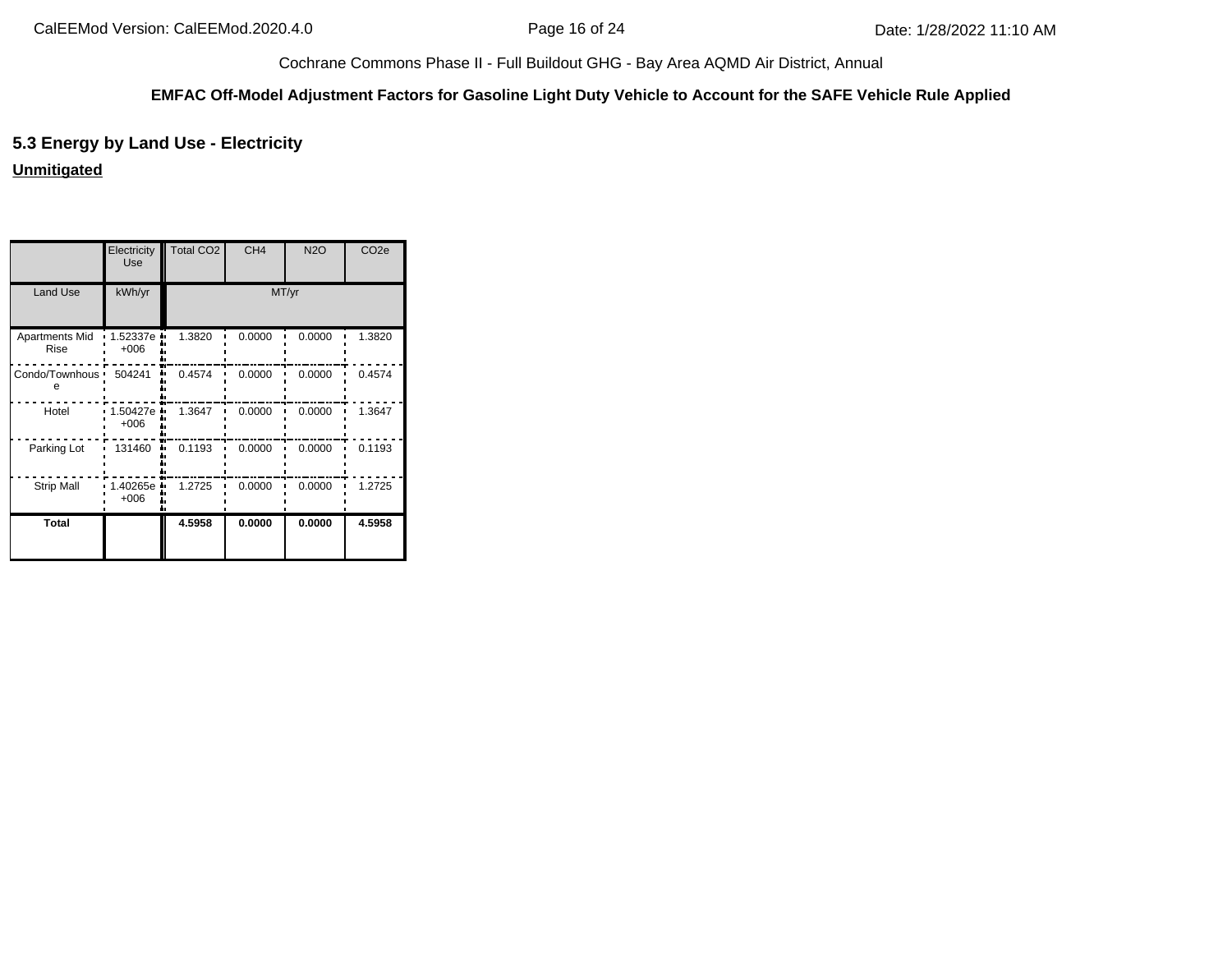Cochrane Commons Phase II - Full Buildout GHG - Bay Area AQMD Air District, Annual

**EMFAC Off-Model Adjustment Factors for Gasoline Light Duty Vehicle to Account for the SAFE Vehicle Rule Applied**

## 5.3 Energy by Land Use - Electricity

**Unmitigated**

| | Electricity Use | Total $CO_2$ | $CH_4$ | $N_2O$ | $CO_2e$ |
|---|---|---|---|---|---|
| Land Use | kWh/yr | MT/yr | | | |
| Apartments Mid Rise | 1.52337e +006 | 1.3820 | 0.0000 | 0.0000 | 1.3820 |
| Condo/Townhouse | 504241 | 0.4574 | 0.0000 | 0.0000 | 0.4574 |
| Hotel | 1.50427e +006 | 1.3647 | 0.0000 | 0.0000 | 1.3647 |
| Parking Lot | 131460 | 0.1193 | 0.0000 | 0.0000 | 0.1193 |
| Strip Mall | 1.40265e +006 | 1.2725 | 0.0000 | 0.0000 | 1.2725 |
| **Total** | | **4.5958** | **0.0000** | **0.0000** | **4.5958** |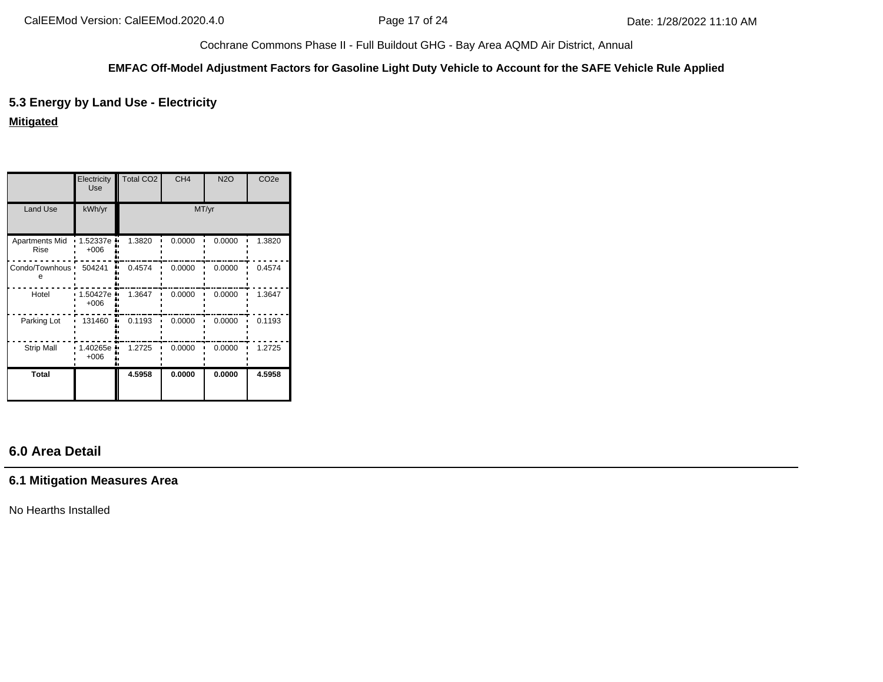Cochrane Commons Phase II - Full Buildout GHG - Bay Area AQMD Air District, Annual

**EMFAC Off-Model Adjustment Factors for Gasoline Light Duty Vehicle to Account for the SAFE Vehicle Rule Applied**

### 5.3 Energy by Land Use - Electricity

**Mitigated**

| | Electricity Use | Total CO2 | CH4 | N2O | CO2e |
|---|---|---|---|---|---|
| Land Use | kWh/yr | MT/yr | | | |
| Apartments Mid Rise | 1.52337e +006 | 1.3820 | 0.0000 | 0.0000 | 1.3820 |
| Condo/Townhouse | 504241 | 0.4574 | 0.0000 | 0.0000 | 0.4574 |
| Hotel | 1.50427e +006 | 1.3647 | 0.0000 | 0.0000 | 1.3647 |
| Parking Lot | 131460 | 0.1193 | 0.0000 | 0.0000 | 0.1193 |
| Strip Mall | 1.40265e +006 | 1.2725 | 0.0000 | 0.0000 | 1.2725 |
| **Total** | | **4.5958** | **0.0000** | **0.0000** | **4.5958** |

## 6.0 Area Detail

### 6.1 Mitigation Measures Area

No Hearths Installed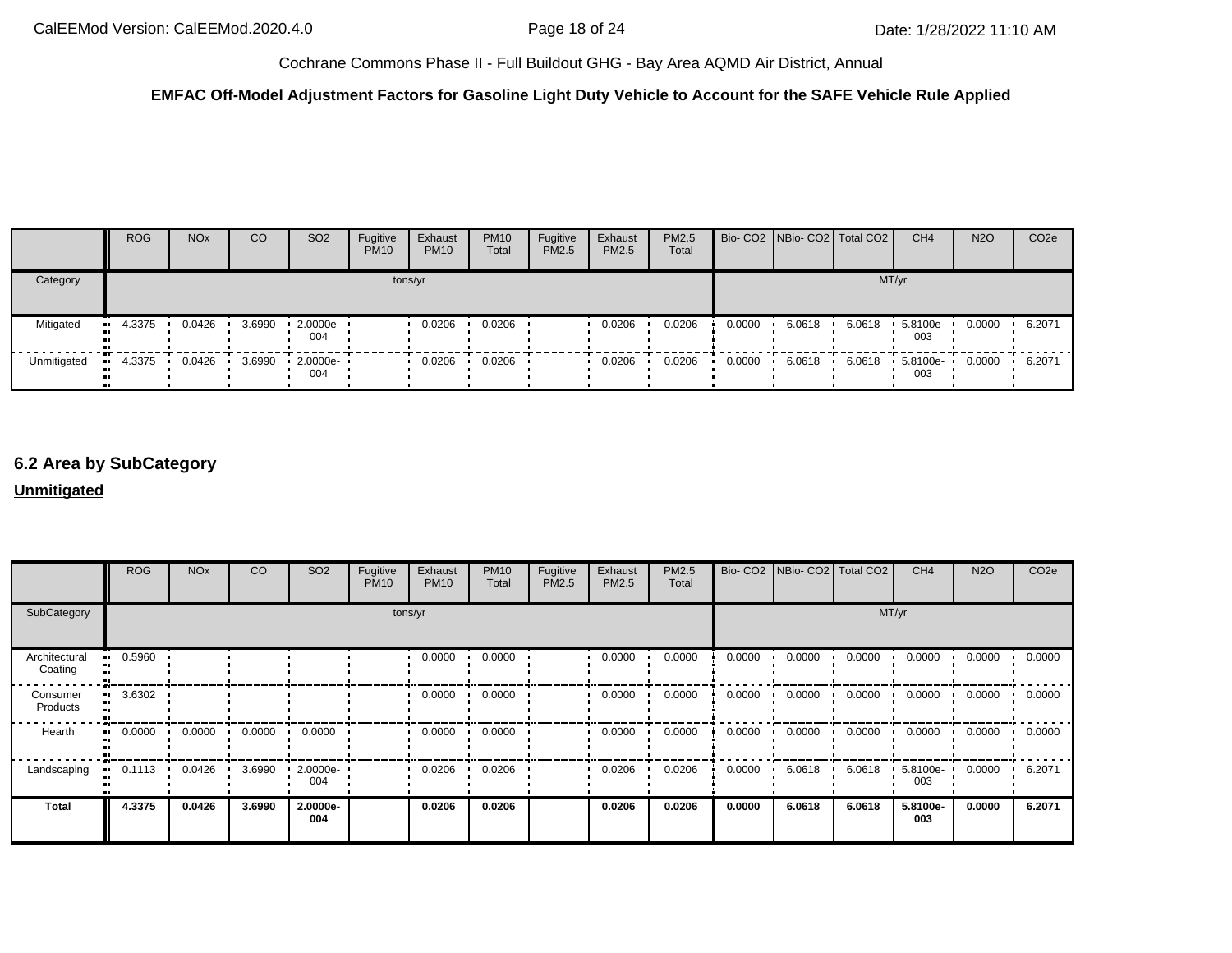|  | ROG | NOx | CO | SO2 | Fugitive PM10 | Exhaust PM10 | PM10 Total | Fugitive PM2.5 | Exhaust PM2.5 | PM2.5 Total | Bio- CO2 | NBio- CO2 | Total CO2 | CH4 | N2O | CO2e |
|---|---|---|---|---|---|---|---|---|---|---|---|---|---|---|---|---|
| Category | tons/yr | | | | | | | | | | MT/yr | | | | | |
| Mitigated | 4.3375 | 0.0426 | 3.6990 | 2.0000e-004 | | 0.0206 | 0.0206 | | 0.0206 | 0.0206 | 0.0000 | 6.0618 | 6.0618 | 5.8100e-003 | 0.0000 | 6.2071 |
| Unmitigated | 4.3375 | 0.0426 | 3.6990 | 2.0000e-004 | | 0.0206 | 0.0206 | | 0.0206 | 0.0206 | 0.0000 | 6.0618 | 6.0618 | 5.8100e-003 | 0.0000 | 6.2071 |

## 6.2 Area by SubCategory

**Unmitigated**

|  | ROG | NOx | CO | SO2 | Fugitive PM10 | Exhaust PM10 | PM10 Total | Fugitive PM2.5 | Exhaust PM2.5 | PM2.5 Total | Bio- CO2 | NBio- CO2 | Total CO2 | CH4 | N2O | CO2e |
|---|---|---|---|---|---|---|---|---|---|---|---|---|---|---|---|---|
| SubCategory | tons/yr | | | | | | | | | | MT/yr | | | | | |
| Architectural Coating | 0.5960 | | | | | 0.0000 | 0.0000 | | 0.0000 | 0.0000 | 0.0000 | 0.0000 | 0.0000 | 0.0000 | 0.0000 | 0.0000 |
| Consumer Products | 3.6302 | | | | | 0.0000 | 0.0000 | | 0.0000 | 0.0000 | 0.0000 | 0.0000 | 0.0000 | 0.0000 | 0.0000 | 0.0000 |
| Hearth | 0.0000 | 0.0000 | 0.0000 | 0.0000 | | 0.0000 | 0.0000 | | 0.0000 | 0.0000 | 0.0000 | 0.0000 | 0.0000 | 0.0000 | 0.0000 | 0.0000 |
| Landscaping | 0.1113 | 0.0426 | 3.6990 | 2.0000e-004 | | 0.0206 | 0.0206 | | 0.0206 | 0.0206 | 0.0000 | 6.0618 | 6.0618 | 5.8100e-003 | 0.0000 | 6.2071 |
| **Total** | **4.3375** | **0.0426** | **3.6990** | **2.0000e-004** | | **0.0206** | **0.0206** | | **0.0206** | **0.0206** | **0.0000** | **6.0618** | **6.0618** | **5.8100e-003** | **0.0000** | **6.2071** |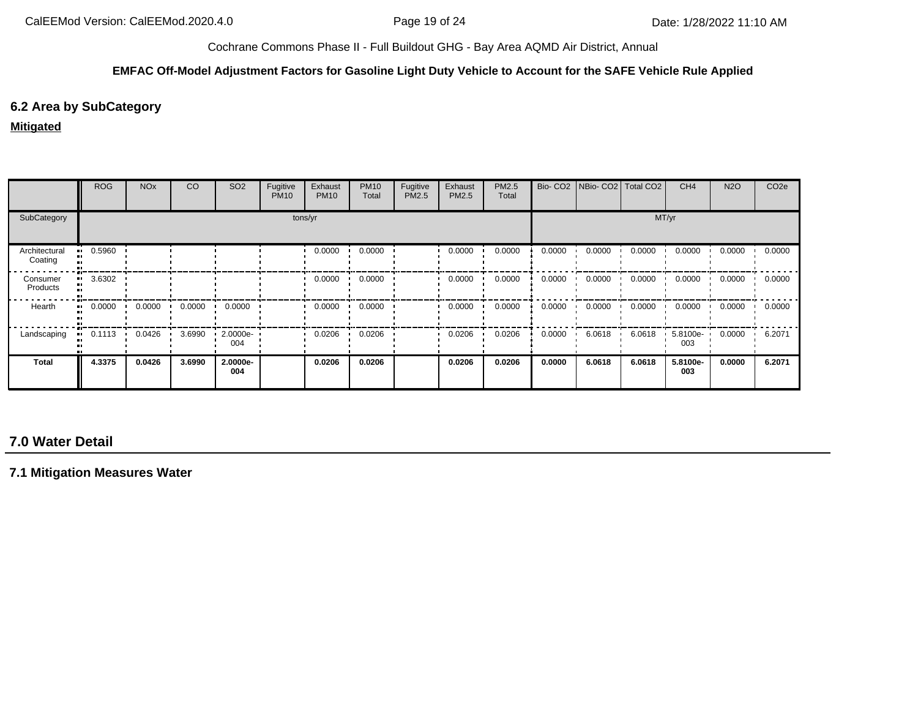Cochrane Commons Phase II - Full Buildout GHG - Bay Area AQMD Air District, Annual

**EMFAC Off-Model Adjustment Factors for Gasoline Light Duty Vehicle to Account for the SAFE Vehicle Rule Applied**

## 6.2 Area by SubCategory

**Mitigated**

| | ROG | NOx | CO | SO2 | Fugitive PM10 | Exhaust PM10 | PM10 Total | Fugitive PM2.5 | Exhaust PM2.5 | PM2.5 Total | Bio- CO2 | NBio- CO2 | Total CO2 | CH4 | N2O | CO2e |
|---|---|---|---|---|---|---|---|---|---|---|---|---|---|---|---|---|
| SubCategory | tons/yr | | | | | | | | | | MT/yr | | | | | |
| Architectural Coating | 0.5960 | | | | | 0.0000 | 0.0000 | | 0.0000 | 0.0000 | 0.0000 | 0.0000 | 0.0000 | 0.0000 | 0.0000 | 0.0000 |
| Consumer Products | 3.6302 | | | | | 0.0000 | 0.0000 | | 0.0000 | 0.0000 | 0.0000 | 0.0000 | 0.0000 | 0.0000 | 0.0000 | 0.0000 |
| Hearth | 0.0000 | 0.0000 | 0.0000 | 0.0000 | | 0.0000 | 0.0000 | | 0.0000 | 0.0000 | 0.0000 | 0.0000 | 0.0000 | 0.0000 | 0.0000 | 0.0000 |
| Landscaping | 0.1113 | 0.0426 | 3.6990 | 2.0000e-004 | | 0.0206 | 0.0206 | | 0.0206 | 0.0206 | 0.0000 | 6.0618 | 6.0618 | 5.8100e-003 | 0.0000 | 6.2071 |
| **Total** | **4.3375** | **0.0426** | **3.6990** | **2.0000e-004** | | **0.0206** | **0.0206** | | **0.0206** | **0.0206** | **0.0000** | **6.0618** | **6.0618** | **5.8100e-003** | **0.0000** | **6.2071** |

## 7.0 Water Detail

### 7.1 Mitigation Measures Water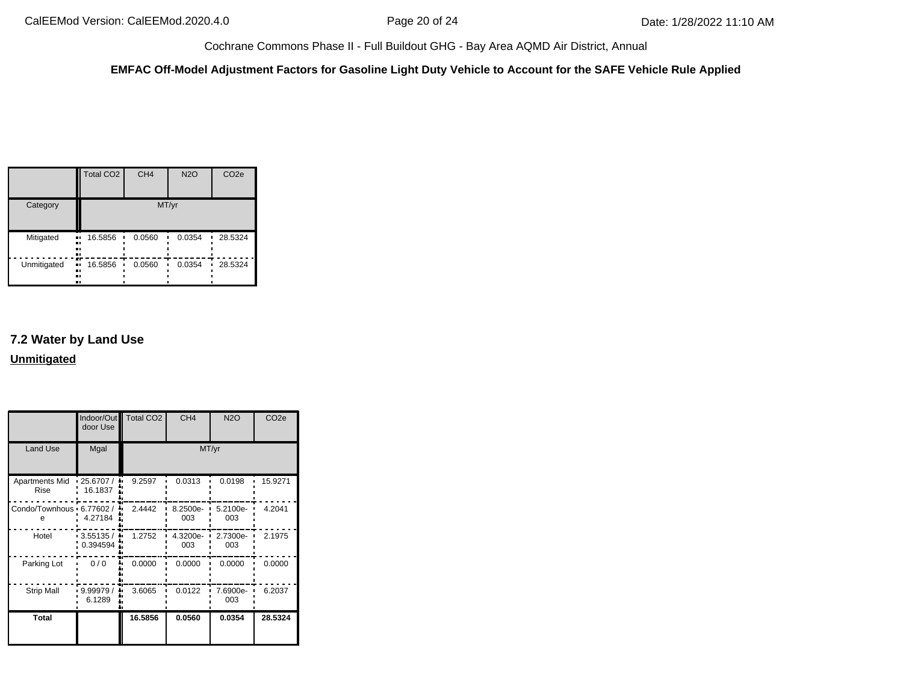Cochrane Commons Phase II - Full Buildout GHG - Bay Area AQMD Air District, Annual

**EMFAC Off-Model Adjustment Factors for Gasoline Light Duty Vehicle to Account for the SAFE Vehicle Rule Applied**

| | Total CO2 | CH4 | N2O | CO2e |
|---|---|---|---|---|
| Category | MT/yr | | | |
| Mitigated | 16.5856 | 0.0560 | 0.0354 | 28.5324 |
| Unmitigated | 16.5856 | 0.0560 | 0.0354 | 28.5324 |

## 7.2 Water by Land Use

**Unmitigated**

| | Indoor/Outdoor Use | Total CO2 | CH4 | N2O | CO2e |
|---|---|---|---|---|---|
| Land Use | Mgal | MT/yr | | | |
| Apartments Mid Rise | 25.6707 / 16.1837 | 9.2597 | 0.0313 | 0.0198 | 15.9271 |
| Condo/Townhouse | 6.77602 / 4.27184 | 2.4442 | 8.2500e-003 | 5.2100e-003 | 4.2041 |
| Hotel | 3.55135 / 0.394594 | 1.2752 | 4.3200e-003 | 2.7300e-003 | 2.1975 |
| Parking Lot | 0 / 0 | 0.0000 | 0.0000 | 0.0000 | 0.0000 |
| Strip Mall | 9.99979 / 6.1289 | 3.6065 | 0.0122 | 7.6900e-003 | 6.2037 |
| **Total** | | **16.5856** | **0.0560** | **0.0354** | **28.5324** |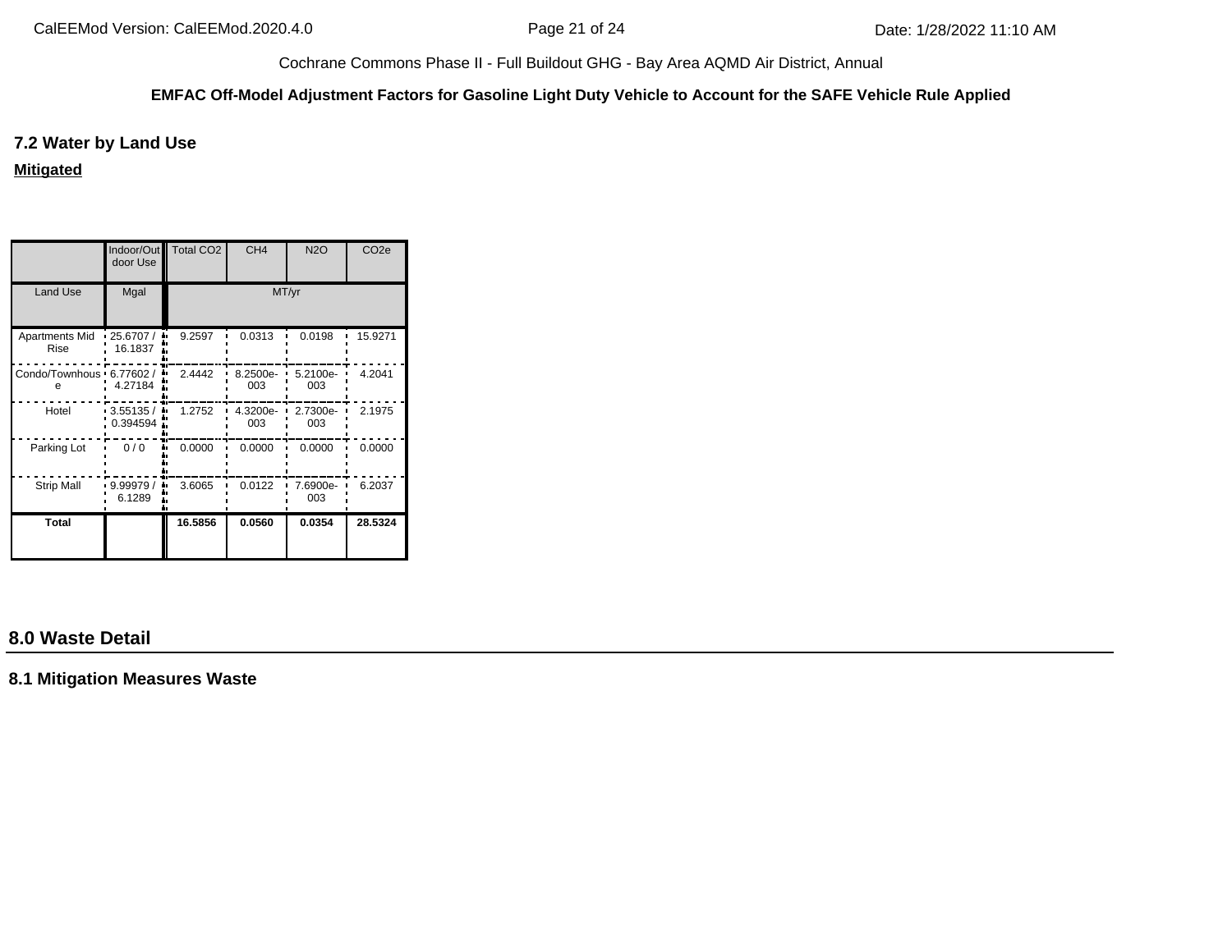Cochrane Commons Phase II - Full Buildout GHG - Bay Area AQMD Air District, Annual

**EMFAC Off-Model Adjustment Factors for Gasoline Light Duty Vehicle to Account for the SAFE Vehicle Rule Applied**

### 7.2 Water by Land Use

**Mitigated**

| | Indoor/Outdoor Use | Total CO2 | CH4 | N2O | CO2e |
|---|---|---|---|---|---|
| Land Use | Mgal | MT/yr | | | |
| Apartments Mid Rise | 25.6707 / 16.1837 | 9.2597 | 0.0313 | 0.0198 | 15.9271 |
| Condo/Townhouse | 6.77602 / 4.27184 | 2.4442 | 8.2500e-003 | 5.2100e-003 | 4.2041 |
| Hotel | 3.55135 / 0.394594 | 1.2752 | 4.3200e-003 | 2.7300e-003 | 2.1975 |
| Parking Lot | 0 / 0 | 0.0000 | 0.0000 | 0.0000 | 0.0000 |
| Strip Mall | 9.99979 / 6.1289 | 3.6065 | 0.0122 | 7.6900e-003 | 6.2037 |
| **Total** | | **16.5856** | **0.0560** | **0.0354** | **28.5324** |

## 8.0 Waste Detail

### 8.1 Mitigation Measures Waste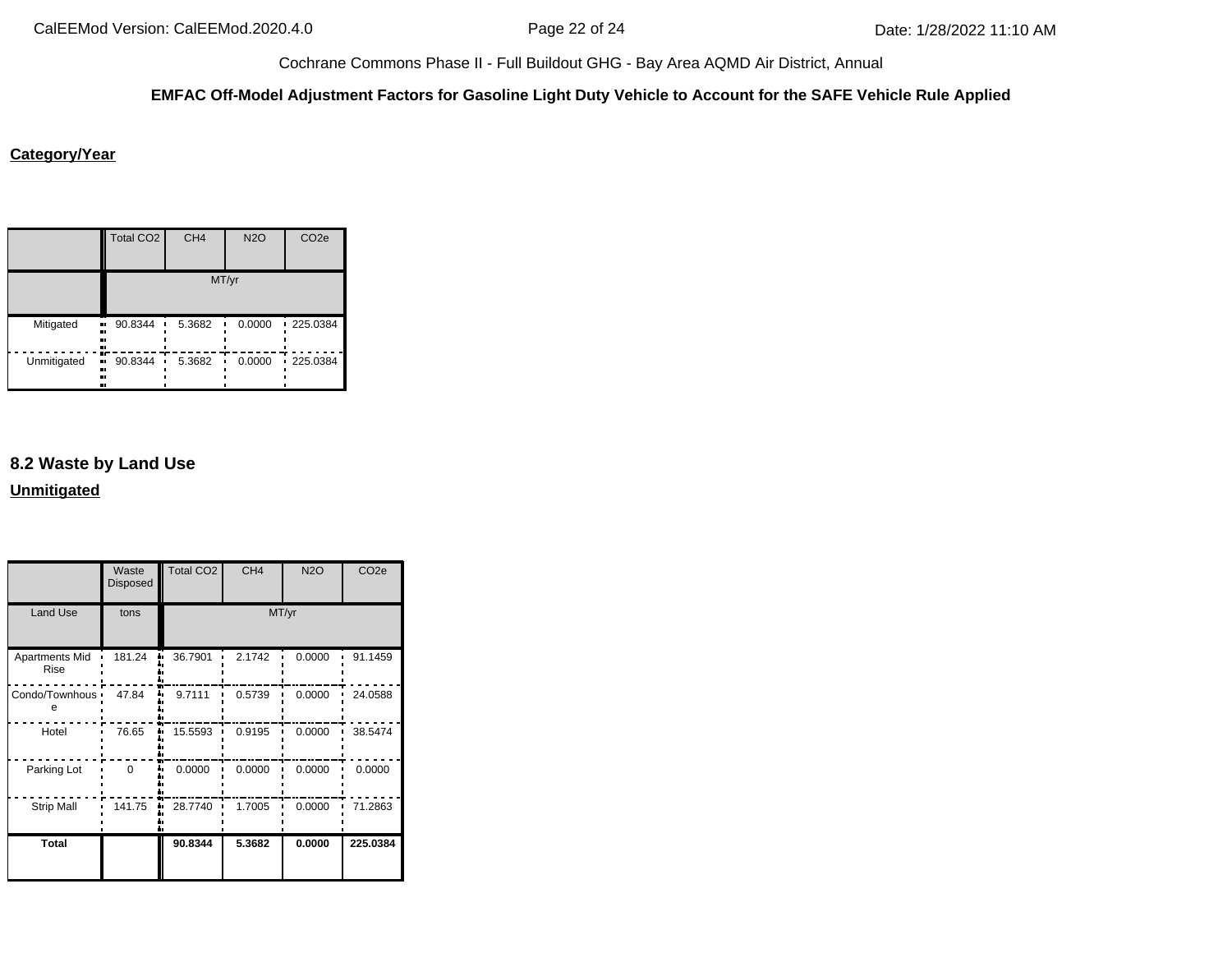**EMFAC Off-Model Adjustment Factors for Gasoline Light Duty Vehicle to Account for the SAFE Vehicle Rule Applied**

**Category/Year**

| | Total $CO_2$ | $CH_4$ | $N_2O$ | $CO_2e$ |
|---|---|---|---|---|
| | MT/yr | | | |
| Mitigated | 90.8344 | 5.3682 | 0.0000 | 225.0384 |
| Unmitigated | 90.8344 | 5.3682 | 0.0000 | 225.0384 |

## 8.2 Waste by Land Use

**Unmitigated**

| | Waste Disposed | Total $CO_2$ | $CH_4$ | $N_2O$ | $CO_2e$ |
|---|---|---|---|---|---|
| Land Use | tons | MT/yr | | | |
| Apartments Mid Rise | 181.24 | 36.7901 | 2.1742 | 0.0000 | 91.1459 |
| Condo/Townhouse | 47.84 | 9.7111 | 0.5739 | 0.0000 | 24.0588 |
| Hotel | 76.65 | 15.5593 | 0.9195 | 0.0000 | 38.5474 |
| Parking Lot | 0 | 0.0000 | 0.0000 | 0.0000 | 0.0000 |
| Strip Mall | 141.75 | 28.7740 | 1.7005 | 0.0000 | 71.2863 |
| **Total** | | **90.8344** | **5.3682** | **0.0000** | **225.0384** |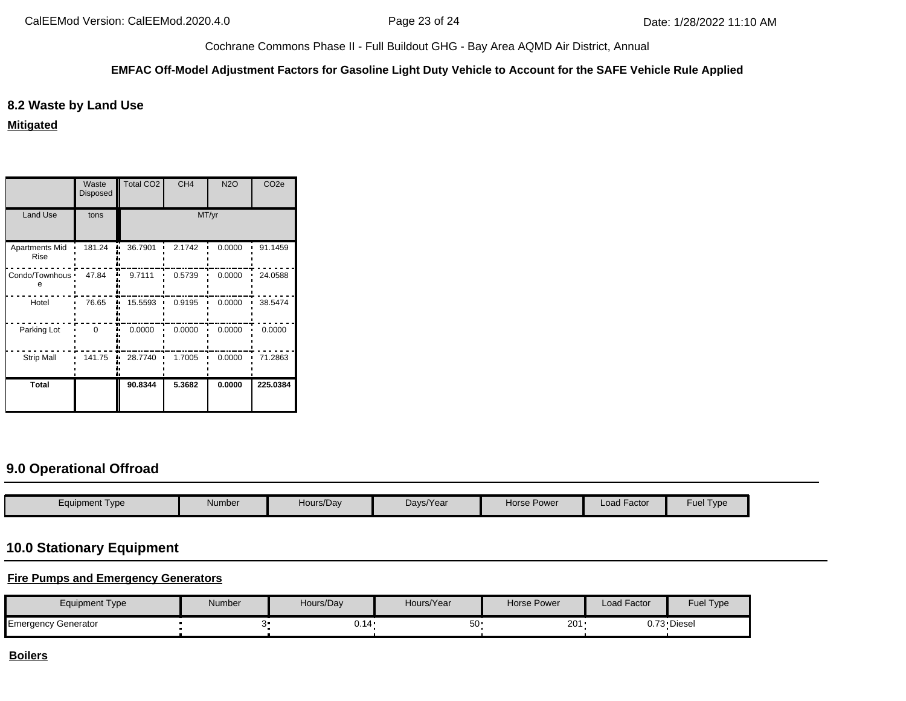## 8.2 Waste by Land Use

**Mitigated**

| | Waste Disposed | Total CO2 | CH4 | N2O | CO2e |
|---|---|---|---|---|---|
| Land Use | tons | MT/yr | | | |
| Apartments Mid Rise | 181.24 | 36.7901 | 2.1742 | 0.0000 | 91.1459 |
| Condo/Townhouse | 47.84 | 9.7111 | 0.5739 | 0.0000 | 24.0588 |
| Hotel | 76.65 | 15.5593 | 0.9195 | 0.0000 | 38.5474 |
| Parking Lot | 0 | 0.0000 | 0.0000 | 0.0000 | 0.0000 |
| Strip Mall | 141.75 | 28.7740 | 1.7005 | 0.0000 | 71.2863 |
| **Total** | | **90.8344** | **5.3682** | **0.0000** | **225.0384** |

## 9.0 Operational Offroad

| Equipment Type | Number | Hours/Day | Days/Year | Horse Power | Load Factor | Fuel Type |
|---|---|---|---|---|---|---|

## 10.0 Stationary Equipment

**Fire Pumps and Emergency Generators**

| Equipment Type | Number | Hours/Day | Hours/Year | Horse Power | Load Factor | Fuel Type |
|---|---|---|---|---|---|---|
| Emergency Generator | 3 | 0.14 | 50 | 201 | 0.73 | Diesel |

**Boilers**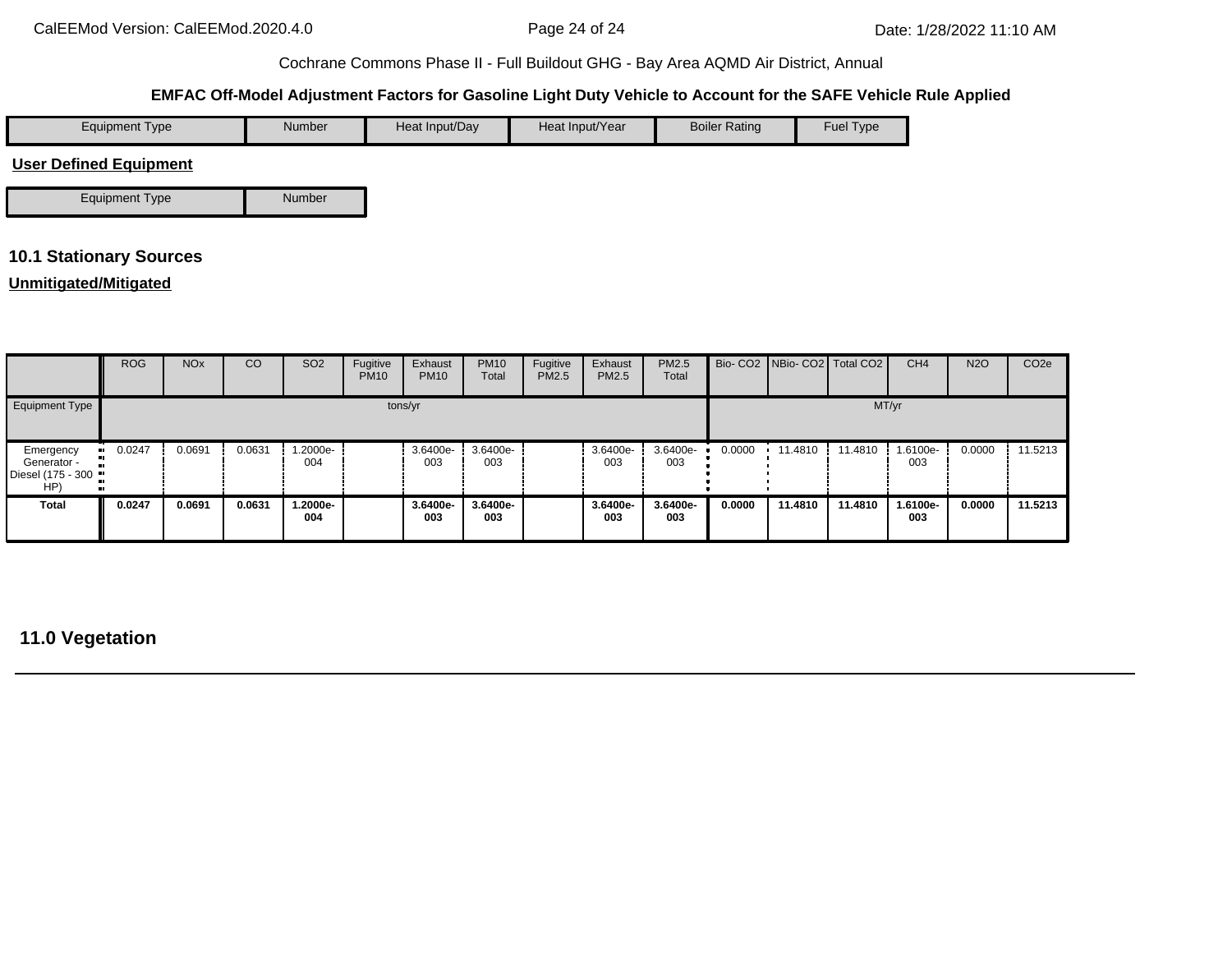**EMFAC Off-Model Adjustment Factors for Gasoline Light Duty Vehicle to Account for the SAFE Vehicle Rule Applied**

| Equipment Type | Number | Heat Input/Day | Heat Input/Year | Boiler Rating | Fuel Type |
|---|---|---|---|---|---|

**User Defined Equipment**

| Equipment Type | Number |
|---|---|

## 10.1 Stationary Sources

**Unmitigated/Mitigated**

| | ROG | NOx | CO | SO2 | Fugitive PM10 | Exhaust PM10 | PM10 Total | Fugitive PM2.5 | Exhaust PM2.5 | PM2.5 Total | Bio- CO2 | NBio- CO2 | Total CO2 | CH4 | N2O | CO2e |
|---|---|---|---|---|---|---|---|---|---|---|---|---|---|---|---|---|
| Equipment Type | tons/yr | | | | | | | | | | MT/yr | | | | | |
| Emergency Generator - Diesel (175 - 300 HP) | 0.0247 | 0.0691 | 0.0631 | 1.2000e-004 | | 3.6400e-003 | 3.6400e-003 | | 3.6400e-003 | 3.6400e-003 | 0.0000 | 11.4810 | 11.4810 | 1.6100e-003 | 0.0000 | 11.5213 |
| **Total** | **0.0247** | **0.0691** | **0.0631** | **1.2000e-004** | | **3.6400e-003** | **3.6400e-003** | | **3.6400e-003** | **3.6400e-003** | **0.0000** | **11.4810** | **11.4810** | **1.6100e-003** | **0.0000** | **11.5213** |

## 11.0 Vegetation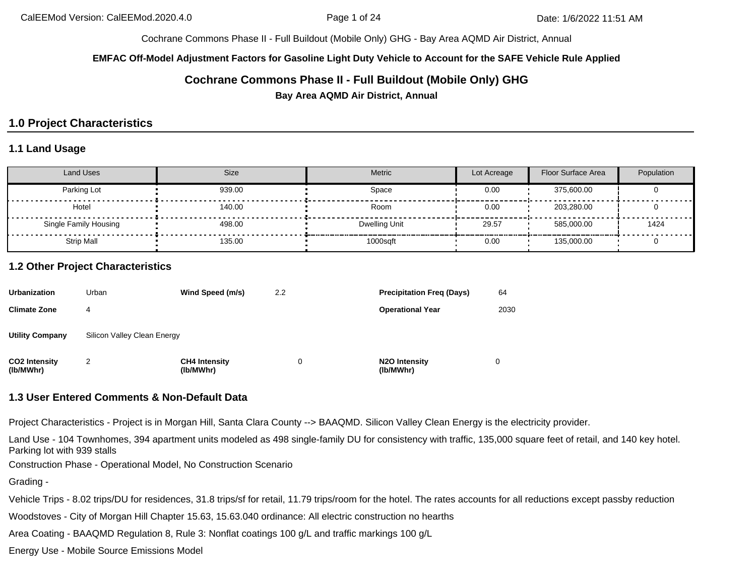Cochrane Commons Phase II - Full Buildout (Mobile Only) GHG - Bay Area AQMD Air District, Annual

**EMFAC Off-Model Adjustment Factors for Gasoline Light Duty Vehicle to Account for the SAFE Vehicle Rule Applied**

## Cochrane Commons Phase II - Full Buildout (Mobile Only) GHG

**Bay Area AQMD Air District, Annual**

## 1.0 Project Characteristics

### 1.1 Land Usage

| Land Uses | Size | Metric | Lot Acreage | Floor Surface Area | Population |
|---|---|---|---|---|---|
| Parking Lot | 939.00 | Space | 0.00 | 375,600.00 | 0 |
| Hotel | 140.00 | Room | 0.00 | 203,280.00 | 0 |
| Single Family Housing | 498.00 | Dwelling Unit | 29.57 | 585,000.00 | 1424 |
| Strip Mall | 135.00 | 1000sqft | 0.00 | 135,000.00 | 0 |

### 1.2 Other Project Characteristics

| | | | | | |
|---|---|---|---|---|---|
| **Urbanization** | Urban | **Wind Speed (m/s)** | 2.2 | **Precipitation Freq (Days)** | 64 |
| **Climate Zone** | 4 | | | **Operational Year** | 2030 |
| **Utility Company** | Silicon Valley Clean Energy | | | | |
| **CO2 Intensity (lb/MWhr)** | 2 | **CH4 Intensity (lb/MWhr)** | 0 | **N2O Intensity (lb/MWhr)** | 0 |

### 1.3 User Entered Comments & Non-Default Data

Project Characteristics - Project is in Morgan Hill, Santa Clara County --> BAAQMD. Silicon Valley Clean Energy is the electricity provider.

Land Use - 104 Townhomes, 394 apartment units modeled as 498 single-family DU for consistency with traffic, 135,000 square feet of retail, and 140 key hotel. Parking lot with 939 stalls

Construction Phase - Operational Model, No Construction Scenario

Grading -

Vehicle Trips - 8.02 trips/DU for residences, 31.8 trips/sf for retail, 11.79 trips/room for the hotel. The rates accounts for all reductions except passby reduction

Woodstoves - City of Morgan Hill Chapter 15.63, 15.63.040 ordinance: All electric construction no hearths

Area Coating - BAAQMD Regulation 8, Rule 3: Nonflat coatings 100 g/L and traffic markings 100 g/L

Energy Use - Mobile Source Emissions Model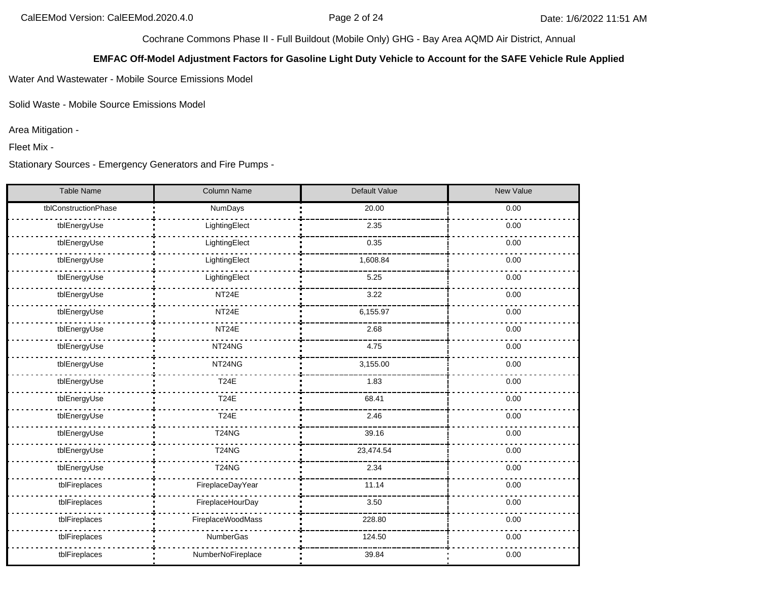Cochrane Commons Phase II - Full Buildout (Mobile Only) GHG - Bay Area AQMD Air District, Annual

**EMFAC Off-Model Adjustment Factors for Gasoline Light Duty Vehicle to Account for the SAFE Vehicle Rule Applied**

Water And Wastewater - Mobile Source Emissions Model

Solid Waste - Mobile Source Emissions Model

Area Mitigation -

Fleet Mix -

Stationary Sources - Emergency Generators and Fire Pumps -

| Table Name | Column Name | Default Value | New Value |
|---|---|---|---|
| tblConstructionPhase | NumDays | 20.00 | 0.00 |
| tblEnergyUse | LightingElect | 2.35 | 0.00 |
| tblEnergyUse | LightingElect | 0.35 | 0.00 |
| tblEnergyUse | LightingElect | 1,608.84 | 0.00 |
| tblEnergyUse | LightingElect | 5.25 | 0.00 |
| tblEnergyUse | NT24E | 3.22 | 0.00 |
| tblEnergyUse | NT24E | 6,155.97 | 0.00 |
| tblEnergyUse | NT24E | 2.68 | 0.00 |
| tblEnergyUse | NT24NG | 4.75 | 0.00 |
| tblEnergyUse | NT24NG | 3,155.00 | 0.00 |
| tblEnergyUse | T24E | 1.83 | 0.00 |
| tblEnergyUse | T24E | 68.41 | 0.00 |
| tblEnergyUse | T24E | 2.46 | 0.00 |
| tblEnergyUse | T24NG | 39.16 | 0.00 |
| tblEnergyUse | T24NG | 23,474.54 | 0.00 |
| tblEnergyUse | T24NG | 2.34 | 0.00 |
| tblFireplaces | FireplaceDayYear | 11.14 | 0.00 |
| tblFireplaces | FireplaceHourDay | 3.50 | 0.00 |
| tblFireplaces | FireplaceWoodMass | 228.80 | 0.00 |
| tblFireplaces | NumberGas | 124.50 | 0.00 |
| tblFireplaces | NumberNoFireplace | 39.84 | 0.00 |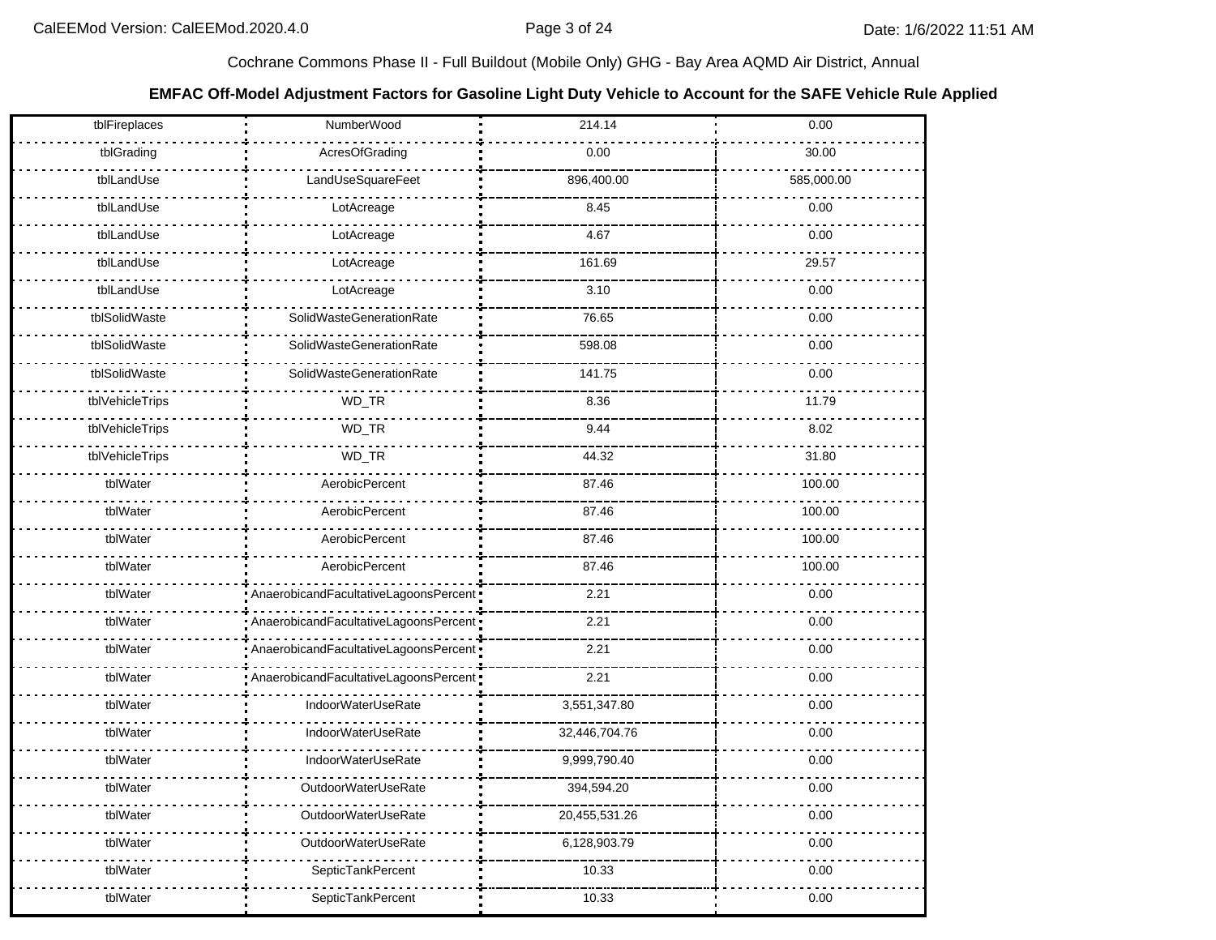Cochrane Commons Phase II - Full Buildout (Mobile Only) GHG - Bay Area AQMD Air District, Annual

**EMFAC Off-Model Adjustment Factors for Gasoline Light Duty Vehicle to Account for the SAFE Vehicle Rule Applied**

| | | | |
|---|---|---|---|
| tblFireplaces | NumberWood | 214.14 | 0.00 |
| tblGrading | AcresOfGrading | 0.00 | 30.00 |
| tblLandUse | LandUseSquareFeet | 896,400.00 | 585,000.00 |
| tblLandUse | LotAcreage | 8.45 | 0.00 |
| tblLandUse | LotAcreage | 4.67 | 0.00 |
| tblLandUse | LotAcreage | 161.69 | 29.57 |
| tblLandUse | LotAcreage | 3.10 | 0.00 |
| tblSolidWaste | SolidWasteGenerationRate | 76.65 | 0.00 |
| tblSolidWaste | SolidWasteGenerationRate | 598.08 | 0.00 |
| tblSolidWaste | SolidWasteGenerationRate | 141.75 | 0.00 |
| tblVehicleTrips | WD_TR | 8.36 | 11.79 |
| tblVehicleTrips | WD_TR | 9.44 | 8.02 |
| tblVehicleTrips | WD_TR | 44.32 | 31.80 |
| tblWater | AerobicPercent | 87.46 | 100.00 |
| tblWater | AerobicPercent | 87.46 | 100.00 |
| tblWater | AerobicPercent | 87.46 | 100.00 |
| tblWater | AerobicPercent | 87.46 | 100.00 |
| tblWater | AnaerobicandFacultativeLagoonsPercent | 2.21 | 0.00 |
| tblWater | AnaerobicandFacultativeLagoonsPercent | 2.21 | 0.00 |
| tblWater | AnaerobicandFacultativeLagoonsPercent | 2.21 | 0.00 |
| tblWater | AnaerobicandFacultativeLagoonsPercent | 2.21 | 0.00 |
| tblWater | IndoorWaterUseRate | 3,551,347.80 | 0.00 |
| tblWater | IndoorWaterUseRate | 32,446,704.76 | 0.00 |
| tblWater | IndoorWaterUseRate | 9,999,790.40 | 0.00 |
| tblWater | OutdoorWaterUseRate | 394,594.20 | 0.00 |
| tblWater | OutdoorWaterUseRate | 20,455,531.26 | 0.00 |
| tblWater | OutdoorWaterUseRate | 6,128,903.79 | 0.00 |
| tblWater | SepticTankPercent | 10.33 | 0.00 |
| tblWater | SepticTankPercent | 10.33 | 0.00 |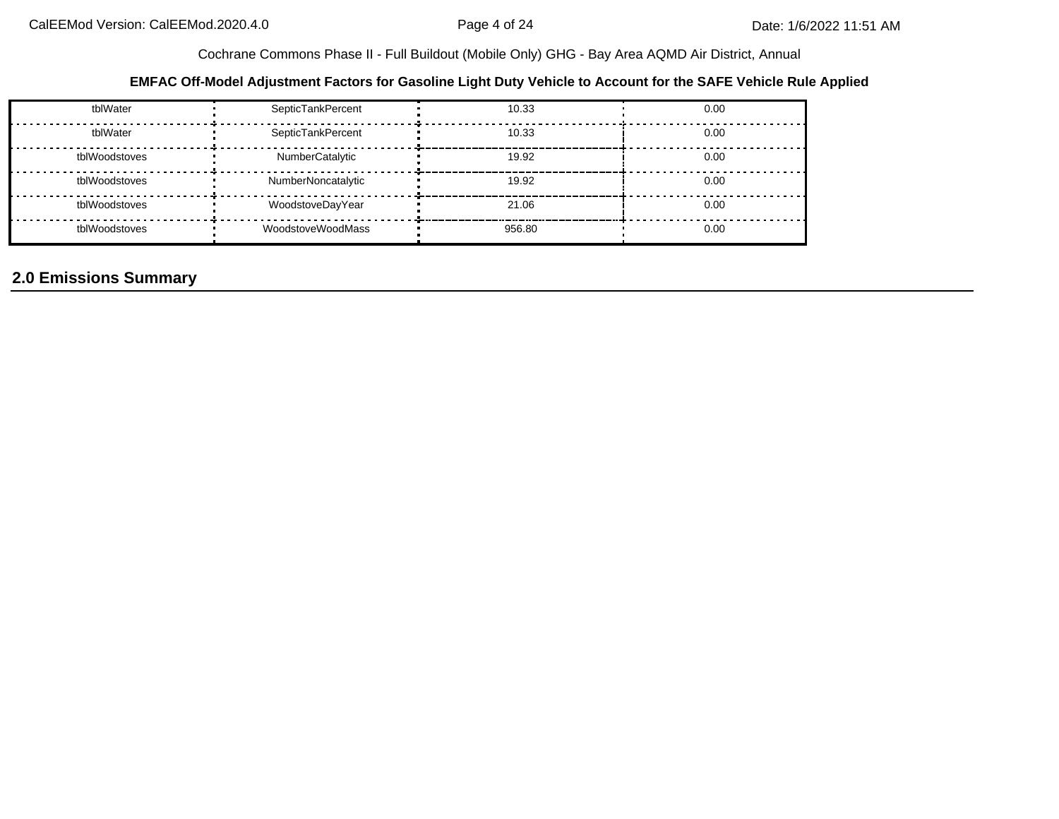| | | | |
|---|---|---|---|
| tblWater | SepticTankPercent | 10.33 | 0.00 |
| tblWater | SepticTankPercent | 10.33 | 0.00 |
| tblWoodstoves | NumberCatalytic | 19.92 | 0.00 |
| tblWoodstoves | NumberNoncatalytic | 19.92 | 0.00 |
| tblWoodstoves | WoodstoveDayYear | 21.06 | 0.00 |
| tblWoodstoves | WoodstoveWoodMass | 956.80 | 0.00 |

## 2.0 Emissions Summary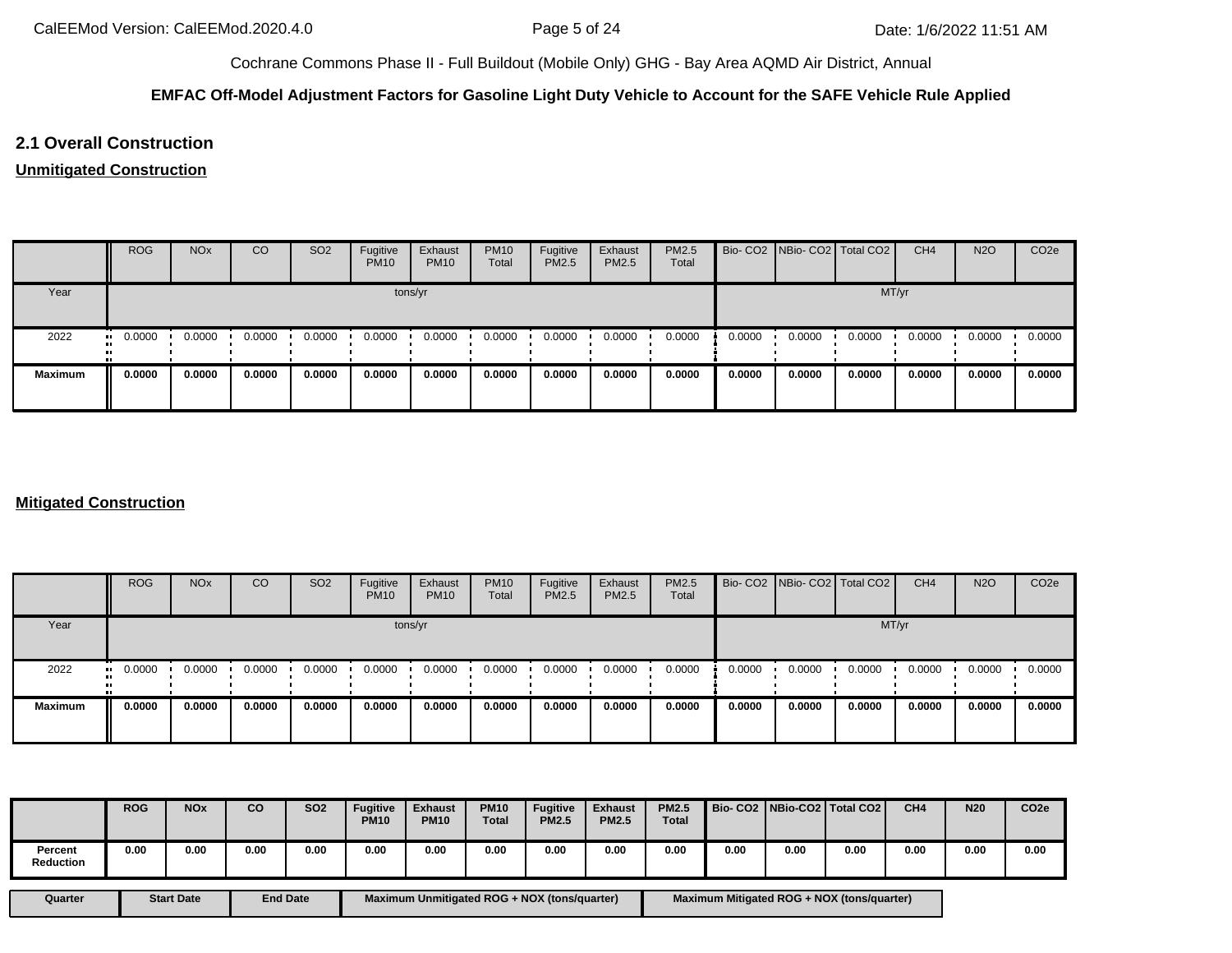Cochrane Commons Phase II - Full Buildout (Mobile Only) GHG - Bay Area AQMD Air District, Annual

**EMFAC Off-Model Adjustment Factors for Gasoline Light Duty Vehicle to Account for the SAFE Vehicle Rule Applied**

## 2.1 Overall Construction

**Unmitigated Construction**

| | ROG | NOx | CO | SO2 | Fugitive PM10 | Exhaust PM10 | PM10 Total | Fugitive PM2.5 | Exhaust PM2.5 | PM2.5 Total | Bio- CO2 | NBio- CO2 | Total CO2 | CH4 | N2O | CO2e |
|---|---|---|---|---|---|---|---|---|---|---|---|---|---|---|---|---|
| Year | tons/yr | | | | | | | | | | MT/yr | | | | | |
| 2022 | 0.0000 | 0.0000 | 0.0000 | 0.0000 | 0.0000 | 0.0000 | 0.0000 | 0.0000 | 0.0000 | 0.0000 | 0.0000 | 0.0000 | 0.0000 | 0.0000 | 0.0000 | 0.0000 |
| **Maximum** | **0.0000** | **0.0000** | **0.0000** | **0.0000** | **0.0000** | **0.0000** | **0.0000** | **0.0000** | **0.0000** | **0.0000** | **0.0000** | **0.0000** | **0.0000** | **0.0000** | **0.0000** | **0.0000** |

**Mitigated Construction**

| | ROG | NOx | CO | SO2 | Fugitive PM10 | Exhaust PM10 | PM10 Total | Fugitive PM2.5 | Exhaust PM2.5 | PM2.5 Total | Bio- CO2 | NBio- CO2 | Total CO2 | CH4 | N2O | CO2e |
|---|---|---|---|---|---|---|---|---|---|---|---|---|---|---|---|---|
| Year | tons/yr | | | | | | | | | | MT/yr | | | | | |
| 2022 | 0.0000 | 0.0000 | 0.0000 | 0.0000 | 0.0000 | 0.0000 | 0.0000 | 0.0000 | 0.0000 | 0.0000 | 0.0000 | 0.0000 | 0.0000 | 0.0000 | 0.0000 | 0.0000 |
| **Maximum** | **0.0000** | **0.0000** | **0.0000** | **0.0000** | **0.0000** | **0.0000** | **0.0000** | **0.0000** | **0.0000** | **0.0000** | **0.0000** | **0.0000** | **0.0000** | **0.0000** | **0.0000** | **0.0000** |

| | ROG | NOx | CO | SO2 | Fugitive PM10 | Exhaust PM10 | PM10 Total | Fugitive PM2.5 | Exhaust PM2.5 | PM2.5 Total | Bio- CO2 | NBio-CO2 | Total CO2 | CH4 | N20 | CO2e |
|---|---|---|---|---|---|---|---|---|---|---|---|---|---|---|---|---|
| **Percent Reduction** | **0.00** | **0.00** | **0.00** | **0.00** | **0.00** | **0.00** | **0.00** | **0.00** | **0.00** | **0.00** | **0.00** | **0.00** | **0.00** | **0.00** | **0.00** | **0.00** |

| Quarter | Start Date | End Date | Maximum Unmitigated ROG + NOX (tons/quarter) | Maximum Mitigated ROG + NOX (tons/quarter) |
|---|---|---|---|---|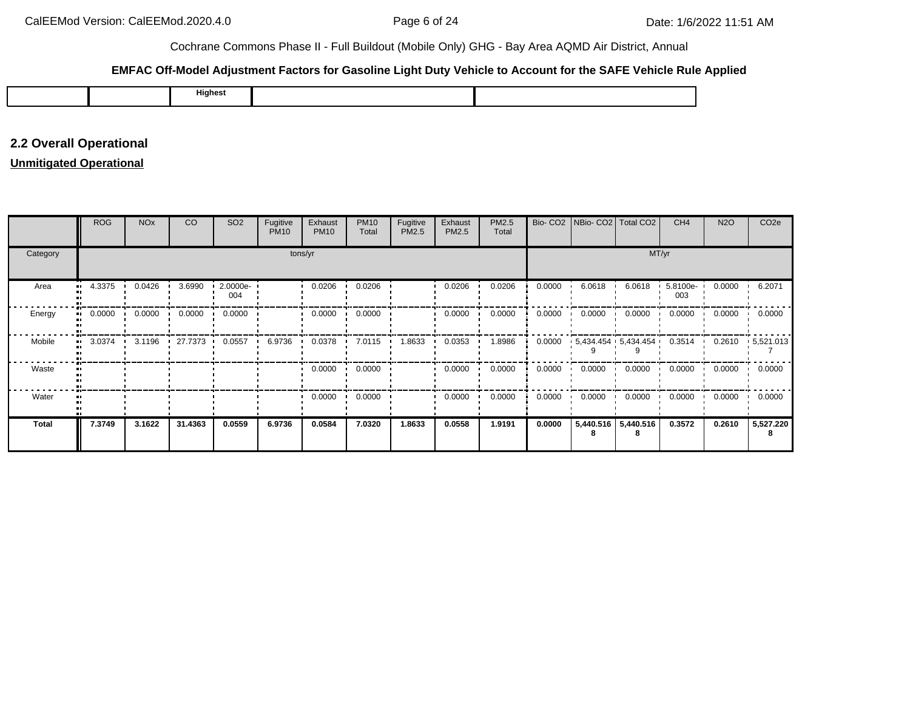**EMFAC Off-Model Adjustment Factors for Gasoline Light Duty Vehicle to Account for the SAFE Vehicle Rule Applied**

| | | Highest | | |
|---|---|---|---|---|

## 2.2 Overall Operational

**Unmitigated Operational**

| | ROG | NOx | CO | SO2 | Fugitive PM10 | Exhaust PM10 | PM10 Total | Fugitive PM2.5 | Exhaust PM2.5 | PM2.5 Total | Bio- CO2 | NBio- CO2 | Total CO2 | CH4 | N2O | CO2e |
|---|---|---|---|---|---|---|---|---|---|---|---|---|---|---|---|---|
| Category | tons/yr | | | | | | | | | | MT/yr | | | | | |
| Area | 4.3375 | 0.0426 | 3.6990 | 2.0000e-004 | | 0.0206 | 0.0206 | | 0.0206 | 0.0206 | 0.0000 | 6.0618 | 6.0618 | 5.8100e-003 | 0.0000 | 6.2071 |
| Energy | 0.0000 | 0.0000 | 0.0000 | 0.0000 | | 0.0000 | 0.0000 | | 0.0000 | 0.0000 | 0.0000 | 0.0000 | 0.0000 | 0.0000 | 0.0000 | 0.0000 |
| Mobile | 3.0374 | 3.1196 | 27.7373 | 0.0557 | 6.9736 | 0.0378 | 7.0115 | 1.8633 | 0.0353 | 1.8986 | 0.0000 | 5,434.4549 | 5,434.4549 | 0.3514 | 0.2610 | 5,521.0137 |
| Waste | | | | | | 0.0000 | 0.0000 | | 0.0000 | 0.0000 | 0.0000 | 0.0000 | 0.0000 | 0.0000 | 0.0000 | 0.0000 |
| Water | | | | | | 0.0000 | 0.0000 | | 0.0000 | 0.0000 | 0.0000 | 0.0000 | 0.0000 | 0.0000 | 0.0000 | 0.0000 |
| **Total** | **7.3749** | **3.1622** | **31.4363** | **0.0559** | **6.9736** | **0.0584** | **7.0320** | **1.8633** | **0.0558** | **1.9191** | **0.0000** | **5,440.5168** | **5,440.5168** | **0.3572** | **0.2610** | **5,527.2208** |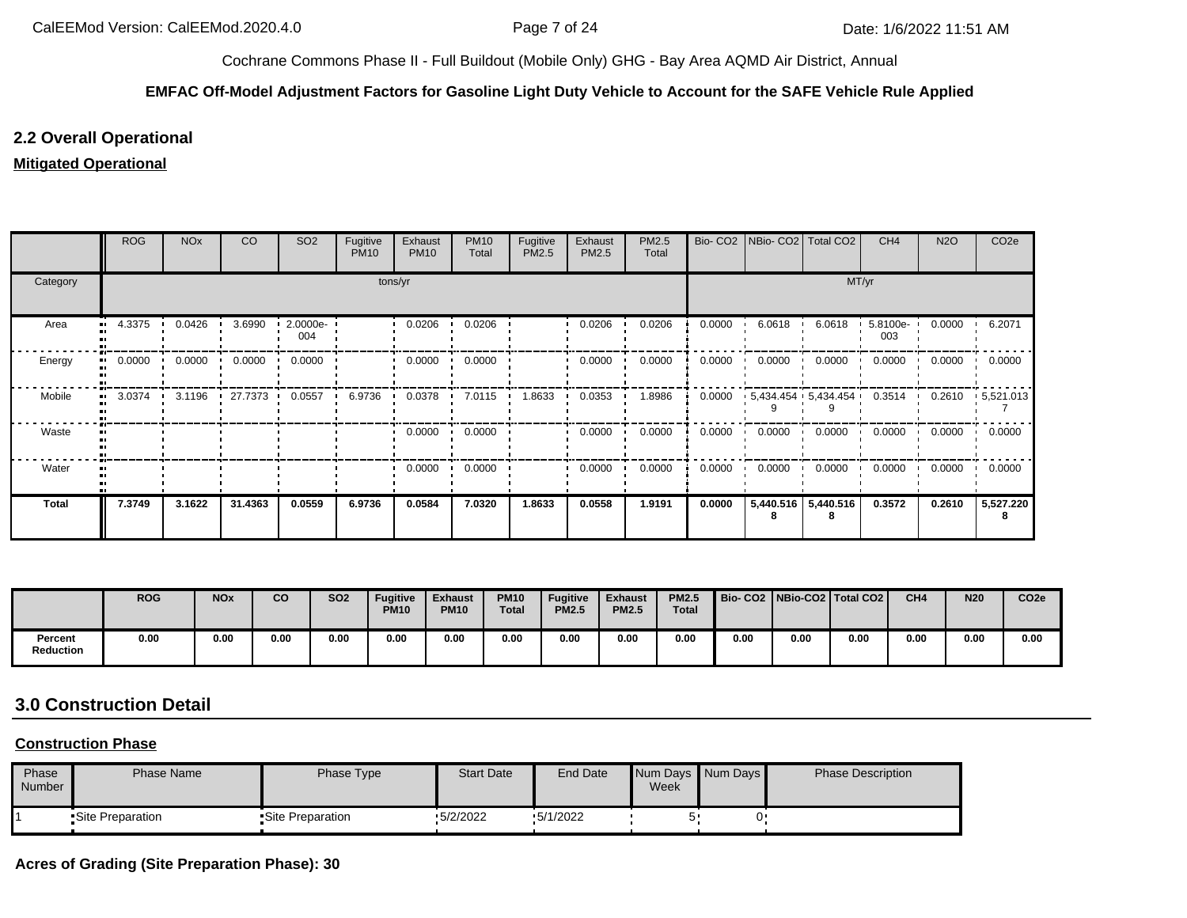Cochrane Commons Phase II - Full Buildout (Mobile Only) GHG - Bay Area AQMD Air District, Annual

**EMFAC Off-Model Adjustment Factors for Gasoline Light Duty Vehicle to Account for the SAFE Vehicle Rule Applied**

## 2.2 Overall Operational

**Mitigated Operational**

| | ROG | NOx | CO | SO2 | Fugitive PM10 | Exhaust PM10 | PM10 Total | Fugitive PM2.5 | Exhaust PM2.5 | PM2.5 Total | Bio- CO2 | NBio- CO2 | Total CO2 | CH4 | N2O | CO2e |
|---|---|---|---|---|---|---|---|---|---|---|---|---|---|---|---|---|
| Category | tons/yr | | | | | | | | | | MT/yr | | | | | |
| Area | 4.3375 | 0.0426 | 3.6990 | 2.0000e-004 | | 0.0206 | 0.0206 | | 0.0206 | 0.0206 | 0.0000 | 6.0618 | 6.0618 | 5.8100e-003 | 0.0000 | 6.2071 |
| Energy | 0.0000 | 0.0000 | 0.0000 | 0.0000 | | 0.0000 | 0.0000 | | 0.0000 | 0.0000 | 0.0000 | 0.0000 | 0.0000 | 0.0000 | 0.0000 | 0.0000 |
| Mobile | 3.0374 | 3.1196 | 27.7373 | 0.0557 | 6.9736 | 0.0378 | 7.0115 | 1.8633 | 0.0353 | 1.8986 | 0.0000 | 5,434.4549 | 5,434.4549 | 0.3514 | 0.2610 | 5,521.0137 |
| Waste | | | | | | 0.0000 | 0.0000 | | 0.0000 | 0.0000 | 0.0000 | 0.0000 | 0.0000 | 0.0000 | 0.0000 | 0.0000 |
| Water | | | | | | 0.0000 | 0.0000 | | 0.0000 | 0.0000 | 0.0000 | 0.0000 | 0.0000 | 0.0000 | 0.0000 | 0.0000 |
| **Total** | **7.3749** | **3.1622** | **31.4363** | **0.0559** | **6.9736** | **0.0584** | **7.0320** | **1.8633** | **0.0558** | **1.9191** | **0.0000** | **5,440.5168** | **5,440.5168** | **0.3572** | **0.2610** | **5,527.2208** |

| | ROG | NOx | CO | SO2 | Fugitive PM10 | Exhaust PM10 | PM10 Total | Fugitive PM2.5 | Exhaust PM2.5 | PM2.5 Total | Bio- CO2 | NBio-CO2 | Total CO2 | CH4 | N20 | CO2e |
|---|---|---|---|---|---|---|---|---|---|---|---|---|---|---|---|---|
| **Percent Reduction** | 0.00 | 0.00 | 0.00 | 0.00 | 0.00 | 0.00 | 0.00 | 0.00 | 0.00 | 0.00 | 0.00 | 0.00 | 0.00 | 0.00 | 0.00 | 0.00 |

## 3.0 Construction Detail

**Construction Phase**

| Phase Number | Phase Name | Phase Type | Start Date | End Date | Num Days Week | Num Days | Phase Description |
|---|---|---|---|---|---|---|---|
| 1 | Site Preparation | Site Preparation | 5/2/2022 | 5/1/2022 | 5 | 0 | |

**Acres of Grading (Site Preparation Phase): 30**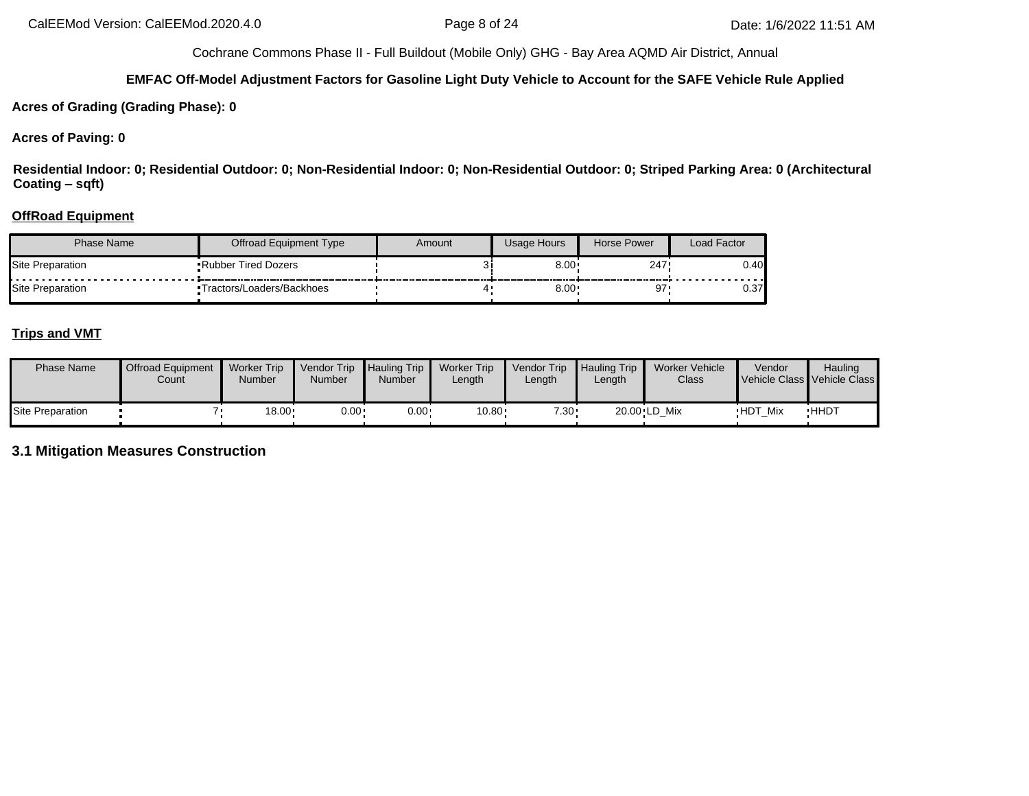**Acres of Grading (Grading Phase): 0**

**Acres of Paving: 0**

**Residential Indoor: 0; Residential Outdoor: 0; Non-Residential Indoor: 0; Non-Residential Outdoor: 0; Striped Parking Area: 0 (Architectural Coating – sqft)**

**OffRoad Equipment**

| Phase Name | Offroad Equipment Type | Amount | Usage Hours | Horse Power | Load Factor |
|---|---|---|---|---|---|
| Site Preparation | Rubber Tired Dozers | 3 | 8.00 | 247 | 0.40 |
| Site Preparation | Tractors/Loaders/Backhoes | 4 | 8.00 | 97 | 0.37 |

**Trips and VMT**

| Phase Name | Offroad Equipment Count | Worker Trip Number | Vendor Trip Number | Hauling Trip Number | Worker Trip Length | Vendor Trip Length | Hauling Trip Length | Worker Vehicle Class | Vendor Vehicle Class | Hauling Vehicle Class |
|---|---|---|---|---|---|---|---|---|---|---|
| Site Preparation | 7 | 18.00 | 0.00 | 0.00 | 10.80 | 7.30 | 20.00 | LD_Mix | HDT_Mix | HHDT |

## 3.1 Mitigation Measures Construction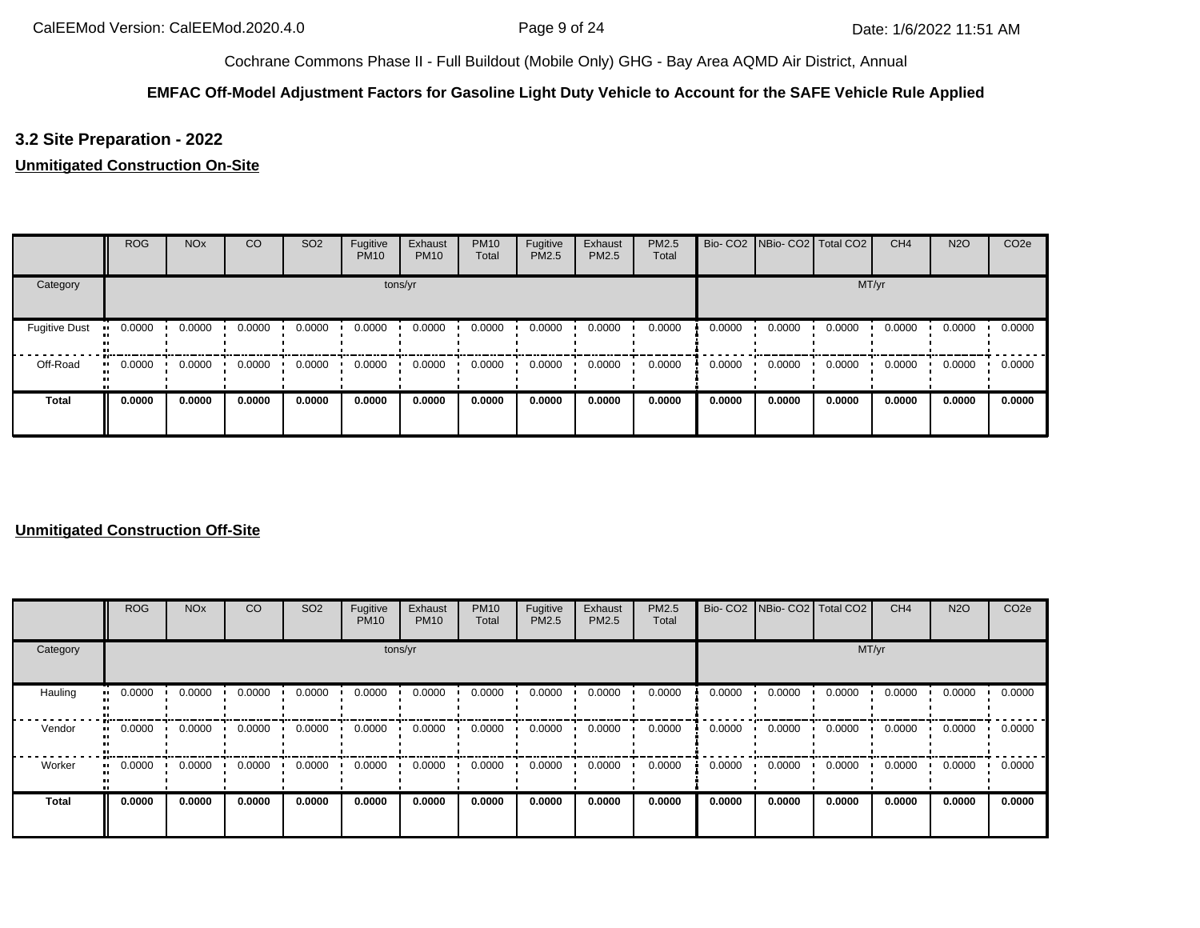Cochrane Commons Phase II - Full Buildout (Mobile Only) GHG - Bay Area AQMD Air District, Annual

**EMFAC Off-Model Adjustment Factors for Gasoline Light Duty Vehicle to Account for the SAFE Vehicle Rule Applied**

## 3.2 Site Preparation - 2022

**Unmitigated Construction On-Site**

| | ROG | NOx | CO | SO2 | Fugitive PM10 | Exhaust PM10 | PM10 Total | Fugitive PM2.5 | Exhaust PM2.5 | PM2.5 Total | Bio- CO2 | NBio- CO2 | Total CO2 | CH4 | N2O | CO2e |
|---|---|---|---|---|---|---|---|---|---|---|---|---|---|---|---|---|
| Category | tons/yr | | | | | | | | | | MT/yr | | | | | |
| Fugitive Dust | 0.0000 | 0.0000 | 0.0000 | 0.0000 | 0.0000 | 0.0000 | 0.0000 | 0.0000 | 0.0000 | 0.0000 | 0.0000 | 0.0000 | 0.0000 | 0.0000 | 0.0000 | 0.0000 |
| Off-Road | 0.0000 | 0.0000 | 0.0000 | 0.0000 | 0.0000 | 0.0000 | 0.0000 | 0.0000 | 0.0000 | 0.0000 | 0.0000 | 0.0000 | 0.0000 | 0.0000 | 0.0000 | 0.0000 |
| **Total** | **0.0000** | **0.0000** | **0.0000** | **0.0000** | **0.0000** | **0.0000** | **0.0000** | **0.0000** | **0.0000** | **0.0000** | **0.0000** | **0.0000** | **0.0000** | **0.0000** | **0.0000** | **0.0000** |

**Unmitigated Construction Off-Site**

| | ROG | NOx | CO | SO2 | Fugitive PM10 | Exhaust PM10 | PM10 Total | Fugitive PM2.5 | Exhaust PM2.5 | PM2.5 Total | Bio- CO2 | NBio- CO2 | Total CO2 | CH4 | N2O | CO2e |
|---|---|---|---|---|---|---|---|---|---|---|---|---|---|---|---|---|
| Category | tons/yr | | | | | | | | | | MT/yr | | | | | |
| Hauling | 0.0000 | 0.0000 | 0.0000 | 0.0000 | 0.0000 | 0.0000 | 0.0000 | 0.0000 | 0.0000 | 0.0000 | 0.0000 | 0.0000 | 0.0000 | 0.0000 | 0.0000 | 0.0000 |
| Vendor | 0.0000 | 0.0000 | 0.0000 | 0.0000 | 0.0000 | 0.0000 | 0.0000 | 0.0000 | 0.0000 | 0.0000 | 0.0000 | 0.0000 | 0.0000 | 0.0000 | 0.0000 | 0.0000 |
| Worker | 0.0000 | 0.0000 | 0.0000 | 0.0000 | 0.0000 | 0.0000 | 0.0000 | 0.0000 | 0.0000 | 0.0000 | 0.0000 | 0.0000 | 0.0000 | 0.0000 | 0.0000 | 0.0000 |
| **Total** | **0.0000** | **0.0000** | **0.0000** | **0.0000** | **0.0000** | **0.0000** | **0.0000** | **0.0000** | **0.0000** | **0.0000** | **0.0000** | **0.0000** | **0.0000** | **0.0000** | **0.0000** | **0.0000** |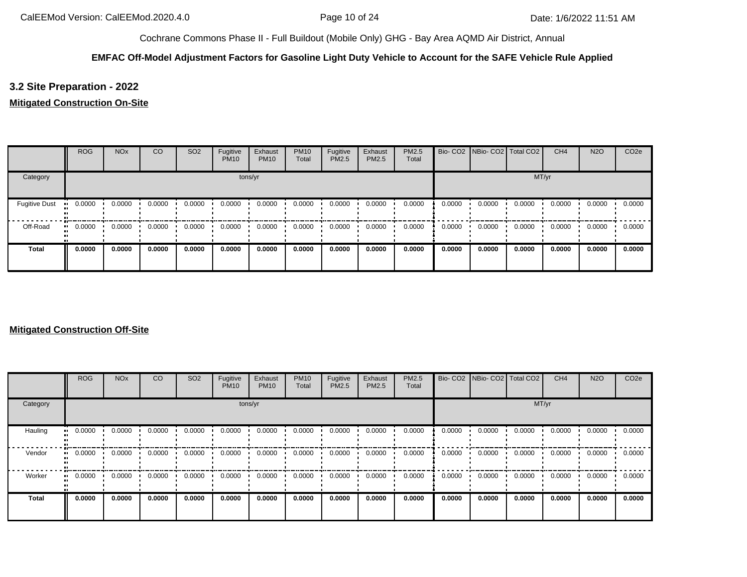Cochrane Commons Phase II - Full Buildout (Mobile Only) GHG - Bay Area AQMD Air District, Annual

**EMFAC Off-Model Adjustment Factors for Gasoline Light Duty Vehicle to Account for the SAFE Vehicle Rule Applied**

## 3.2 Site Preparation - 2022

### Mitigated Construction On-Site

| | ROG | NOx | CO | SO2 | Fugitive PM10 | Exhaust PM10 | PM10 Total | Fugitive PM2.5 | Exhaust PM2.5 | PM2.5 Total | Bio- CO2 | NBio- CO2 | Total CO2 | CH4 | N2O | CO2e |
|---|---|---|---|---|---|---|---|---|---|---|---|---|---|---|---|---|
| Category | tons/yr | | | | | | | | | | MT/yr | | | | | |
| Fugitive Dust | 0.0000 | 0.0000 | 0.0000 | 0.0000 | 0.0000 | 0.0000 | 0.0000 | 0.0000 | 0.0000 | 0.0000 | 0.0000 | 0.0000 | 0.0000 | 0.0000 | 0.0000 | 0.0000 |
| Off-Road | 0.0000 | 0.0000 | 0.0000 | 0.0000 | 0.0000 | 0.0000 | 0.0000 | 0.0000 | 0.0000 | 0.0000 | 0.0000 | 0.0000 | 0.0000 | 0.0000 | 0.0000 | 0.0000 |
| **Total** | **0.0000** | **0.0000** | **0.0000** | **0.0000** | **0.0000** | **0.0000** | **0.0000** | **0.0000** | **0.0000** | **0.0000** | **0.0000** | **0.0000** | **0.0000** | **0.0000** | **0.0000** | **0.0000** |

### Mitigated Construction Off-Site

| | ROG | NOx | CO | SO2 | Fugitive PM10 | Exhaust PM10 | PM10 Total | Fugitive PM2.5 | Exhaust PM2.5 | PM2.5 Total | Bio- CO2 | NBio- CO2 | Total CO2 | CH4 | N2O | CO2e |
|---|---|---|---|---|---|---|---|---|---|---|---|---|---|---|---|---|
| Category | tons/yr | | | | | | | | | | MT/yr | | | | | |
| Hauling | 0.0000 | 0.0000 | 0.0000 | 0.0000 | 0.0000 | 0.0000 | 0.0000 | 0.0000 | 0.0000 | 0.0000 | 0.0000 | 0.0000 | 0.0000 | 0.0000 | 0.0000 | 0.0000 |
| Vendor | 0.0000 | 0.0000 | 0.0000 | 0.0000 | 0.0000 | 0.0000 | 0.0000 | 0.0000 | 0.0000 | 0.0000 | 0.0000 | 0.0000 | 0.0000 | 0.0000 | 0.0000 | 0.0000 |
| Worker | 0.0000 | 0.0000 | 0.0000 | 0.0000 | 0.0000 | 0.0000 | 0.0000 | 0.0000 | 0.0000 | 0.0000 | 0.0000 | 0.0000 | 0.0000 | 0.0000 | 0.0000 | 0.0000 |
| **Total** | **0.0000** | **0.0000** | **0.0000** | **0.0000** | **0.0000** | **0.0000** | **0.0000** | **0.0000** | **0.0000** | **0.0000** | **0.0000** | **0.0000** | **0.0000** | **0.0000** | **0.0000** | **0.0000** |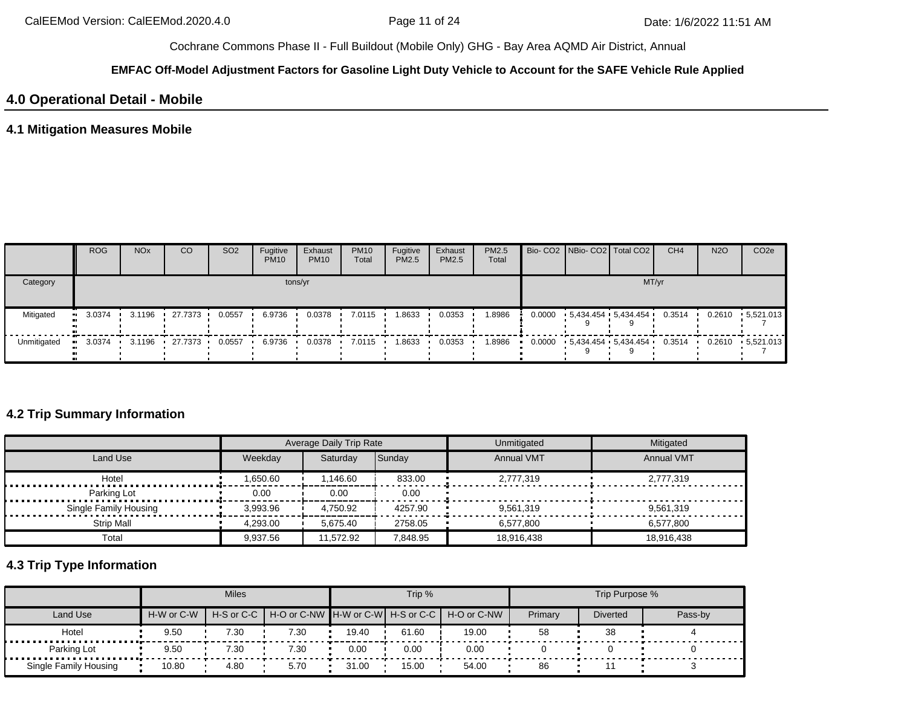Cochrane Commons Phase II - Full Buildout (Mobile Only) GHG - Bay Area AQMD Air District, Annual

**EMFAC Off-Model Adjustment Factors for Gasoline Light Duty Vehicle to Account for the SAFE Vehicle Rule Applied**

## 4.0 Operational Detail - Mobile

### 4.1 Mitigation Measures Mobile

| | ROG | NOx | CO | SO2 | Fugitive PM10 | Exhaust PM10 | PM10 Total | Fugitive PM2.5 | Exhaust PM2.5 | PM2.5 Total | Bio- CO2 | NBio- CO2 | Total CO2 | CH4 | N2O | CO2e |
|---|---|---|---|---|---|---|---|---|---|---|---|---|---|---|---|---|
| Category | tons/yr | | | | | | | | | | MT/yr | | | | | |
| Mitigated | 3.0374 | 3.1196 | 27.7373 | 0.0557 | 6.9736 | 0.0378 | 7.0115 | 1.8633 | 0.0353 | 1.8986 | 0.0000 | 5,434.4549 | 5,434.4549 | 0.3514 | 0.2610 | 5,521.0137 |
| Unmitigated | 3.0374 | 3.1196 | 27.7373 | 0.0557 | 6.9736 | 0.0378 | 7.0115 | 1.8633 | 0.0353 | 1.8986 | 0.0000 | 5,434.4549 | 5,434.4549 | 0.3514 | 0.2610 | 5,521.0137 |

### 4.2 Trip Summary Information

| | Average Daily Trip Rate | | | Unmitigated | Mitigated |
|---|---|---|---|---|---|
| Land Use | Weekday | Saturday | Sunday | Annual VMT | Annual VMT |
| Hotel | 1,650.60 | 1,146.60 | 833.00 | 2,777,319 | 2,777,319 |
| Parking Lot | 0.00 | 0.00 | 0.00 | | |
| Single Family Housing | 3,993.96 | 4,750.92 | 4257.90 | 9,561,319 | 9,561,319 |
| Strip Mall | 4,293.00 | 5,675.40 | 2758.05 | 6,577,800 | 6,577,800 |
| Total | 9,937.56 | 11,572.92 | 7,848.95 | 18,916,438 | 18,916,438 |

### 4.3 Trip Type Information

| | Miles | | | Trip % | | | Trip Purpose % | | |
|---|---|---|---|---|---|---|---|---|---|
| Land Use | H-W or C-W | H-S or C-C | H-O or C-NW | H-W or C-W | H-S or C-C | H-O or C-NW | Primary | Diverted | Pass-by |
| Hotel | 9.50 | 7.30 | 7.30 | 19.40 | 61.60 | 19.00 | 58 | 38 | 4 |
| Parking Lot | 9.50 | 7.30 | 7.30 | 0.00 | 0.00 | 0.00 | 0 | 0 | 0 |
| Single Family Housing | 10.80 | 4.80 | 5.70 | 31.00 | 15.00 | 54.00 | 86 | 11 | 3 |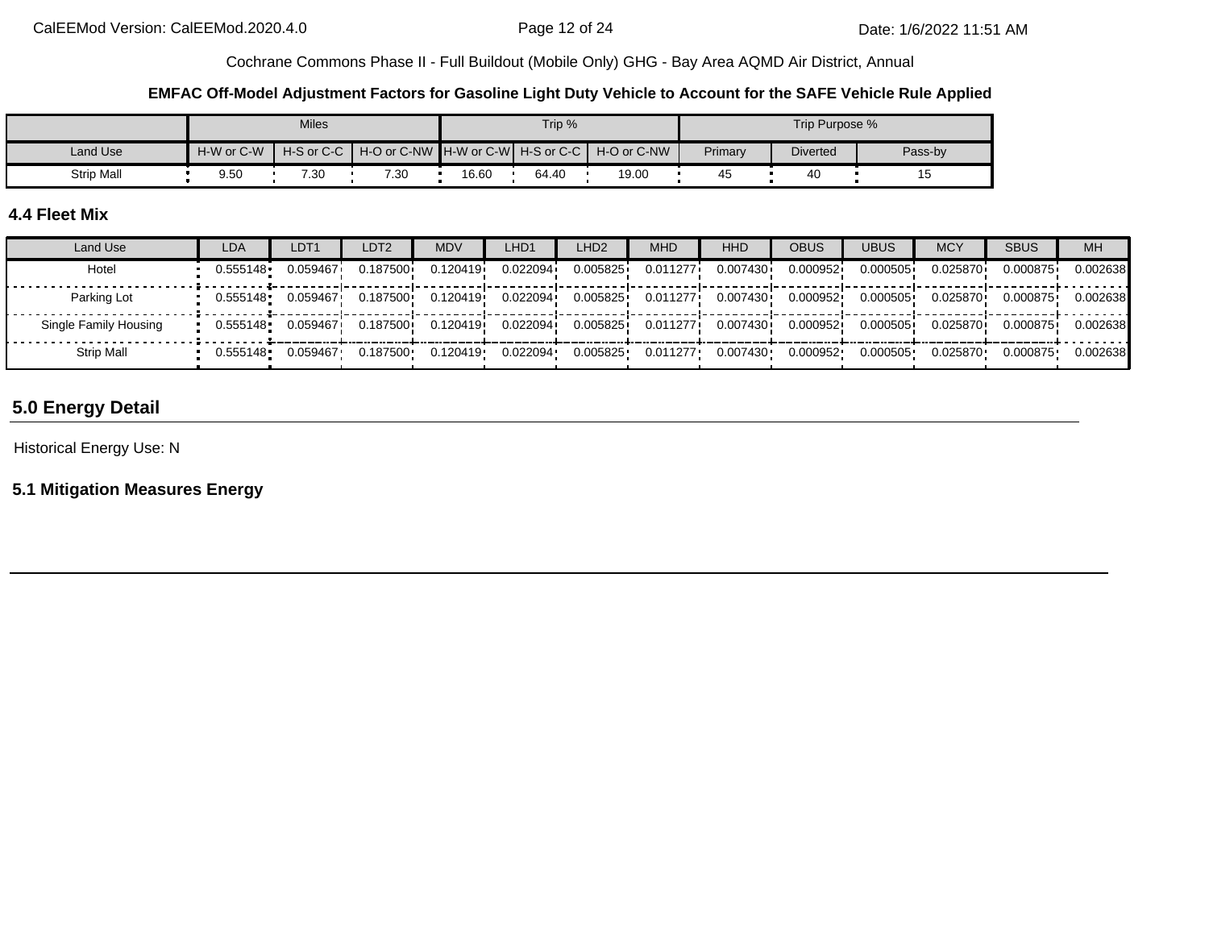Cochrane Commons Phase II - Full Buildout (Mobile Only) GHG - Bay Area AQMD Air District, Annual

**EMFAC Off-Model Adjustment Factors for Gasoline Light Duty Vehicle to Account for the SAFE Vehicle Rule Applied**

| | Miles | | | Trip % | | | Trip Purpose % | | |
|---|---|---|---|---|---|---|---|---|---|
| Land Use | H-W or C-W | H-S or C-C | H-O or C-NW | H-W or C-W | H-S or C-C | H-O or C-NW | Primary | Diverted | Pass-by |
| Strip Mall | 9.50 | 7.30 | 7.30 | 16.60 | 64.40 | 19.00 | 45 | 40 | 15 |

### 4.4 Fleet Mix

| Land Use | LDA | LDT1 | LDT2 | MDV | LHD1 | LHD2 | MHD | HHD | OBUS | UBUS | MCY | SBUS | MH |
|---|---|---|---|---|---|---|---|---|---|---|---|---|---|
| Hotel | 0.555148 | 0.059467 | 0.187500 | 0.120419 | 0.022094 | 0.005825 | 0.011277 | 0.007430 | 0.000952 | 0.000505 | 0.025870 | 0.000875 | 0.002638 |
| Parking Lot | 0.555148 | 0.059467 | 0.187500 | 0.120419 | 0.022094 | 0.005825 | 0.011277 | 0.007430 | 0.000952 | 0.000505 | 0.025870 | 0.000875 | 0.002638 |
| Single Family Housing | 0.555148 | 0.059467 | 0.187500 | 0.120419 | 0.022094 | 0.005825 | 0.011277 | 0.007430 | 0.000952 | 0.000505 | 0.025870 | 0.000875 | 0.002638 |
| Strip Mall | 0.555148 | 0.059467 | 0.187500 | 0.120419 | 0.022094 | 0.005825 | 0.011277 | 0.007430 | 0.000952 | 0.000505 | 0.025870 | 0.000875 | 0.002638 |

## 5.0 Energy Detail

Historical Energy Use: N

### 5.1 Mitigation Measures Energy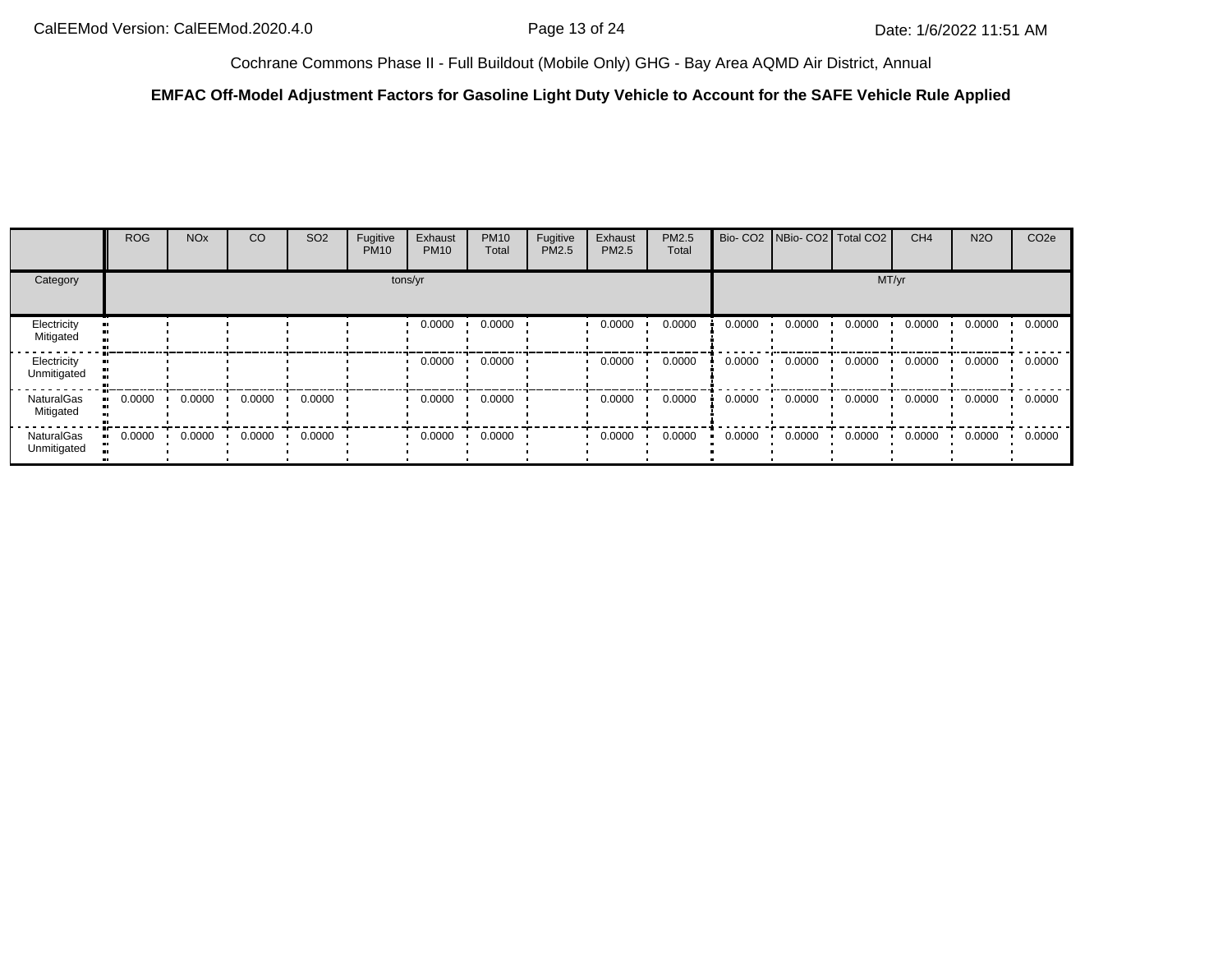Cochrane Commons Phase II - Full Buildout (Mobile Only) GHG - Bay Area AQMD Air District, Annual

**EMFAC Off-Model Adjustment Factors for Gasoline Light Duty Vehicle to Account for the SAFE Vehicle Rule Applied**

| | ROG | NOx | CO | SO2 | Fugitive PM10 | Exhaust PM10 | PM10 Total | Fugitive PM2.5 | Exhaust PM2.5 | PM2.5 Total | Bio- CO2 | NBio- CO2 | Total CO2 | CH4 | N2O | CO2e |
|---|---|---|---|---|---|---|---|---|---|---|---|---|---|---|---|---|
| Category | tons/yr | | | | | | | | | | MT/yr | | | | | |
| Electricity Mitigated | | | | | | 0.0000 | 0.0000 | | 0.0000 | 0.0000 | 0.0000 | 0.0000 | 0.0000 | 0.0000 | 0.0000 | 0.0000 |
| Electricity Unmitigated | | | | | | 0.0000 | 0.0000 | | 0.0000 | 0.0000 | 0.0000 | 0.0000 | 0.0000 | 0.0000 | 0.0000 | 0.0000 |
| NaturalGas Mitigated | 0.0000 | 0.0000 | 0.0000 | 0.0000 | | 0.0000 | 0.0000 | | 0.0000 | 0.0000 | 0.0000 | 0.0000 | 0.0000 | 0.0000 | 0.0000 | 0.0000 |
| NaturalGas Unmitigated | 0.0000 | 0.0000 | 0.0000 | 0.0000 | | 0.0000 | 0.0000 | | 0.0000 | 0.0000 | 0.0000 | 0.0000 | 0.0000 | 0.0000 | 0.0000 | 0.0000 |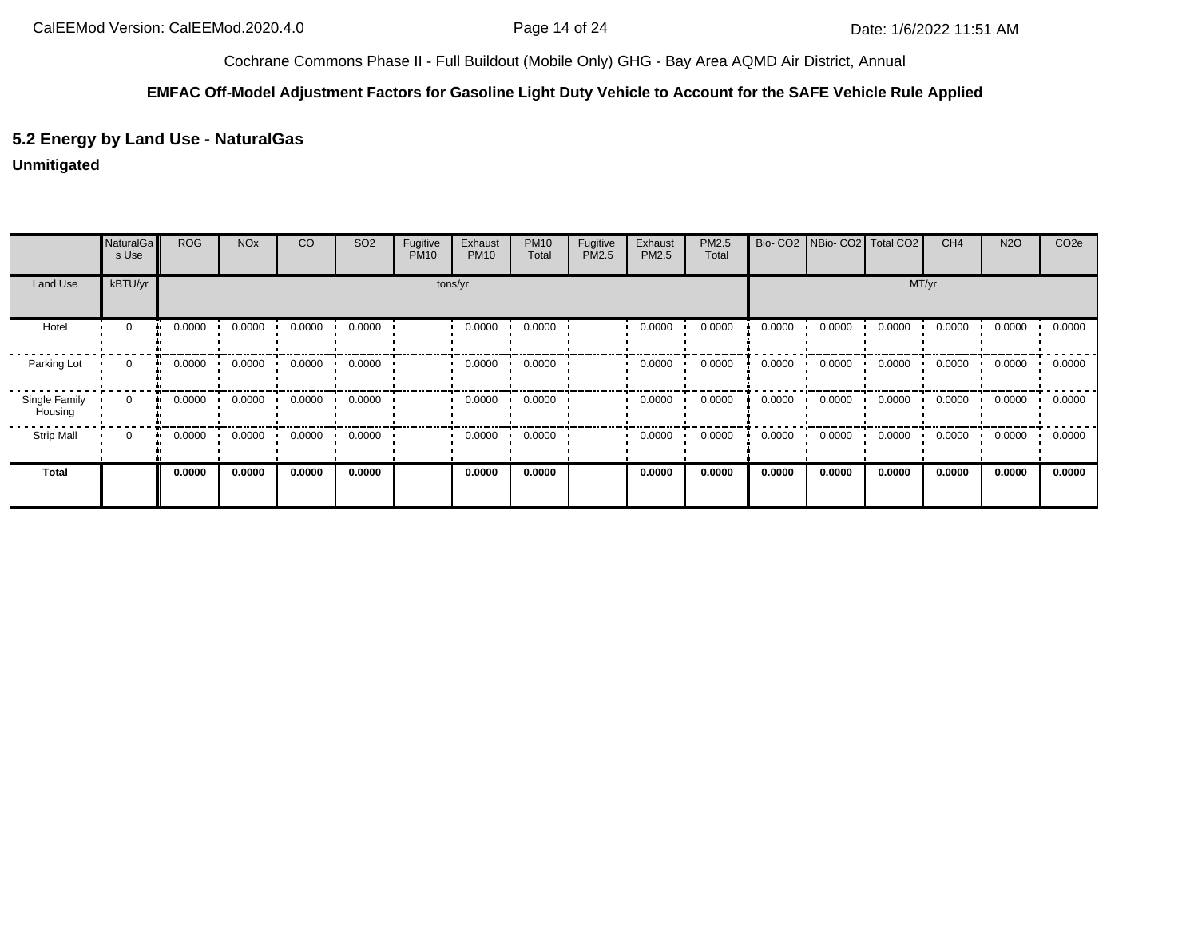Cochrane Commons Phase II - Full Buildout (Mobile Only) GHG - Bay Area AQMD Air District, Annual

**EMFAC Off-Model Adjustment Factors for Gasoline Light Duty Vehicle to Account for the SAFE Vehicle Rule Applied**

## 5.2 Energy by Land Use - NaturalGas

**Unmitigated**

| | NaturalGas Use | ROG | NOx | CO | SO2 | Fugitive PM10 | Exhaust PM10 | PM10 Total | Fugitive PM2.5 | Exhaust PM2.5 | PM2.5 Total | Bio- CO2 | NBio- CO2 | Total CO2 | CH4 | N2O | CO2e |
|---|---|---|---|---|---|---|---|---|---|---|---|---|---|---|---|---|---|
| Land Use | kBTU/yr | tons/yr | | | | | | | | | | MT/yr | | | | | |
| Hotel | 0 | 0.0000 | 0.0000 | 0.0000 | 0.0000 | | 0.0000 | 0.0000 | | 0.0000 | 0.0000 | 0.0000 | 0.0000 | 0.0000 | 0.0000 | 0.0000 | 0.0000 |
| Parking Lot | 0 | 0.0000 | 0.0000 | 0.0000 | 0.0000 | | 0.0000 | 0.0000 | | 0.0000 | 0.0000 | 0.0000 | 0.0000 | 0.0000 | 0.0000 | 0.0000 | 0.0000 |
| Single Family Housing | 0 | 0.0000 | 0.0000 | 0.0000 | 0.0000 | | 0.0000 | 0.0000 | | 0.0000 | 0.0000 | 0.0000 | 0.0000 | 0.0000 | 0.0000 | 0.0000 | 0.0000 |
| Strip Mall | 0 | 0.0000 | 0.0000 | 0.0000 | 0.0000 | | 0.0000 | 0.0000 | | 0.0000 | 0.0000 | 0.0000 | 0.0000 | 0.0000 | 0.0000 | 0.0000 | 0.0000 |
| **Total** | | **0.0000** | **0.0000** | **0.0000** | **0.0000** | | **0.0000** | **0.0000** | | **0.0000** | **0.0000** | **0.0000** | **0.0000** | **0.0000** | **0.0000** | **0.0000** | **0.0000** |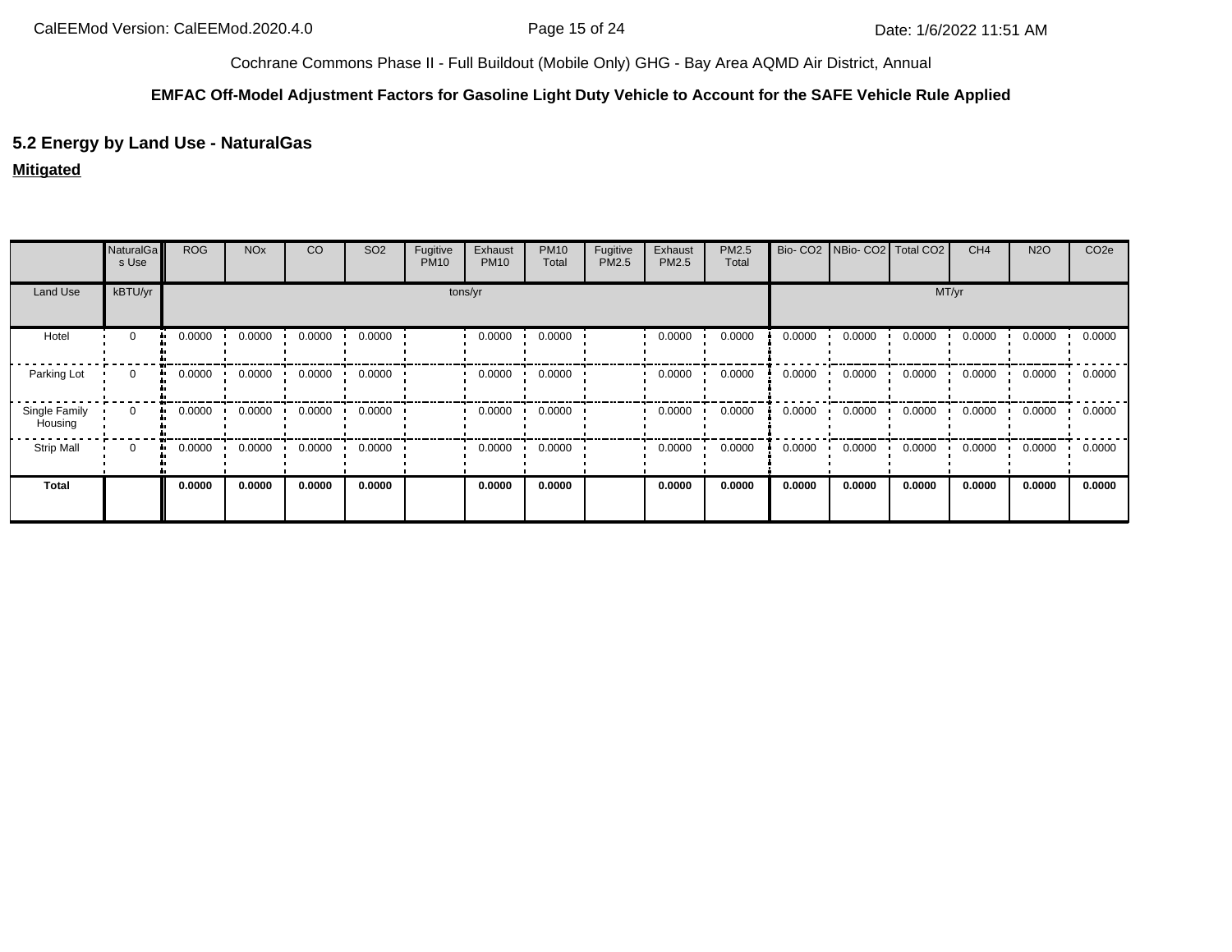Cochrane Commons Phase II - Full Buildout (Mobile Only) GHG - Bay Area AQMD Air District, Annual

**EMFAC Off-Model Adjustment Factors for Gasoline Light Duty Vehicle to Account for the SAFE Vehicle Rule Applied**

## 5.2 Energy by Land Use - NaturalGas

**Mitigated**

| | NaturalGas Use | ROG | NOx | CO | SO2 | Fugitive PM10 | Exhaust PM10 | PM10 Total | Fugitive PM2.5 | Exhaust PM2.5 | PM2.5 Total | Bio- CO2 | NBio- CO2 | Total CO2 | CH4 | N2O | CO2e |
|---|---|---|---|---|---|---|---|---|---|---|---|---|---|---|---|---|---|
| Land Use | kBTU/yr | tons/yr | | | | | | | | | | MT/yr | | | | | |
| Hotel | 0 | 0.0000 | 0.0000 | 0.0000 | 0.0000 | | 0.0000 | 0.0000 | | 0.0000 | 0.0000 | 0.0000 | 0.0000 | 0.0000 | 0.0000 | 0.0000 | 0.0000 |
| Parking Lot | 0 | 0.0000 | 0.0000 | 0.0000 | 0.0000 | | 0.0000 | 0.0000 | | 0.0000 | 0.0000 | 0.0000 | 0.0000 | 0.0000 | 0.0000 | 0.0000 | 0.0000 |
| Single Family Housing | 0 | 0.0000 | 0.0000 | 0.0000 | 0.0000 | | 0.0000 | 0.0000 | | 0.0000 | 0.0000 | 0.0000 | 0.0000 | 0.0000 | 0.0000 | 0.0000 | 0.0000 |
| Strip Mall | 0 | 0.0000 | 0.0000 | 0.0000 | 0.0000 | | 0.0000 | 0.0000 | | 0.0000 | 0.0000 | 0.0000 | 0.0000 | 0.0000 | 0.0000 | 0.0000 | 0.0000 |
| **Total** | | **0.0000** | **0.0000** | **0.0000** | **0.0000** | | **0.0000** | **0.0000** | | **0.0000** | **0.0000** | **0.0000** | **0.0000** | **0.0000** | **0.0000** | **0.0000** | **0.0000** |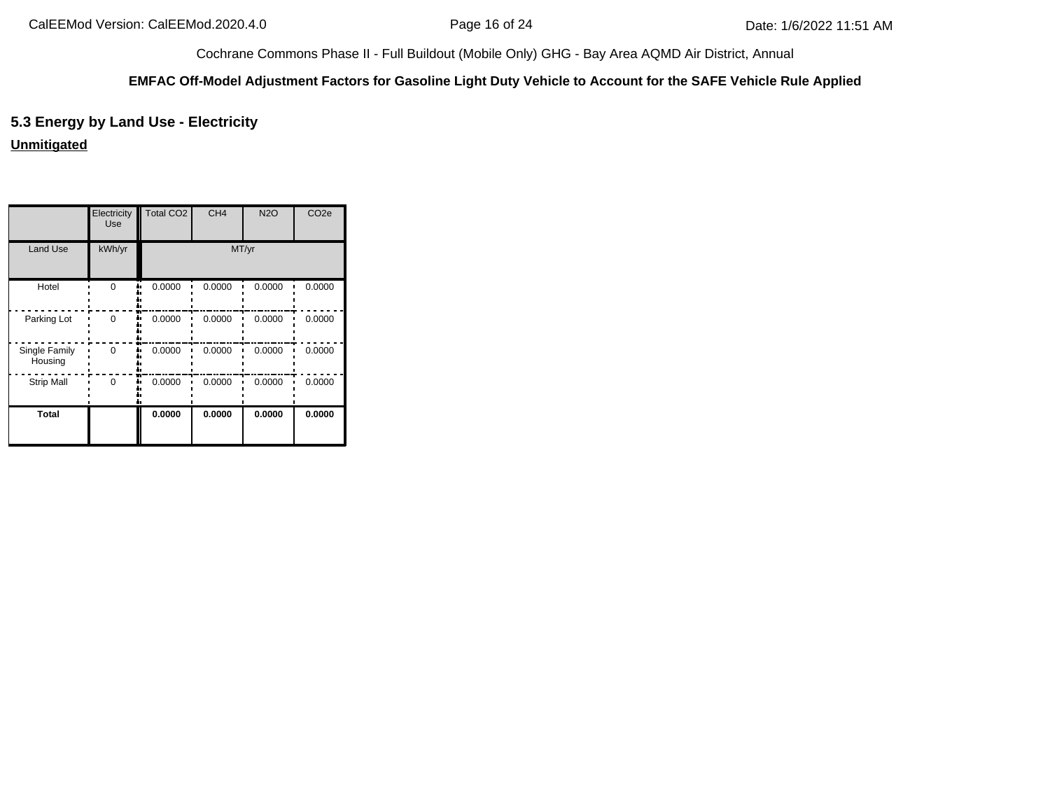## 5.3 Energy by Land Use - Electricity

**Unmitigated**

| | Electricity Use | Total CO2 | CH4 | N2O | CO2e |
|---|---|---|---|---|---|
| Land Use | kWh/yr | MT/yr | | | |
| Hotel | 0 | 0.0000 | 0.0000 | 0.0000 | 0.0000 |
| Parking Lot | 0 | 0.0000 | 0.0000 | 0.0000 | 0.0000 |
| Single Family Housing | 0 | 0.0000 | 0.0000 | 0.0000 | 0.0000 |
| Strip Mall | 0 | 0.0000 | 0.0000 | 0.0000 | 0.0000 |
| **Total** | | **0.0000** | **0.0000** | **0.0000** | **0.0000** |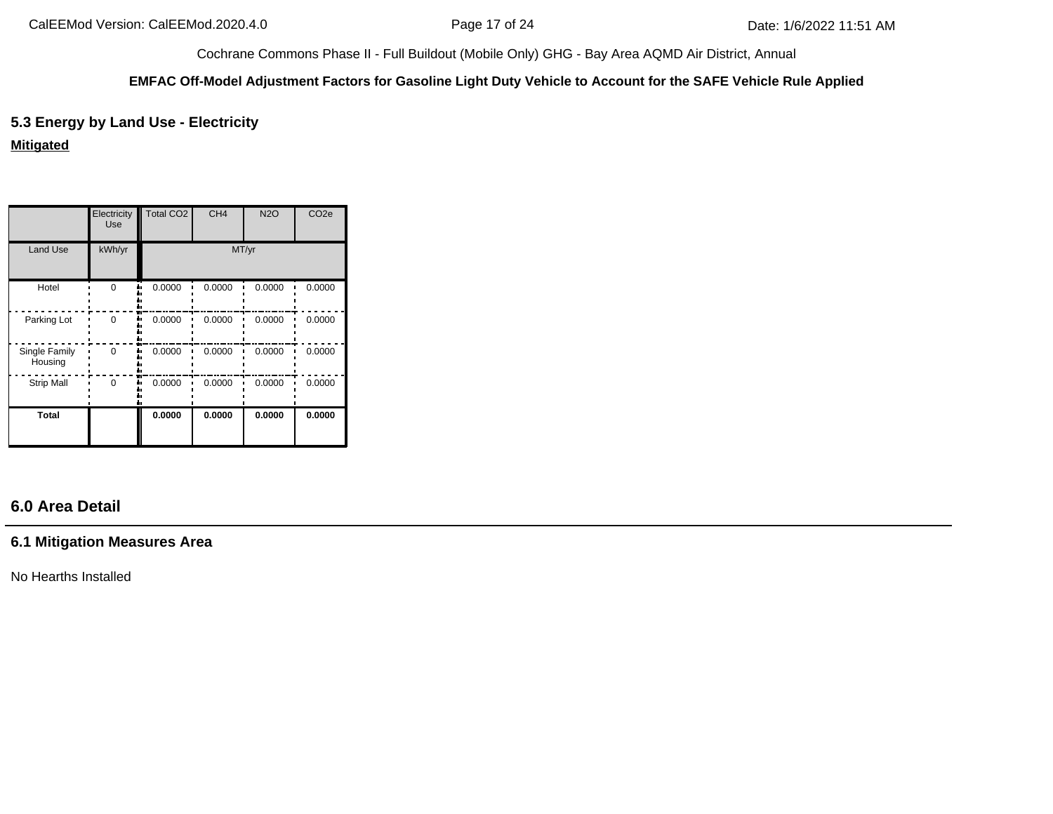## 5.3 Energy by Land Use - Electricity

**Mitigated**

| | Electricity Use | Total $CO_2$ | $CH_4$ | $N_2O$ | $CO_2e$ |
|---|---|---|---|---|---|
| Land Use | kWh/yr | MT/yr | | | |
| Hotel | 0 | 0.0000 | 0.0000 | 0.0000 | 0.0000 |
| Parking Lot | 0 | 0.0000 | 0.0000 | 0.0000 | 0.0000 |
| Single Family Housing | 0 | 0.0000 | 0.0000 | 0.0000 | 0.0000 |
| Strip Mall | 0 | 0.0000 | 0.0000 | 0.0000 | 0.0000 |
| **Total** | | **0.0000** | **0.0000** | **0.0000** | **0.0000** |

## 6.0 Area Detail

### 6.1 Mitigation Measures Area

No Hearths Installed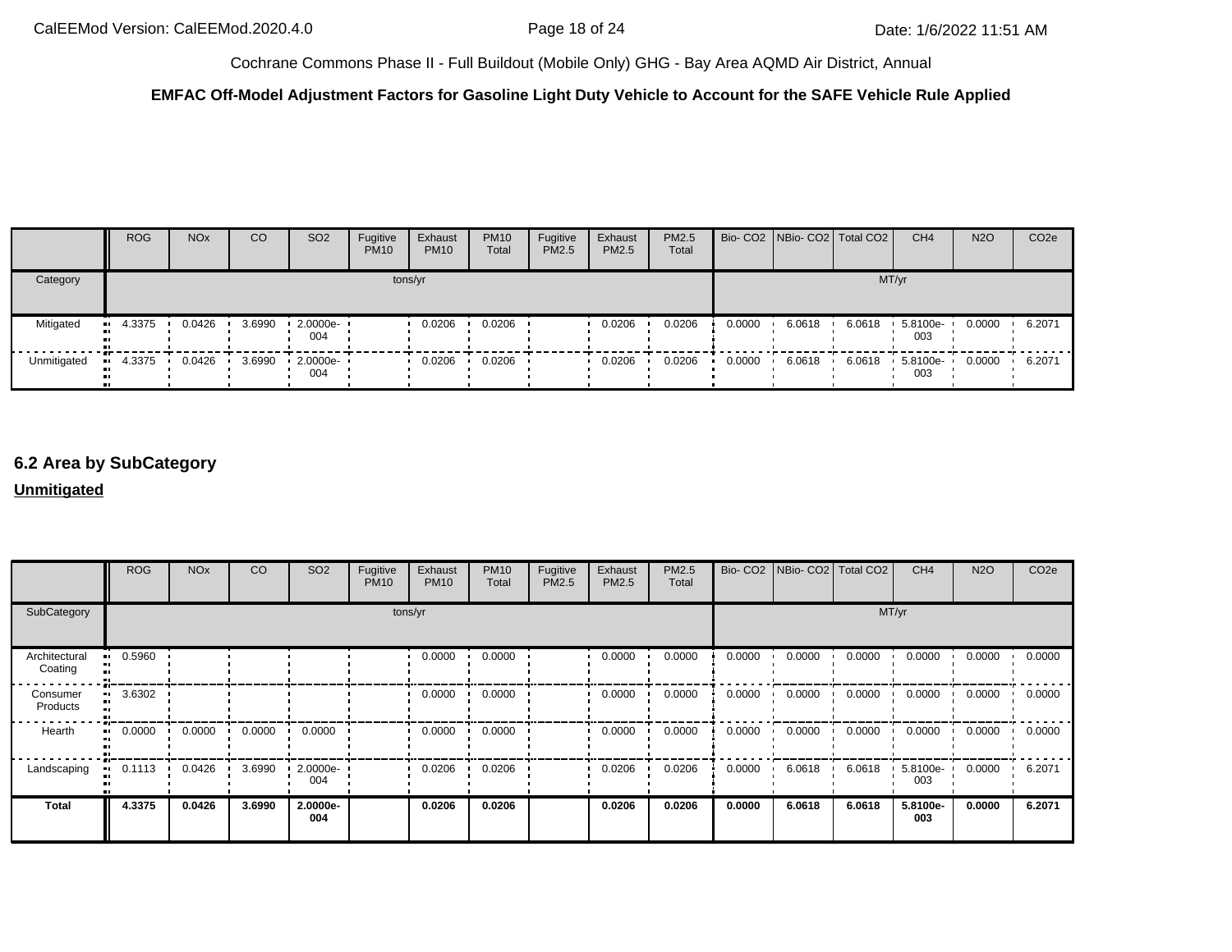|  | ROG | NOx | CO | SO2 | Fugitive PM10 | Exhaust PM10 | PM10 Total | Fugitive PM2.5 | Exhaust PM2.5 | PM2.5 Total | Bio- CO2 | NBio- CO2 | Total CO2 | CH4 | N2O | CO2e |
|---|---|---|---|---|---|---|---|---|---|---|---|---|---|---|---|---|
| Category | tons/yr | | | | | | | | | | MT/yr | | | | | |
| Mitigated | 4.3375 | 0.0426 | 3.6990 | 2.0000e-004 | | 0.0206 | 0.0206 | | 0.0206 | 0.0206 | 0.0000 | 6.0618 | 6.0618 | 5.8100e-003 | 0.0000 | 6.2071 |
| Unmitigated | 4.3375 | 0.0426 | 3.6990 | 2.0000e-004 | | 0.0206 | 0.0206 | | 0.0206 | 0.0206 | 0.0000 | 6.0618 | 6.0618 | 5.8100e-003 | 0.0000 | 6.2071 |

## 6.2 Area by SubCategory

**Unmitigated**

|  | ROG | NOx | CO | SO2 | Fugitive PM10 | Exhaust PM10 | PM10 Total | Fugitive PM2.5 | Exhaust PM2.5 | PM2.5 Total | Bio- CO2 | NBio- CO2 | Total CO2 | CH4 | N2O | CO2e |
|---|---|---|---|---|---|---|---|---|---|---|---|---|---|---|---|---|
| SubCategory | tons/yr | | | | | | | | | | MT/yr | | | | | |
| Architectural Coating | 0.5960 | | | | | 0.0000 | 0.0000 | | 0.0000 | 0.0000 | 0.0000 | 0.0000 | 0.0000 | 0.0000 | 0.0000 | 0.0000 |
| Consumer Products | 3.6302 | | | | | 0.0000 | 0.0000 | | 0.0000 | 0.0000 | 0.0000 | 0.0000 | 0.0000 | 0.0000 | 0.0000 | 0.0000 |
| Hearth | 0.0000 | 0.0000 | 0.0000 | 0.0000 | | 0.0000 | 0.0000 | | 0.0000 | 0.0000 | 0.0000 | 0.0000 | 0.0000 | 0.0000 | 0.0000 | 0.0000 |
| Landscaping | 0.1113 | 0.0426 | 3.6990 | 2.0000e-004 | | 0.0206 | 0.0206 | | 0.0206 | 0.0206 | 0.0000 | 6.0618 | 6.0618 | 5.8100e-003 | 0.0000 | 6.2071 |
| **Total** | **4.3375** | **0.0426** | **3.6990** | **2.0000e-004** | | **0.0206** | **0.0206** | | **0.0206** | **0.0206** | **0.0000** | **6.0618** | **6.0618** | **5.8100e-003** | **0.0000** | **6.2071** |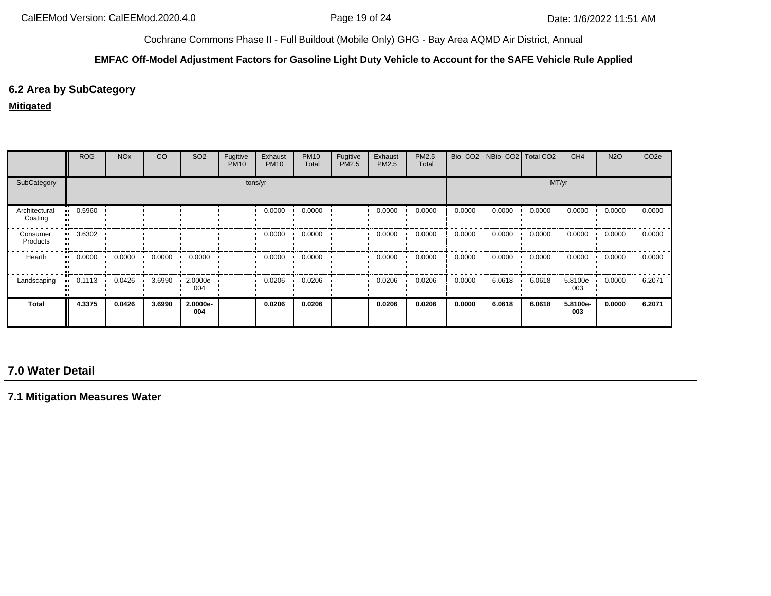Cochrane Commons Phase II - Full Buildout (Mobile Only) GHG - Bay Area AQMD Air District, Annual

**EMFAC Off-Model Adjustment Factors for Gasoline Light Duty Vehicle to Account for the SAFE Vehicle Rule Applied**

## 6.2 Area by SubCategory

**Mitigated**

| | ROG | NOx | CO | SO2 | Fugitive PM10 | Exhaust PM10 | PM10 Total | Fugitive PM2.5 | Exhaust PM2.5 | PM2.5 Total | Bio- CO2 | NBio- CO2 | Total CO2 | CH4 | N2O | CO2e |
|---|---|---|---|---|---|---|---|---|---|---|---|---|---|---|---|---|
| SubCategory | tons/yr | | | | | | | | | | MT/yr | | | | | |
| Architectural Coating | 0.5960 | | | | | 0.0000 | 0.0000 | | 0.0000 | 0.0000 | 0.0000 | 0.0000 | 0.0000 | 0.0000 | 0.0000 | 0.0000 |
| Consumer Products | 3.6302 | | | | | 0.0000 | 0.0000 | | 0.0000 | 0.0000 | 0.0000 | 0.0000 | 0.0000 | 0.0000 | 0.0000 | 0.0000 |
| Hearth | 0.0000 | 0.0000 | 0.0000 | 0.0000 | | 0.0000 | 0.0000 | | 0.0000 | 0.0000 | 0.0000 | 0.0000 | 0.0000 | 0.0000 | 0.0000 | 0.0000 |
| Landscaping | 0.1113 | 0.0426 | 3.6990 | 2.0000e-004 | | 0.0206 | 0.0206 | | 0.0206 | 0.0206 | 0.0000 | 6.0618 | 6.0618 | 5.8100e-003 | 0.0000 | 6.2071 |
| **Total** | **4.3375** | **0.0426** | **3.6990** | **2.0000e-004** | | **0.0206** | **0.0206** | | **0.0206** | **0.0206** | **0.0000** | **6.0618** | **6.0618** | **5.8100e-003** | **0.0000** | **6.2071** |

# 7.0 Water Detail

## 7.1 Mitigation Measures Water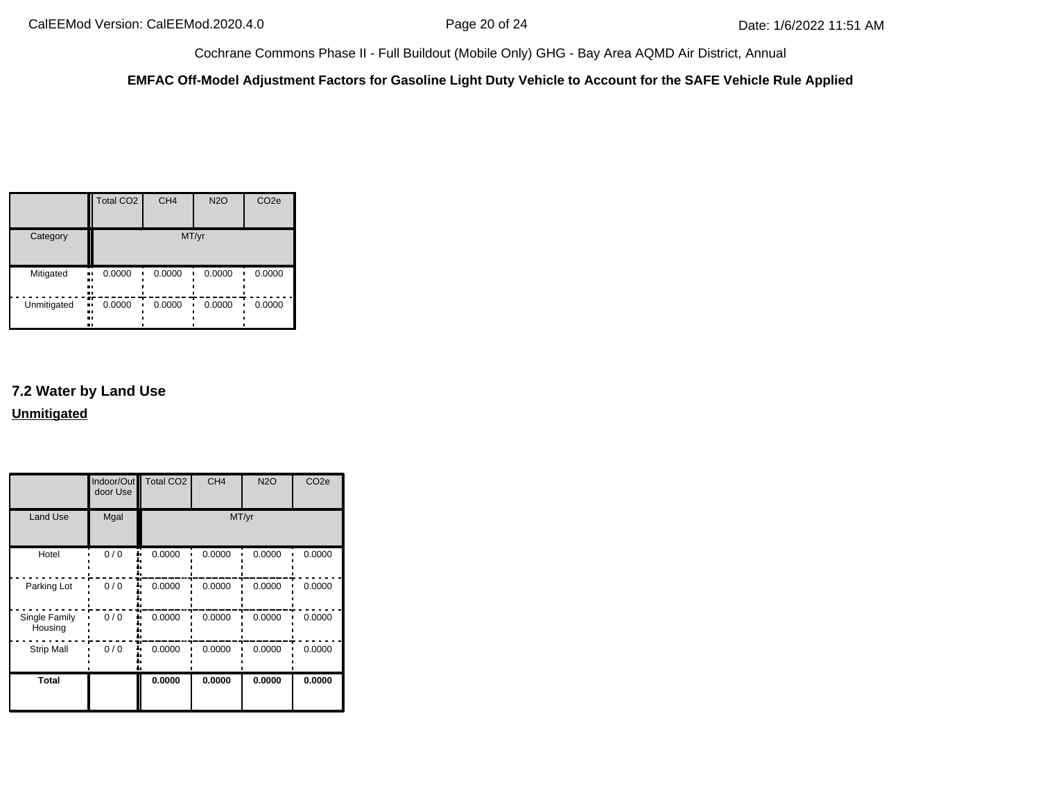| | Total CO2 | CH4 | N2O | CO2e |
|---|---|---|---|---|
| Category | MT/yr | | | |
| Mitigated | 0.0000 | 0.0000 | 0.0000 | 0.0000 |
| Unmitigated | 0.0000 | 0.0000 | 0.0000 | 0.0000 |

## 7.2 Water by Land Use

**Unmitigated**

| | Indoor/Outdoor Use | Total CO2 | CH4 | N2O | CO2e |
|---|---|---|---|---|---|
| Land Use | Mgal | MT/yr | | | |
| Hotel | 0 / 0 | 0.0000 | 0.0000 | 0.0000 | 0.0000 |
| Parking Lot | 0 / 0 | 0.0000 | 0.0000 | 0.0000 | 0.0000 |
| Single Family Housing | 0 / 0 | 0.0000 | 0.0000 | 0.0000 | 0.0000 |
| Strip Mall | 0 / 0 | 0.0000 | 0.0000 | 0.0000 | 0.0000 |
| **Total** | | **0.0000** | **0.0000** | **0.0000** | **0.0000** |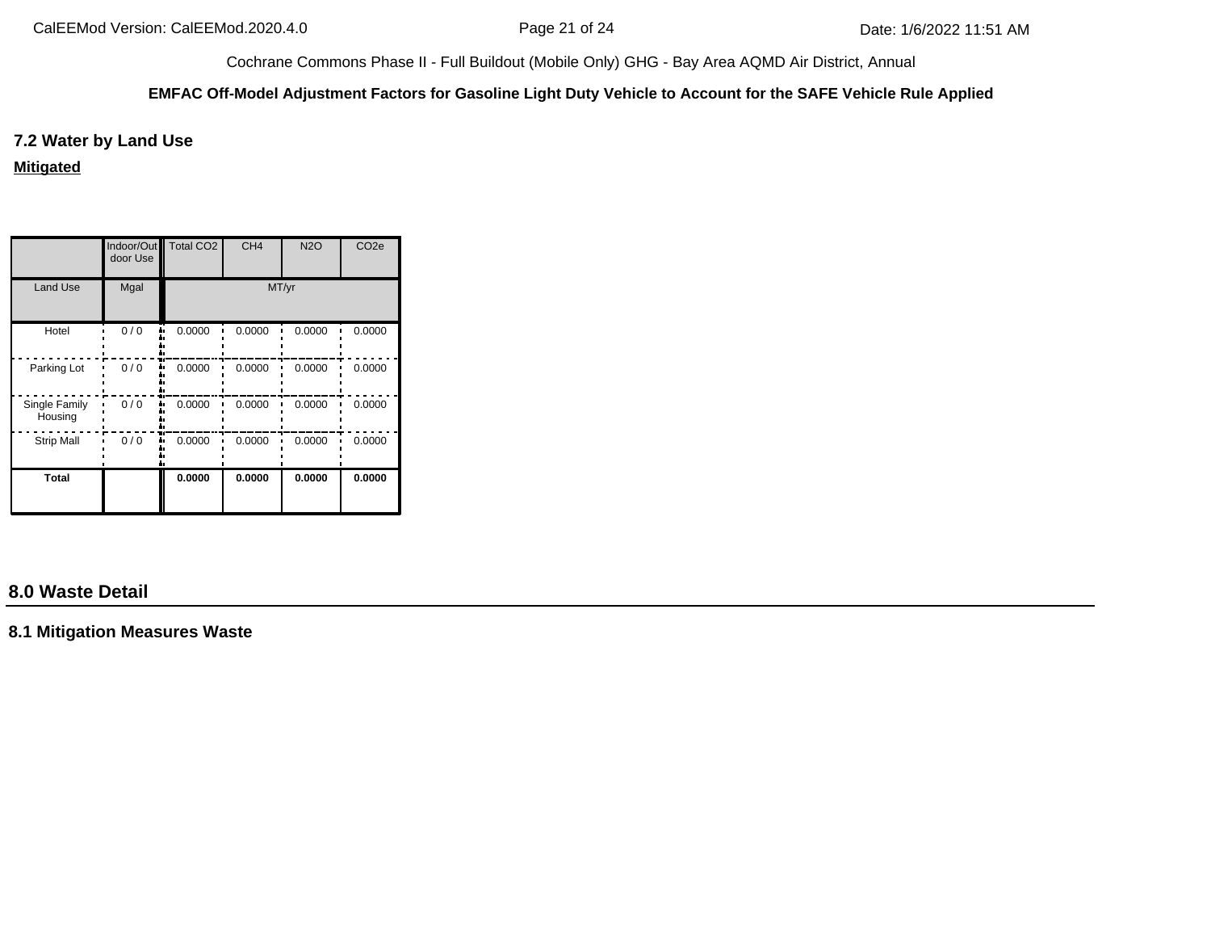### 7.2 Water by Land Use

**Mitigated**

| | Indoor/Outdoor Use | Total CO2 | CH4 | N2O | CO2e |
|---|---|---|---|---|---|
| Land Use | Mgal | MT/yr | | | |
| Hotel | 0 / 0 | 0.0000 | 0.0000 | 0.0000 | 0.0000 |
| Parking Lot | 0 / 0 | 0.0000 | 0.0000 | 0.0000 | 0.0000 |
| Single Family Housing | 0 / 0 | 0.0000 | 0.0000 | 0.0000 | 0.0000 |
| Strip Mall | 0 / 0 | 0.0000 | 0.0000 | 0.0000 | 0.0000 |
| **Total** | | **0.0000** | **0.0000** | **0.0000** | **0.0000** |

## 8.0 Waste Detail

### 8.1 Mitigation Measures Waste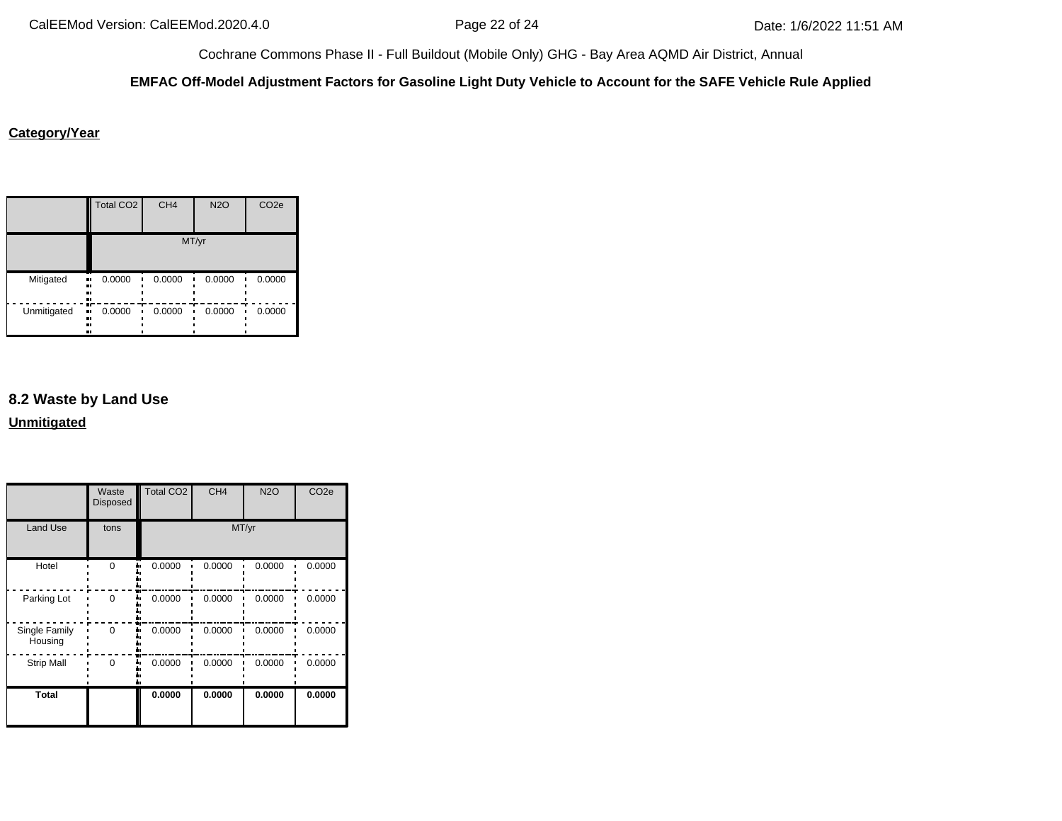**Category/Year**

| | Total $CO_2$ | $CH_4$ | $N_2O$ | $CO_2e$ |
|---|---|---|---|---|
| | MT/yr | | | |
| Mitigated | 0.0000 | 0.0000 | 0.0000 | 0.0000 |
| Unmitigated | 0.0000 | 0.0000 | 0.0000 | 0.0000 |

## 8.2 Waste by Land Use

**Unmitigated**

| | Waste Disposed | Total $CO_2$ | $CH_4$ | $N_2O$ | $CO_2e$ |
|---|---|---|---|---|---|
| Land Use | tons | MT/yr | | | |
| Hotel | 0 | 0.0000 | 0.0000 | 0.0000 | 0.0000 |
| Parking Lot | 0 | 0.0000 | 0.0000 | 0.0000 | 0.0000 |
| Single Family Housing | 0 | 0.0000 | 0.0000 | 0.0000 | 0.0000 |
| Strip Mall | 0 | 0.0000 | 0.0000 | 0.0000 | 0.0000 |
| **Total** | | **0.0000** | **0.0000** | **0.0000** | **0.0000** |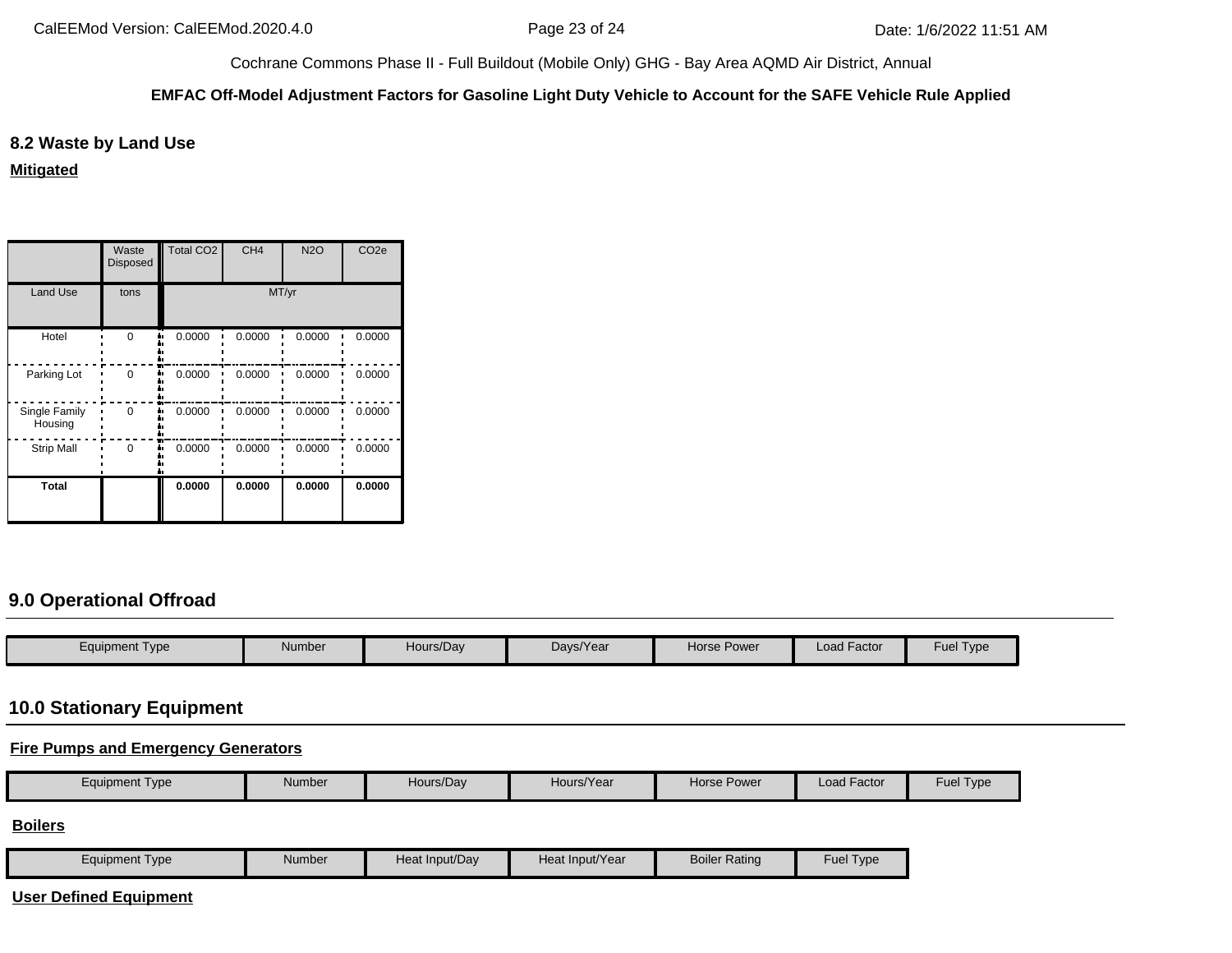## 8.2 Waste by Land Use

**Mitigated**

| | Waste Disposed | Total CO2 | CH4 | N2O | CO2e |
|---|---|---|---|---|---|
| Land Use | tons | MT/yr | | | |
| Hotel | 0 | 0.0000 | 0.0000 | 0.0000 | 0.0000 |
| Parking Lot | 0 | 0.0000 | 0.0000 | 0.0000 | 0.0000 |
| Single Family Housing | 0 | 0.0000 | 0.0000 | 0.0000 | 0.0000 |
| Strip Mall | 0 | 0.0000 | 0.0000 | 0.0000 | 0.0000 |
| **Total** | | **0.0000** | **0.0000** | **0.0000** | **0.0000** |

## 9.0 Operational Offroad

| Equipment Type | Number | Hours/Day | Days/Year | Horse Power | Load Factor | Fuel Type |
|---|---|---|---|---|---|---|

## 10.0 Stationary Equipment

**Fire Pumps and Emergency Generators**

| Equipment Type | Number | Hours/Day | Hours/Year | Horse Power | Load Factor | Fuel Type |
|---|---|---|---|---|---|---|

**Boilers**

| Equipment Type | Number | Heat Input/Day | Heat Input/Year | Boiler Rating | Fuel Type |
|---|---|---|---|---|---|

**User Defined Equipment**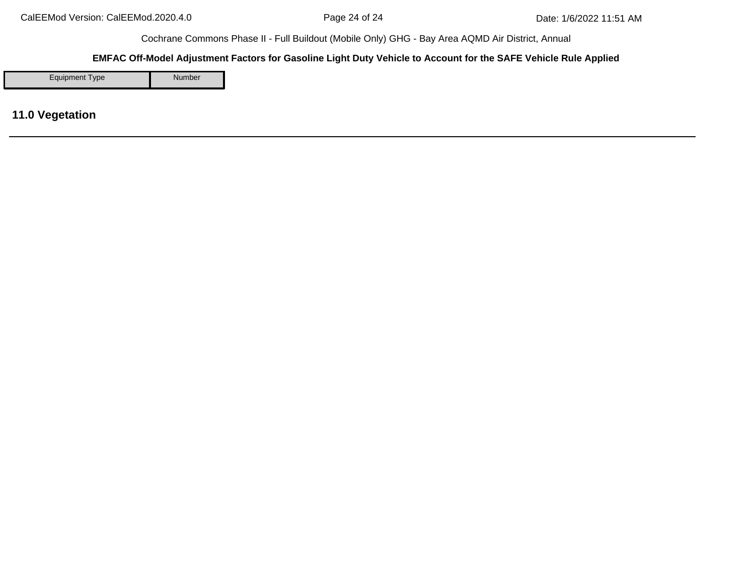| Equipment Type | Number |
|---|---|

## 11.0 Vegetation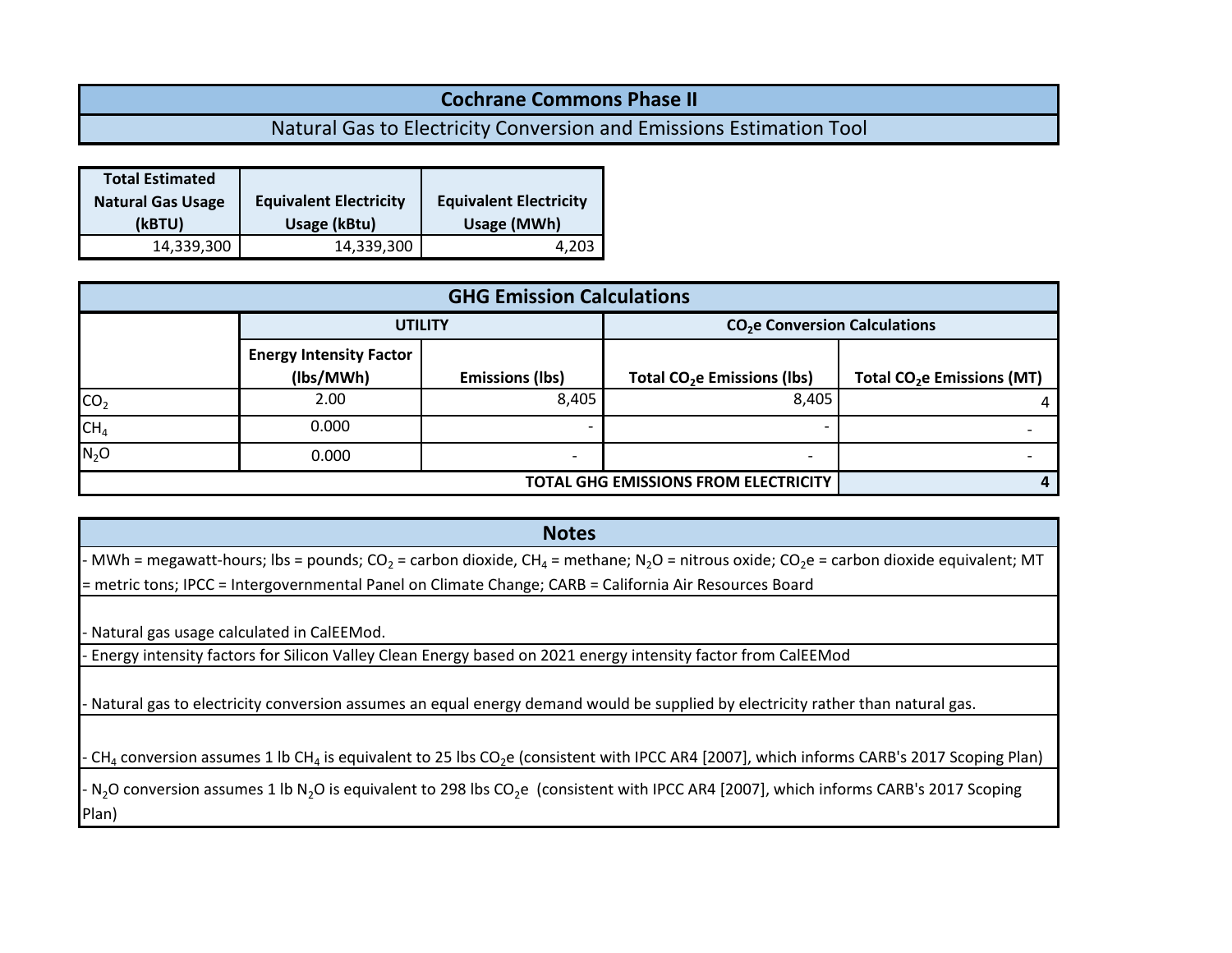# Cochrane Commons Phase II

## Natural Gas to Electricity Conversion and Emissions Estimation Tool

| Total Estimated Natural Gas Usage (kBTU) | Equivalent Electricity Usage (kBtu) | Equivalent Electricity Usage (MWh) |
|---|---|---|
| 14,339,300 | 14,339,300 | 4,203 |

## GHG Emission Calculations

| | UTILITY | | $CO_2e$ Conversion Calculations | |
|---|---|---|---|---|
| | Energy Intensity Factor (lbs/MWh) | Emissions (lbs) | Total $CO_2e$ Emissions (lbs) | Total $CO_2e$ Emissions (MT) |
| $CO_2$ | 2.00 | 8,405 | 8,405 | 4 |
| $CH_4$ | 0.000 | - | - | - |
| $N_2O$ | 0.000 | - | - | - |
| **TOTAL GHG EMISSIONS FROM ELECTRICITY** | | | | **4** |

## Notes

- MWh = megawatt-hours; lbs = pounds; $CO_2$ = carbon dioxide, $CH_4$ = methane; $N_2O$ = nitrous oxide; $CO_2e$ = carbon dioxide equivalent; MT = metric tons; IPCC = Intergovernmental Panel on Climate Change; CARB = California Air Resources Board
- Natural gas usage calculated in CalEEMod.
- Energy intensity factors for Silicon Valley Clean Energy based on 2021 energy intensity factor from CalEEMod
- Natural gas to electricity conversion assumes an equal energy demand would be supplied by electricity rather than natural gas.
- $CH_4$ conversion assumes 1 lb $CH_4$ is equivalent to 25 lbs $CO_2e$ (consistent with IPCC AR4 [2007], which informs CARB's 2017 Scoping Plan)
- $N_2O$ conversion assumes 1 lb $N_2O$ is equivalent to 298 lbs $CO_2e$ (consistent with IPCC AR4 [2007], which informs CARB's 2017 Scoping Plan)